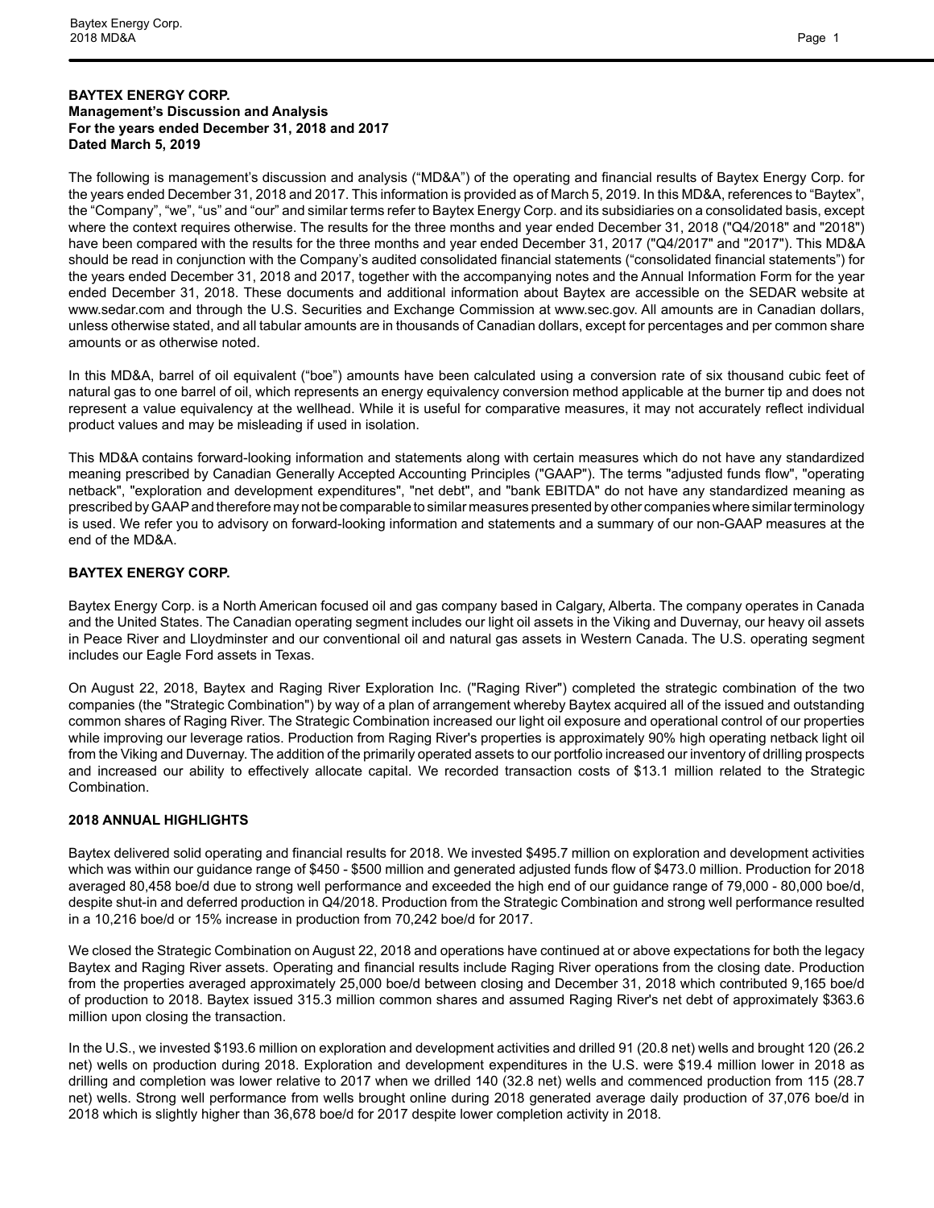**BAYTEX ENERGY CORP.**
**Management's Discussion and Analysis**
**For the years ended December 31, 2018 and 2017**
**Dated March 5, 2019**

The following is management's discussion and analysis ("MD&A") of the operating and financial results of Baytex Energy Corp. for the years ended December 31, 2018 and 2017. This information is provided as of March 5, 2019. In this MD&A, references to "Baytex", the "Company", "we", "us" and "our" and similar terms refer to Baytex Energy Corp. and its subsidiaries on a consolidated basis, except where the context requires otherwise. The results for the three months and year ended December 31, 2018 ("Q4/2018" and "2018") have been compared with the results for the three months and year ended December 31, 2017 ("Q4/2017" and "2017"). This MD&A should be read in conjunction with the Company's audited consolidated financial statements ("consolidated financial statements") for the years ended December 31, 2018 and 2017, together with the accompanying notes and the Annual Information Form for the year ended December 31, 2018. These documents and additional information about Baytex are accessible on the SEDAR website at www.sedar.com and through the U.S. Securities and Exchange Commission at www.sec.gov. All amounts are in Canadian dollars, unless otherwise stated, and all tabular amounts are in thousands of Canadian dollars, except for percentages and per common share amounts or as otherwise noted.

In this MD&A, barrel of oil equivalent ("boe") amounts have been calculated using a conversion rate of six thousand cubic feet of natural gas to one barrel of oil, which represents an energy equivalency conversion method applicable at the burner tip and does not represent a value equivalency at the wellhead. While it is useful for comparative measures, it may not accurately reflect individual product values and may be misleading if used in isolation.

This MD&A contains forward-looking information and statements along with certain measures which do not have any standardized meaning prescribed by Canadian Generally Accepted Accounting Principles ("GAAP"). The terms "adjusted funds flow", "operating netback", "exploration and development expenditures", "net debt", and "bank EBITDA" do not have any standardized meaning as prescribed by GAAP and therefore may not be comparable to similar measures presented by other companies where similar terminology is used. We refer you to advisory on forward-looking information and statements and a summary of our non-GAAP measures at the end of the MD&A.

**BAYTEX ENERGY CORP.**

Baytex Energy Corp. is a North American focused oil and gas company based in Calgary, Alberta. The company operates in Canada and the United States. The Canadian operating segment includes our light oil assets in the Viking and Duvernay, our heavy oil assets in Peace River and Lloydminster and our conventional oil and natural gas assets in Western Canada. The U.S. operating segment includes our Eagle Ford assets in Texas.

On August 22, 2018, Baytex and Raging River Exploration Inc. ("Raging River") completed the strategic combination of the two companies (the "Strategic Combination") by way of a plan of arrangement whereby Baytex acquired all of the issued and outstanding common shares of Raging River. The Strategic Combination increased our light oil exposure and operational control of our properties while improving our leverage ratios. Production from Raging River's properties is approximately 90% high operating netback light oil from the Viking and Duvernay. The addition of the primarily operated assets to our portfolio increased our inventory of drilling prospects and increased our ability to effectively allocate capital. We recorded transaction costs of $13.1 million related to the Strategic Combination.

**2018 ANNUAL HIGHLIGHTS**

Baytex delivered solid operating and financial results for 2018. We invested $495.7 million on exploration and development activities which was within our guidance range of $450 - $500 million and generated adjusted funds flow of $473.0 million. Production for 2018 averaged 80,458 boe/d due to strong well performance and exceeded the high end of our guidance range of 79,000 - 80,000 boe/d, despite shut-in and deferred production in Q4/2018. Production from the Strategic Combination and strong well performance resulted in a 10,216 boe/d or 15% increase in production from 70,242 boe/d for 2017.

We closed the Strategic Combination on August 22, 2018 and operations have continued at or above expectations for both the legacy Baytex and Raging River assets. Operating and financial results include Raging River operations from the closing date. Production from the properties averaged approximately 25,000 boe/d between closing and December 31, 2018 which contributed 9,165 boe/d of production to 2018. Baytex issued 315.3 million common shares and assumed Raging River's net debt of approximately $363.6 million upon closing the transaction.

In the U.S., we invested $193.6 million on exploration and development activities and drilled 91 (20.8 net) wells and brought 120 (26.2 net) wells on production during 2018. Exploration and development expenditures in the U.S. were $19.4 million lower in 2018 as drilling and completion was lower relative to 2017 when we drilled 140 (32.8 net) wells and commenced production from 115 (28.7 net) wells. Strong well performance from wells brought online during 2018 generated average daily production of 37,076 boe/d in 2018 which is slightly higher than 36,678 boe/d for 2017 despite lower completion activity in 2018.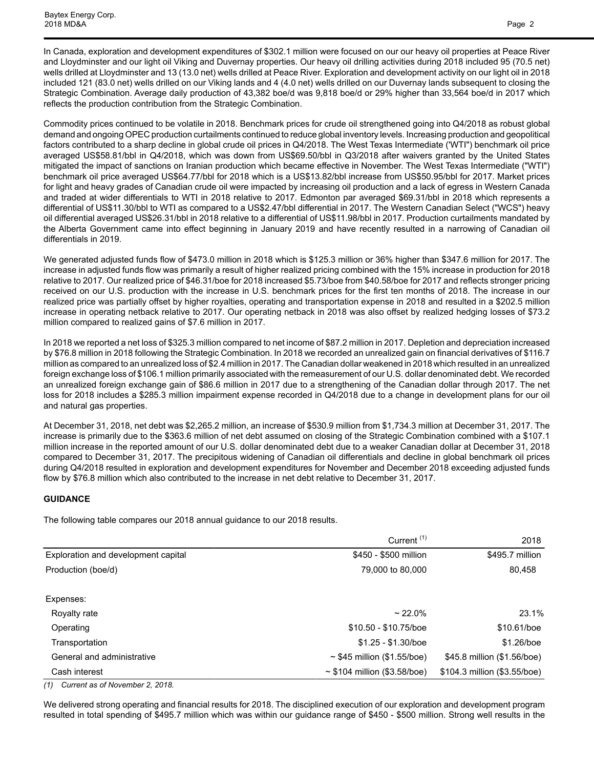In Canada, exploration and development expenditures of $302.1 million were focused on our our heavy oil properties at Peace River and Lloydminster and our light oil Viking and Duvernay properties. Our heavy oil drilling activities during 2018 included 95 (70.5 net) wells drilled at Lloydminster and 13 (13.0 net) wells drilled at Peace River. Exploration and development activity on our light oil in 2018 included 121 (83.0 net) wells drilled on our Viking lands and 4 (4.0 net) wells drilled on our Duvernay lands subsequent to closing the Strategic Combination. Average daily production of 43,382 boe/d was 9,818 boe/d or 29% higher than 33,564 boe/d in 2017 which reflects the production contribution from the Strategic Combination.

Commodity prices continued to be volatile in 2018. Benchmark prices for crude oil strengthened going into Q4/2018 as robust global demand and ongoing OPEC production curtailments continued to reduce global inventory levels. Increasing production and geopolitical factors contributed to a sharp decline in global crude oil prices in Q4/2018. The West Texas Intermediate ('WTI") benchmark oil price averaged US$58.81/bbl in Q4/2018, which was down from US$69.50/bbl in Q3/2018 after waivers granted by the United States mitigated the impact of sanctions on Iranian production which became effective in November. The West Texas Intermediate ("WTI") benchmark oil price averaged US$64.77/bbl for 2018 which is a US$13.82/bbl increase from US$50.95/bbl for 2017. Market prices for light and heavy grades of Canadian crude oil were impacted by increasing oil production and a lack of egress in Western Canada and traded at wider differentials to WTI in 2018 relative to 2017. Edmonton par averaged $69.31/bbl in 2018 which represents a differential of US$11.30/bbl to WTI as compared to a US$2.47/bbl differential in 2017. The Western Canadian Select ("WCS") heavy oil differential averaged US$26.31/bbl in 2018 relative to a differential of US$11.98/bbl in 2017. Production curtailments mandated by the Alberta Government came into effect beginning in January 2019 and have recently resulted in a narrowing of Canadian oil differentials in 2019.

We generated adjusted funds flow of $473.0 million in 2018 which is $125.3 million or 36% higher than $347.6 million for 2017. The increase in adjusted funds flow was primarily a result of higher realized pricing combined with the 15% increase in production for 2018 relative to 2017. Our realized price of $46.31/boe for 2018 increased $5.73/boe from $40.58/boe for 2017 and reflects stronger pricing received on our U.S. production with the increase in U.S. benchmark prices for the first ten months of 2018. The increase in our realized price was partially offset by higher royalties, operating and transportation expense in 2018 and resulted in a $202.5 million increase in operating netback relative to 2017. Our operating netback in 2018 was also offset by realized hedging losses of $73.2 million compared to realized gains of $7.6 million in 2017.

In 2018 we reported a net loss of $325.3 million compared to net income of $87.2 million in 2017. Depletion and depreciation increased by $76.8 million in 2018 following the Strategic Combination. In 2018 we recorded an unrealized gain on financial derivatives of $116.7 million as compared to an unrealized loss of $2.4 million in 2017. The Canadian dollar weakened in 2018 which resulted in an unrealized foreign exchange loss of $106.1 million primarily associated with the remeasurement of our U.S. dollar denominated debt. We recorded an unrealized foreign exchange gain of $86.6 million in 2017 due to a strengthening of the Canadian dollar through 2017. The net loss for 2018 includes a $285.3 million impairment expense recorded in Q4/2018 due to a change in development plans for our oil and natural gas properties.

At December 31, 2018, net debt was $2,265.2 million, an increase of $530.9 million from $1,734.3 million at December 31, 2017. The increase is primarily due to the $363.6 million of net debt assumed on closing of the Strategic Combination combined with a $107.1 million increase in the reported amount of our U.S. dollar denominated debt due to a weaker Canadian dollar at December 31, 2018 compared to December 31, 2017. The precipitous widening of Canadian oil differentials and decline in global benchmark oil prices during Q4/2018 resulted in exploration and development expenditures for November and December 2018 exceeding adjusted funds flow by $76.8 million which also contributed to the increase in net debt relative to December 31, 2017.

## GUIDANCE

The following table compares our 2018 annual guidance to our 2018 results.

| | Current (1) | 2018 |
|---|---|---|
| Exploration and development capital | $450 - $500 million | $495.7 million |
| Production (boe/d) | 79,000 to 80,000 | 80,458 |
| | | |
| Expenses: | | |
| Royalty rate | ~ 22.0% | 23.1% |
| Operating | $10.50 - $10.75/boe | $10.61/boe |
| Transportation | $1.25 - $1.30/boe | $1.26/boe |
| General and administrative | ~ $45 million ($1.55/boe) | $45.8 million ($1.56/boe) |
| Cash interest | ~ $104 million ($3.58/boe) | $104.3 million ($3.55/boe) |

*(1) Current as of November 2, 2018.*

We delivered strong operating and financial results for 2018. The disciplined execution of our exploration and development program resulted in total spending of $495.7 million which was within our guidance range of $450 - $500 million. Strong well results in the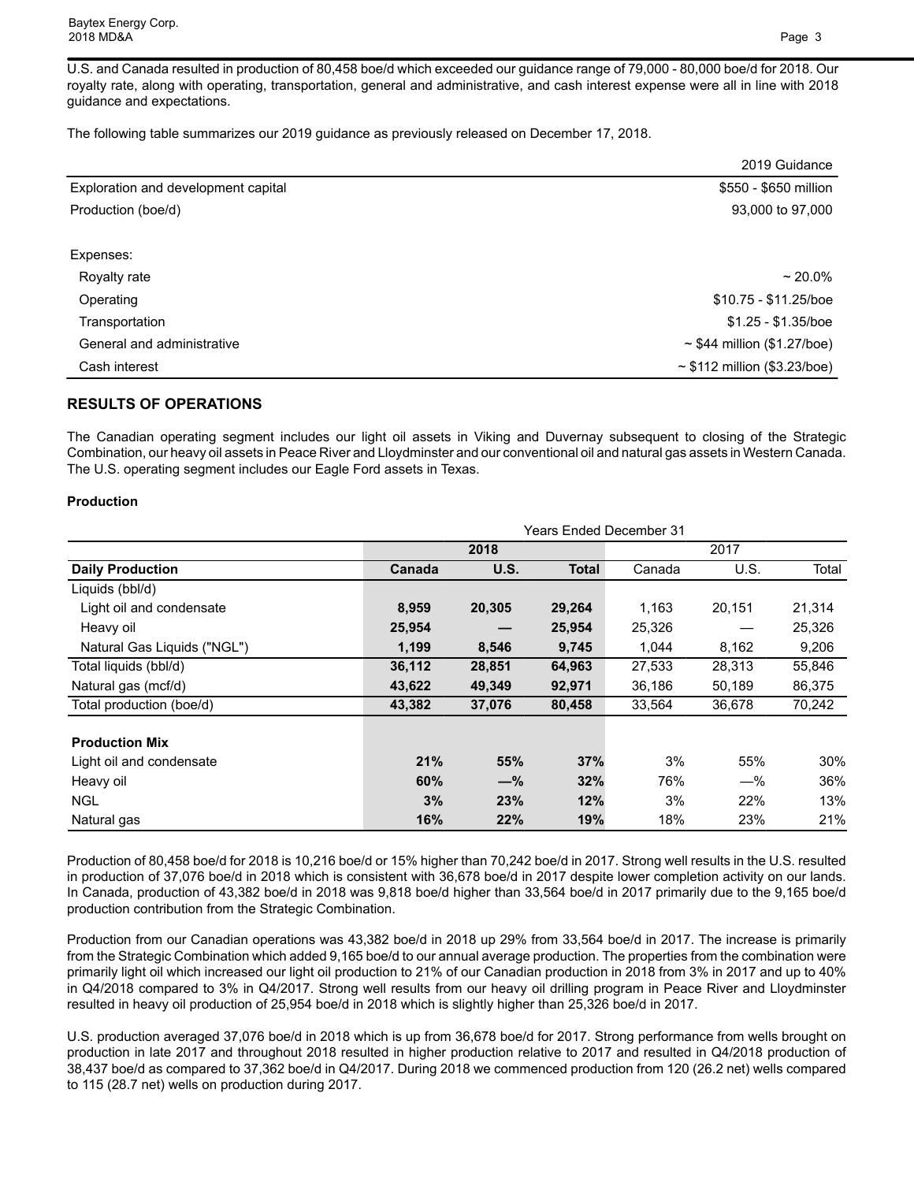U.S. and Canada resulted in production of 80,458 boe/d which exceeded our guidance range of 79,000 - 80,000 boe/d for 2018. Our royalty rate, along with operating, transportation, general and administrative, and cash interest expense were all in line with 2018 guidance and expectations.

The following table summarizes our 2019 guidance as previously released on December 17, 2018.

| | 2019 Guidance |
|---|---|
| Exploration and development capital | $550 - $650 million |
| Production (boe/d) | 93,000 to 97,000 |
| | |
| Expenses: | |
| Royalty rate | ~ 20.0% |
| Operating | $10.75 - $11.25/boe |
| Transportation | $1.25 - $1.35/boe |
| General and administrative | ~ $44 million ($1.27/boe) |
| Cash interest | ~ $112 million ($3.23/boe) |

## RESULTS OF OPERATIONS

The Canadian operating segment includes our light oil assets in Viking and Duvernay subsequent to closing of the Strategic Combination, our heavy oil assets in Peace River and Lloydminster and our conventional oil and natural gas assets in Western Canada. The U.S. operating segment includes our Eagle Ford assets in Texas.

### Production

| | Years Ended December 31 | | | | | |
|---|---|---|---|---|---|---|
| | **2018** | | | 2017 | | |
| **Daily Production** | **Canada** | **U.S.** | **Total** | Canada | U.S. | Total |
| Liquids (bbl/d) | | | | | | |
| Light oil and condensate | **8,959** | **20,305** | **29,264** | 1,163 | 20,151 | 21,314 |
| Heavy oil | **25,954** | **—** | **25,954** | 25,326 | — | 25,326 |
| Natural Gas Liquids ("NGL") | **1,199** | **8,546** | **9,745** | 1,044 | 8,162 | 9,206 |
| Total liquids (bbl/d) | **36,112** | **28,851** | **64,963** | 27,533 | 28,313 | 55,846 |
| Natural gas (mcf/d) | **43,622** | **49,349** | **92,971** | 36,186 | 50,189 | 86,375 |
| Total production (boe/d) | **43,382** | **37,076** | **80,458** | 33,564 | 36,678 | 70,242 |
| | | | | | | |
| **Production Mix** | | | | | | |
| Light oil and condensate | **21%** | **55%** | **37%** | 3% | 55% | 30% |
| Heavy oil | **60%** | **—%** | **32%** | 76% | —% | 36% |
| NGL | **3%** | **23%** | **12%** | 3% | 22% | 13% |
| Natural gas | **16%** | **22%** | **19%** | 18% | 23% | 21% |

Production of 80,458 boe/d for 2018 is 10,216 boe/d or 15% higher than 70,242 boe/d in 2017. Strong well results in the U.S. resulted in production of 37,076 boe/d in 2018 which is consistent with 36,678 boe/d in 2017 despite lower completion activity on our lands. In Canada, production of 43,382 boe/d in 2018 was 9,818 boe/d higher than 33,564 boe/d in 2017 primarily due to the 9,165 boe/d production contribution from the Strategic Combination.

Production from our Canadian operations was 43,382 boe/d in 2018 up 29% from 33,564 boe/d in 2017. The increase is primarily from the Strategic Combination which added 9,165 boe/d to our annual average production. The properties from the combination were primarily light oil which increased our light oil production to 21% of our Canadian production in 2018 from 3% in 2017 and up to 40% in Q4/2018 compared to 3% in Q4/2017. Strong well results from our heavy oil drilling program in Peace River and Lloydminster resulted in heavy oil production of 25,954 boe/d in 2018 which is slightly higher than 25,326 boe/d in 2017.

U.S. production averaged 37,076 boe/d in 2018 which is up from 36,678 boe/d for 2017. Strong performance from wells brought on production in late 2017 and throughout 2018 resulted in higher production relative to 2017 and resulted in Q4/2018 production of 38,437 boe/d as compared to 37,362 boe/d in Q4/2017. During 2018 we commenced production from 120 (26.2 net) wells compared to 115 (28.7 net) wells on production during 2017.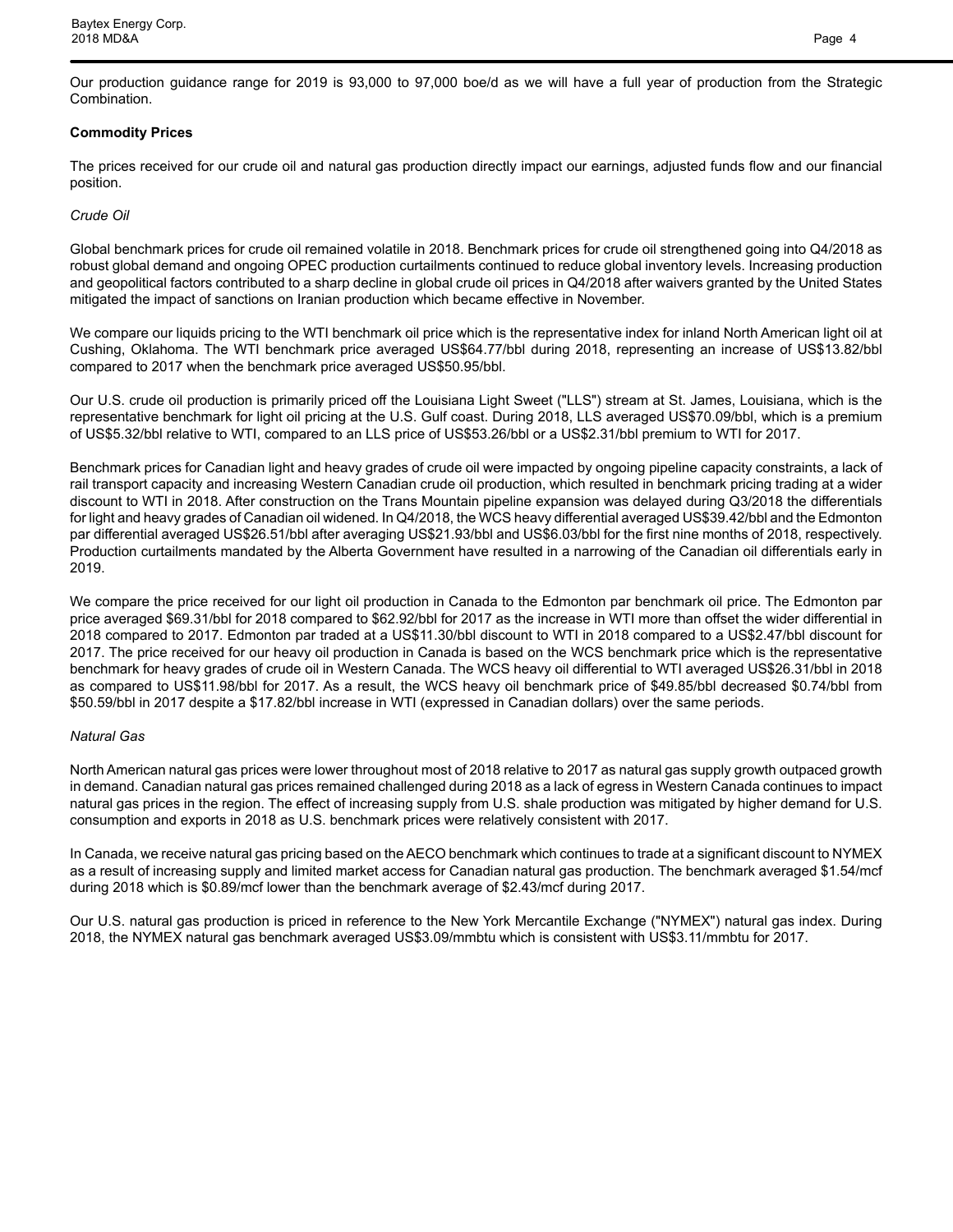Our production guidance range for 2019 is 93,000 to 97,000 boe/d as we will have a full year of production from the Strategic Combination.

**Commodity Prices**

The prices received for our crude oil and natural gas production directly impact our earnings, adjusted funds flow and our financial position.

*Crude Oil*

Global benchmark prices for crude oil remained volatile in 2018. Benchmark prices for crude oil strengthened going into Q4/2018 as robust global demand and ongoing OPEC production curtailments continued to reduce global inventory levels. Increasing production and geopolitical factors contributed to a sharp decline in global crude oil prices in Q4/2018 after waivers granted by the United States mitigated the impact of sanctions on Iranian production which became effective in November.

We compare our liquids pricing to the WTI benchmark oil price which is the representative index for inland North American light oil at Cushing, Oklahoma. The WTI benchmark price averaged US$64.77/bbl during 2018, representing an increase of US$13.82/bbl compared to 2017 when the benchmark price averaged US$50.95/bbl.

Our U.S. crude oil production is primarily priced off the Louisiana Light Sweet ("LLS") stream at St. James, Louisiana, which is the representative benchmark for light oil pricing at the U.S. Gulf coast. During 2018, LLS averaged US$70.09/bbl, which is a premium of US$5.32/bbl relative to WTI, compared to an LLS price of US$53.26/bbl or a US$2.31/bbl premium to WTI for 2017.

Benchmark prices for Canadian light and heavy grades of crude oil were impacted by ongoing pipeline capacity constraints, a lack of rail transport capacity and increasing Western Canadian crude oil production, which resulted in benchmark pricing trading at a wider discount to WTI in 2018. After construction on the Trans Mountain pipeline expansion was delayed during Q3/2018 the differentials for light and heavy grades of Canadian oil widened. In Q4/2018, the WCS heavy differential averaged US$39.42/bbl and the Edmonton par differential averaged US$26.51/bbl after averaging US$21.93/bbl and US$6.03/bbl for the first nine months of 2018, respectively. Production curtailments mandated by the Alberta Government have resulted in a narrowing of the Canadian oil differentials early in 2019.

We compare the price received for our light oil production in Canada to the Edmonton par benchmark oil price. The Edmonton par price averaged $69.31/bbl for 2018 compared to $62.92/bbl for 2017 as the increase in WTI more than offset the wider differential in 2018 compared to 2017. Edmonton par traded at a US$11.30/bbl discount to WTI in 2018 compared to a US$2.47/bbl discount for 2017. The price received for our heavy oil production in Canada is based on the WCS benchmark price which is the representative benchmark for heavy grades of crude oil in Western Canada. The WCS heavy oil differential to WTI averaged US$26.31/bbl in 2018 as compared to US$11.98/bbl for 2017. As a result, the WCS heavy oil benchmark price of $49.85/bbl decreased $0.74/bbl from $50.59/bbl in 2017 despite a $17.82/bbl increase in WTI (expressed in Canadian dollars) over the same periods.

*Natural Gas*

North American natural gas prices were lower throughout most of 2018 relative to 2017 as natural gas supply growth outpaced growth in demand. Canadian natural gas prices remained challenged during 2018 as a lack of egress in Western Canada continues to impact natural gas prices in the region. The effect of increasing supply from U.S. shale production was mitigated by higher demand for U.S. consumption and exports in 2018 as U.S. benchmark prices were relatively consistent with 2017.

In Canada, we receive natural gas pricing based on the AECO benchmark which continues to trade at a significant discount to NYMEX as a result of increasing supply and limited market access for Canadian natural gas production. The benchmark averaged $1.54/mcf during 2018 which is $0.89/mcf lower than the benchmark average of $2.43/mcf during 2017.

Our U.S. natural gas production is priced in reference to the New York Mercantile Exchange ("NYMEX") natural gas index. During 2018, the NYMEX natural gas benchmark averaged US$3.09/mmbtu which is consistent with US$3.11/mmbtu for 2017.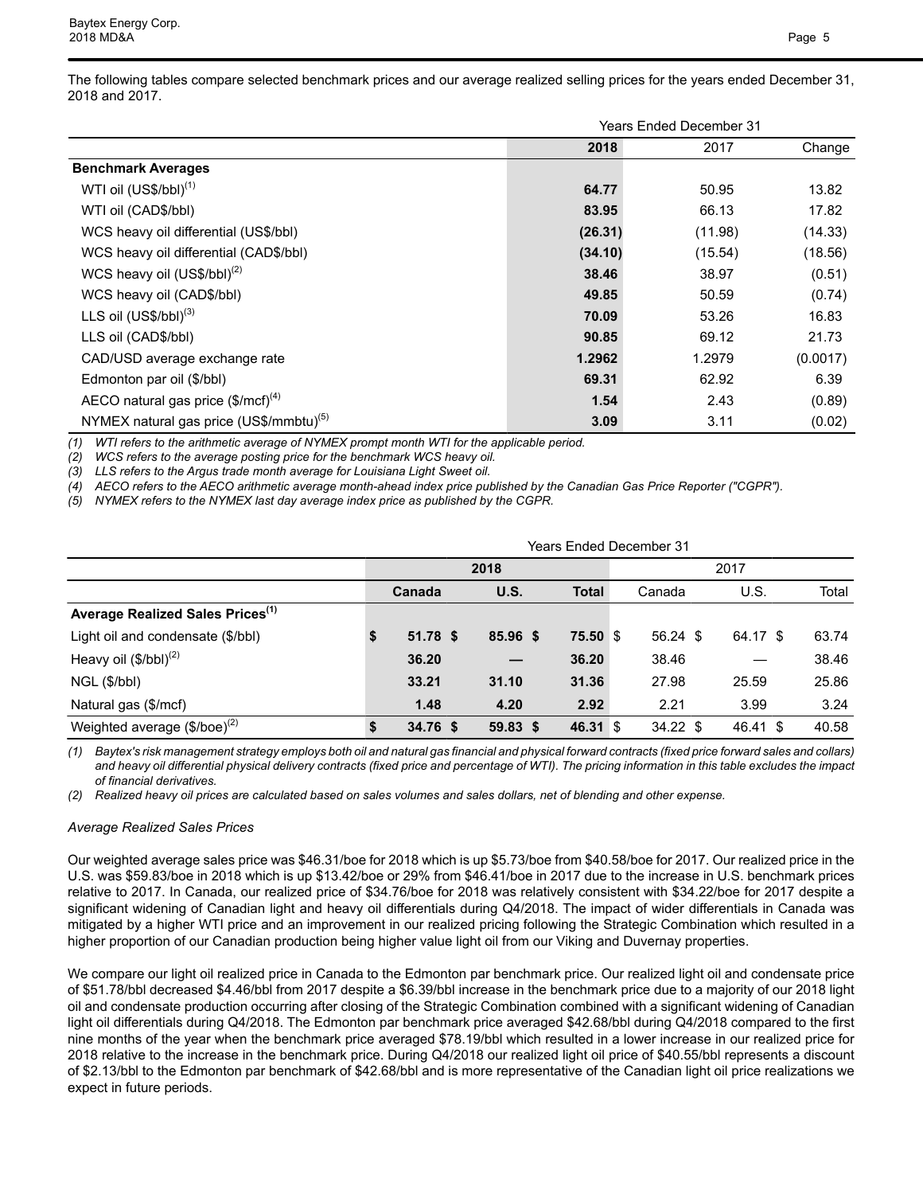The following tables compare selected benchmark prices and our average realized selling prices for the years ended December 31, 2018 and 2017.

| | Years Ended December 31 | | |
|---|---|---|---|
| | **2018** | 2017 | Change |
| **Benchmark Averages** | | | |
| WTI oil (US$/bbl)[1] | **64.77** | 50.95 | 13.82 |
| WTI oil (CAD$/bbl) | **83.95** | 66.13 | 17.82 |
| WCS heavy oil differential (US$/bbl) | **(26.31)** | (11.98) | (14.33) |
| WCS heavy oil differential (CAD$/bbl) | **(34.10)** | (15.54) | (18.56) |
| WCS heavy oil (US$/bbl)[2] | **38.46** | 38.97 | (0.51) |
| WCS heavy oil (CAD$/bbl) | **49.85** | 50.59 | (0.74) |
| LLS oil (US$/bbl)[3] | **70.09** | 53.26 | 16.83 |
| LLS oil (CAD$/bbl) | **90.85** | 69.12 | 21.73 |
| CAD/USD average exchange rate | **1.2962** | 1.2979 | (0.0017) |
| Edmonton par oil ($/bbl) | **69.31** | 62.92 | 6.39 |
| AECO natural gas price ($/mcf)[4] | **1.54** | 2.43 | (0.89) |
| NYMEX natural gas price (US$/mmbtu)[5] | **3.09** | 3.11 | (0.02) |

*(1) WTI refers to the arithmetic average of NYMEX prompt month WTI for the applicable period.*
*(2) WCS refers to the average posting price for the benchmark WCS heavy oil.*
*(3) LLS refers to the Argus trade month average for Louisiana Light Sweet oil.*
*(4) AECO refers to the AECO arithmetic average month-ahead index price published by the Canadian Gas Price Reporter ("CGPR").*
*(5) NYMEX refers to the NYMEX last day average index price as published by the CGPR.*

| | Years Ended December 31 | | | | | |
|---|---|---|---|---|---|---|
| | **2018** | | | 2017 | | |
| | **Canada** | **U.S.** | **Total** | Canada | U.S. | Total |
| **Average Realized Sales Prices[1]** | | | | | | |
| Light oil and condensate ($/bbl) | **$ 51.78** | **$ 85.96** | **$ 75.50** | $ 56.24 | $ 64.17 | $ 63.74 |
| Heavy oil ($/bbl)[2] | **36.20** | **—** | **36.20** | 38.46 | — | 38.46 |
| NGL ($/bbl) | **33.21** | **31.10** | **31.36** | 27.98 | 25.59 | 25.86 |
| Natural gas ($/mcf) | **1.48** | **4.20** | **2.92** | 2.21 | 3.99 | 3.24 |
| Weighted average ($/boe)[2] | **$ 34.76** | **$ 59.83** | **$ 46.31** | $ 34.22 | $ 46.41 | $ 40.58 |

*(1) Baytex's risk management strategy employs both oil and natural gas financial and physical forward contracts (fixed price forward sales and collars) and heavy oil differential physical delivery contracts (fixed price and percentage of WTI). The pricing information in this table excludes the impact of financial derivatives.*
*(2) Realized heavy oil prices are calculated based on sales volumes and sales dollars, net of blending and other expense.*

*Average Realized Sales Prices*

Our weighted average sales price was $46.31/boe for 2018 which is up $5.73/boe from $40.58/boe for 2017. Our realized price in the U.S. was $59.83/boe in 2018 which is up $13.42/boe or 29% from $46.41/boe in 2017 due to the increase in U.S. benchmark prices relative to 2017. In Canada, our realized price of $34.76/boe for 2018 was relatively consistent with $34.22/boe for 2017 despite a significant widening of Canadian light and heavy oil differentials during Q4/2018. The impact of wider differentials in Canada was mitigated by a higher WTI price and an improvement in our realized pricing following the Strategic Combination which resulted in a higher proportion of our Canadian production being higher value light oil from our Viking and Duvernay properties.

We compare our light oil realized price in Canada to the Edmonton par benchmark price. Our realized light oil and condensate price of $51.78/bbl decreased $4.46/bbl from 2017 despite a $6.39/bbl increase in the benchmark price due to a majority of our 2018 light oil and condensate production occurring after closing of the Strategic Combination combined with a significant widening of Canadian light oil differentials during Q4/2018. The Edmonton par benchmark price averaged $42.68/bbl during Q4/2018 compared to the first nine months of the year when the benchmark price averaged $78.19/bbl which resulted in a lower increase in our realized price for 2018 relative to the increase in the benchmark price. During Q4/2018 our realized light oil price of $40.55/bbl represents a discount of $2.13/bbl to the Edmonton par benchmark of $42.68/bbl and is more representative of the Canadian light oil price realizations we expect in future periods.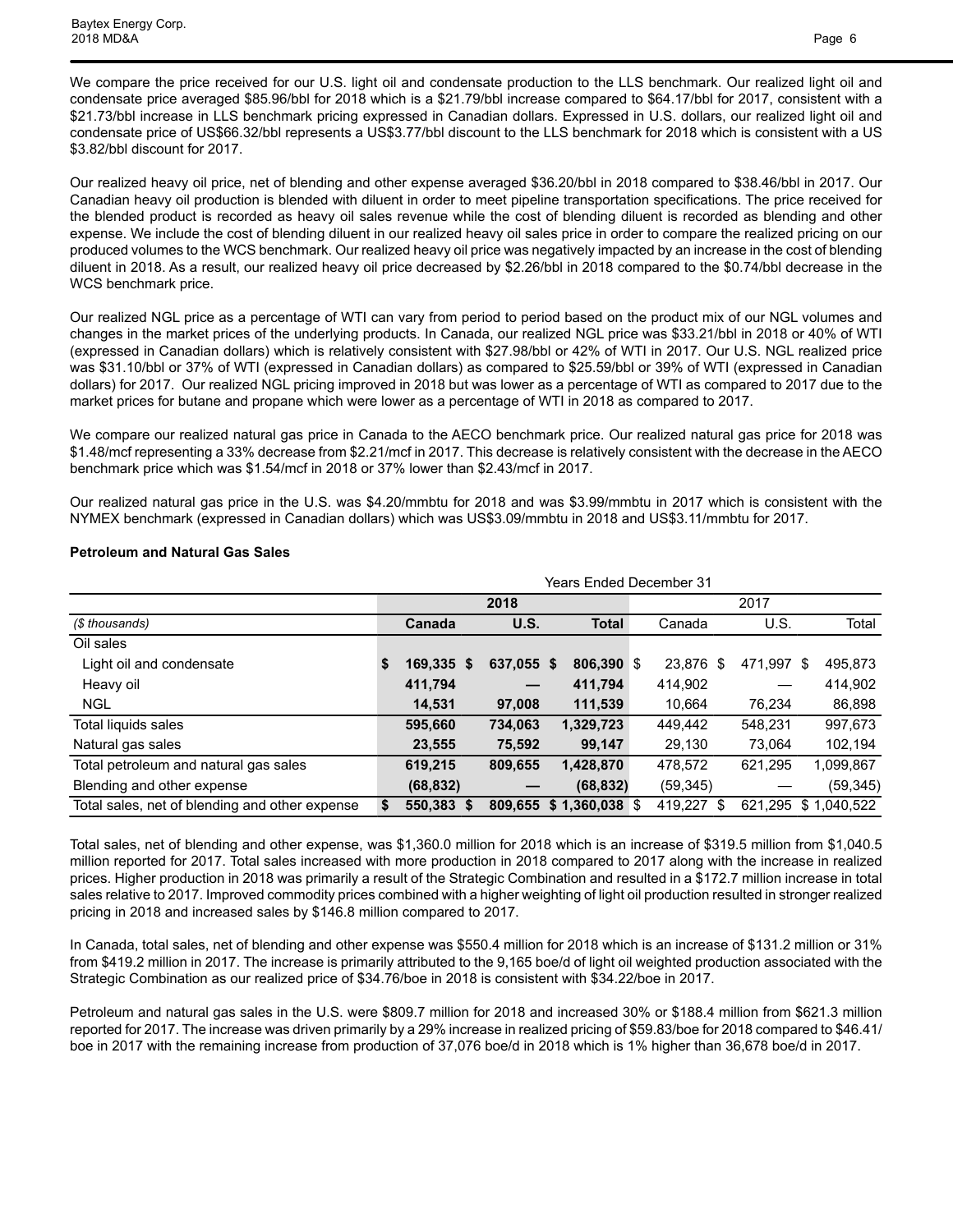We compare the price received for our U.S. light oil and condensate production to the LLS benchmark. Our realized light oil and condensate price averaged $85.96/bbl for 2018 which is a $21.79/bbl increase compared to $64.17/bbl for 2017, consistent with a $21.73/bbl increase in LLS benchmark pricing expressed in Canadian dollars. Expressed in U.S. dollars, our realized light oil and condensate price of US$66.32/bbl represents a US$3.77/bbl discount to the LLS benchmark for 2018 which is consistent with a US $3.82/bbl discount for 2017.

Our realized heavy oil price, net of blending and other expense averaged $36.20/bbl in 2018 compared to $38.46/bbl in 2017. Our Canadian heavy oil production is blended with diluent in order to meet pipeline transportation specifications. The price received for the blended product is recorded as heavy oil sales revenue while the cost of blending diluent is recorded as blending and other expense. We include the cost of blending diluent in our realized heavy oil sales price in order to compare the realized pricing on our produced volumes to the WCS benchmark. Our realized heavy oil price was negatively impacted by an increase in the cost of blending diluent in 2018. As a result, our realized heavy oil price decreased by $2.26/bbl in 2018 compared to the $0.74/bbl decrease in the WCS benchmark price.

Our realized NGL price as a percentage of WTI can vary from period to period based on the product mix of our NGL volumes and changes in the market prices of the underlying products. In Canada, our realized NGL price was $33.21/bbl in 2018 or 40% of WTI (expressed in Canadian dollars) which is relatively consistent with $27.98/bbl or 42% of WTI in 2017. Our U.S. NGL realized price was $31.10/bbl or 37% of WTI (expressed in Canadian dollars) as compared to $25.59/bbl or 39% of WTI (expressed in Canadian dollars) for 2017. Our realized NGL pricing improved in 2018 but was lower as a percentage of WTI as compared to 2017 due to the market prices for butane and propane which were lower as a percentage of WTI in 2018 as compared to 2017.

We compare our realized natural gas price in Canada to the AECO benchmark price. Our realized natural gas price for 2018 was $1.48/mcf representing a 33% decrease from $2.21/mcf in 2017. This decrease is relatively consistent with the decrease in the AECO benchmark price which was $1.54/mcf in 2018 or 37% lower than $2.43/mcf in 2017.

Our realized natural gas price in the U.S. was $4.20/mmbtu for 2018 and was $3.99/mmbtu in 2017 which is consistent with the NYMEX benchmark (expressed in Canadian dollars) which was US$3.09/mmbtu in 2018 and US$3.11/mmbtu for 2017.

**Petroleum and Natural Gas Sales**

| | Years Ended December 31 | | | | | |
|---|---|---|---|---|---|---|
| | 2018 | | | 2017 | | |
| *($ thousands)* | **Canada** | **U.S.** | **Total** | Canada | U.S. | Total |
| Oil sales | | | | | | |
| Light oil and condensate | **$ 169,335** | **$ 637,055** | **$ 806,390** | $ 23,876 | $ 471,997 | $ 495,873 |
| Heavy oil | **411,794** | **—** | **411,794** | 414,902 | — | 414,902 |
| NGL | **14,531** | **97,008** | **111,539** | 10,664 | 76,234 | 86,898 |
| Total liquids sales | **595,660** | **734,063** | **1,329,723** | 449,442 | 548,231 | 997,673 |
| Natural gas sales | **23,555** | **75,592** | **99,147** | 29,130 | 73,064 | 102,194 |
| Total petroleum and natural gas sales | **619,215** | **809,655** | **1,428,870** | 478,572 | 621,295 | 1,099,867 |
| Blending and other expense | **(68,832)** | **—** | **(68,832)** | (59,345) | — | (59,345) |
| Total sales, net of blending and other expense | **$ 550,383** | **$ 809,655** | **$ 1,360,038** | $ 419,227 | $ 621,295 | $ 1,040,522 |

Total sales, net of blending and other expense, was $1,360.0 million for 2018 which is an increase of $319.5 million from $1,040.5 million reported for 2017. Total sales increased with more production in 2018 compared to 2017 along with the increase in realized prices. Higher production in 2018 was primarily a result of the Strategic Combination and resulted in a $172.7 million increase in total sales relative to 2017. Improved commodity prices combined with a higher weighting of light oil production resulted in stronger realized pricing in 2018 and increased sales by $146.8 million compared to 2017.

In Canada, total sales, net of blending and other expense was $550.4 million for 2018 which is an increase of $131.2 million or 31% from $419.2 million in 2017. The increase is primarily attributed to the 9,165 boe/d of light oil weighted production associated with the Strategic Combination as our realized price of $34.76/boe in 2018 is consistent with $34.22/boe in 2017.

Petroleum and natural gas sales in the U.S. were $809.7 million for 2018 and increased 30% or $188.4 million from $621.3 million reported for 2017. The increase was driven primarily by a 29% increase in realized pricing of $59.83/boe for 2018 compared to $46.41/boe in 2017 with the remaining increase from production of 37,076 boe/d in 2018 which is 1% higher than 36,678 boe/d in 2017.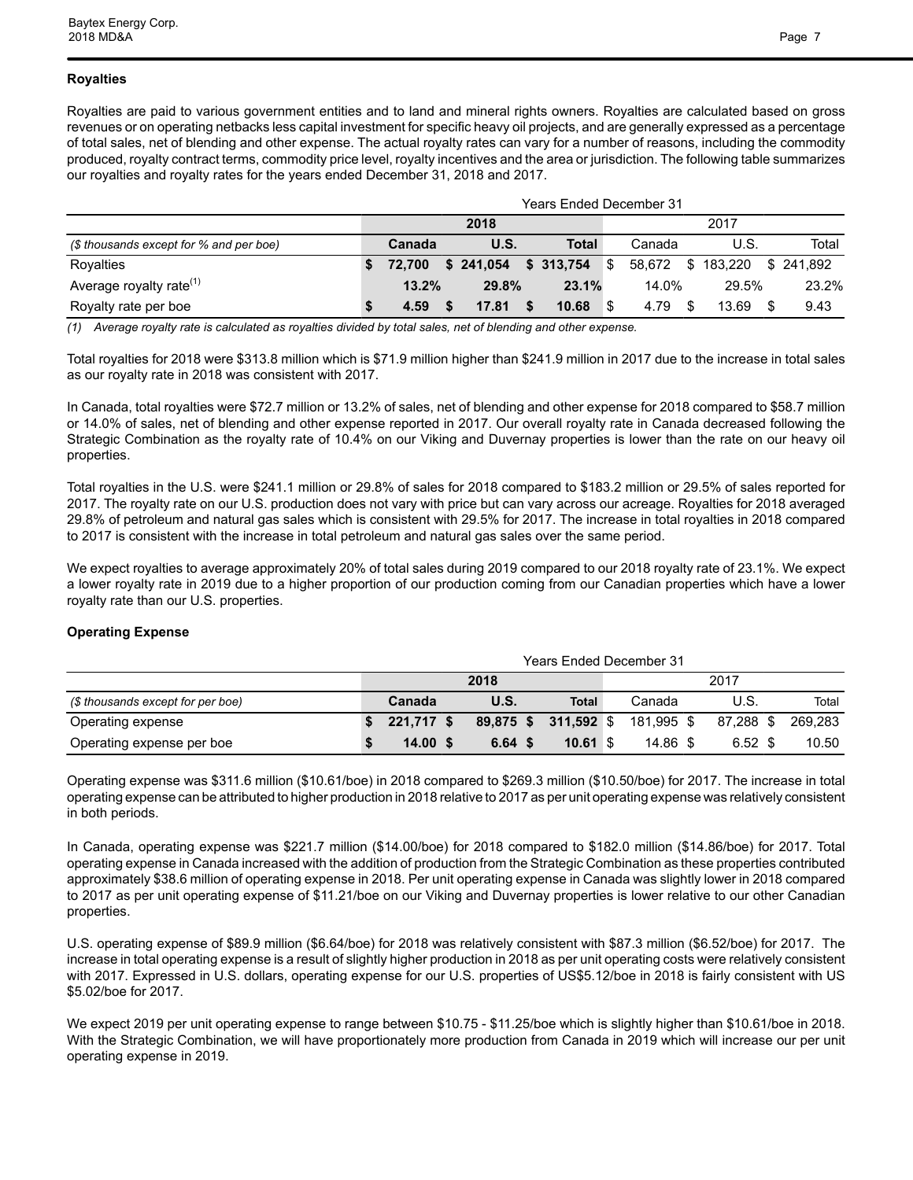### Royalties

Royalties are paid to various government entities and to land and mineral rights owners. Royalties are calculated based on gross revenues or on operating netbacks less capital investment for specific heavy oil projects, and are generally expressed as a percentage of total sales, net of blending and other expense. The actual royalty rates can vary for a number of reasons, including the commodity produced, royalty contract terms, commodity price level, royalty incentives and the area or jurisdiction. The following table summarizes our royalties and royalty rates for the years ended December 31, 2018 and 2017.

| | Years Ended December 31 | | | | | |
|---|---|---|---|---|---|---|
| | **2018** | | | 2017 | | |
| *($ thousands except for % and per boe)* | **Canada** | **U.S.** | **Total** | Canada | U.S. | Total |
| Royalties | **$ 72,700** | **$ 241,054** | **$ 313,754** | $ 58,672 | $ 183,220 | $ 241,892 |
| Average royalty rate[1] | **13.2%** | **29.8%** | **23.1%** | 14.0% | 29.5% | 23.2% |
| Royalty rate per boe | **$ 4.59** | **$ 17.81** | **$ 10.68** | $ 4.79 | $ 13.69 | $ 9.43 |

*(1) Average royalty rate is calculated as royalties divided by total sales, net of blending and other expense.*

Total royalties for 2018 were $313.8 million which is $71.9 million higher than $241.9 million in 2017 due to the increase in total sales as our royalty rate in 2018 was consistent with 2017.

In Canada, total royalties were $72.7 million or 13.2% of sales, net of blending and other expense for 2018 compared to $58.7 million or 14.0% of sales, net of blending and other expense reported in 2017. Our overall royalty rate in Canada decreased following the Strategic Combination as the royalty rate of 10.4% on our Viking and Duvernay properties is lower than the rate on our heavy oil properties.

Total royalties in the U.S. were $241.1 million or 29.8% of sales for 2018 compared to $183.2 million or 29.5% of sales reported for 2017. The royalty rate on our U.S. production does not vary with price but can vary across our acreage. Royalties for 2018 averaged 29.8% of petroleum and natural gas sales which is consistent with 29.5% for 2017. The increase in total royalties in 2018 compared to 2017 is consistent with the increase in total petroleum and natural gas sales over the same period.

We expect royalties to average approximately 20% of total sales during 2019 compared to our 2018 royalty rate of 23.1%. We expect a lower royalty rate in 2019 due to a higher proportion of our production coming from our Canadian properties which have a lower royalty rate than our U.S. properties.

### Operating Expense

| | Years Ended December 31 | | | | | |
|---|---|---|---|---|---|---|
| | **2018** | | | 2017 | | |
| *($ thousands except for per boe)* | **Canada** | **U.S.** | **Total** | Canada | U.S. | Total |
| Operating expense | **$ 221,717** | **$ 89,875** | **$ 311,592** | $ 181,995 | $ 87,288 | $ 269,283 |
| Operating expense per boe | **$ 14.00** | **$ 6.64** | **$ 10.61** | $ 14.86 | $ 6.52 | $ 10.50 |

Operating expense was $311.6 million ($10.61/boe) in 2018 compared to $269.3 million ($10.50/boe) for 2017. The increase in total operating expense can be attributed to higher production in 2018 relative to 2017 as per unit operating expense was relatively consistent in both periods.

In Canada, operating expense was $221.7 million ($14.00/boe) for 2018 compared to $182.0 million ($14.86/boe) for 2017. Total operating expense in Canada increased with the addition of production from the Strategic Combination as these properties contributed approximately $38.6 million of operating expense in 2018. Per unit operating expense in Canada was slightly lower in 2018 compared to 2017 as per unit operating expense of $11.21/boe on our Viking and Duvernay properties is lower relative to our other Canadian properties.

U.S. operating expense of $89.9 million ($6.64/boe) for 2018 was relatively consistent with $87.3 million ($6.52/boe) for 2017. The increase in total operating expense is a result of slightly higher production in 2018 as per unit operating costs were relatively consistent with 2017. Expressed in U.S. dollars, operating expense for our U.S. properties of US$5.12/boe in 2018 is fairly consistent with US $5.02/boe for 2017.

We expect 2019 per unit operating expense to range between $10.75 - $11.25/boe which is slightly higher than $10.61/boe in 2018. With the Strategic Combination, we will have proportionately more production from Canada in 2019 which will increase our per unit operating expense in 2019.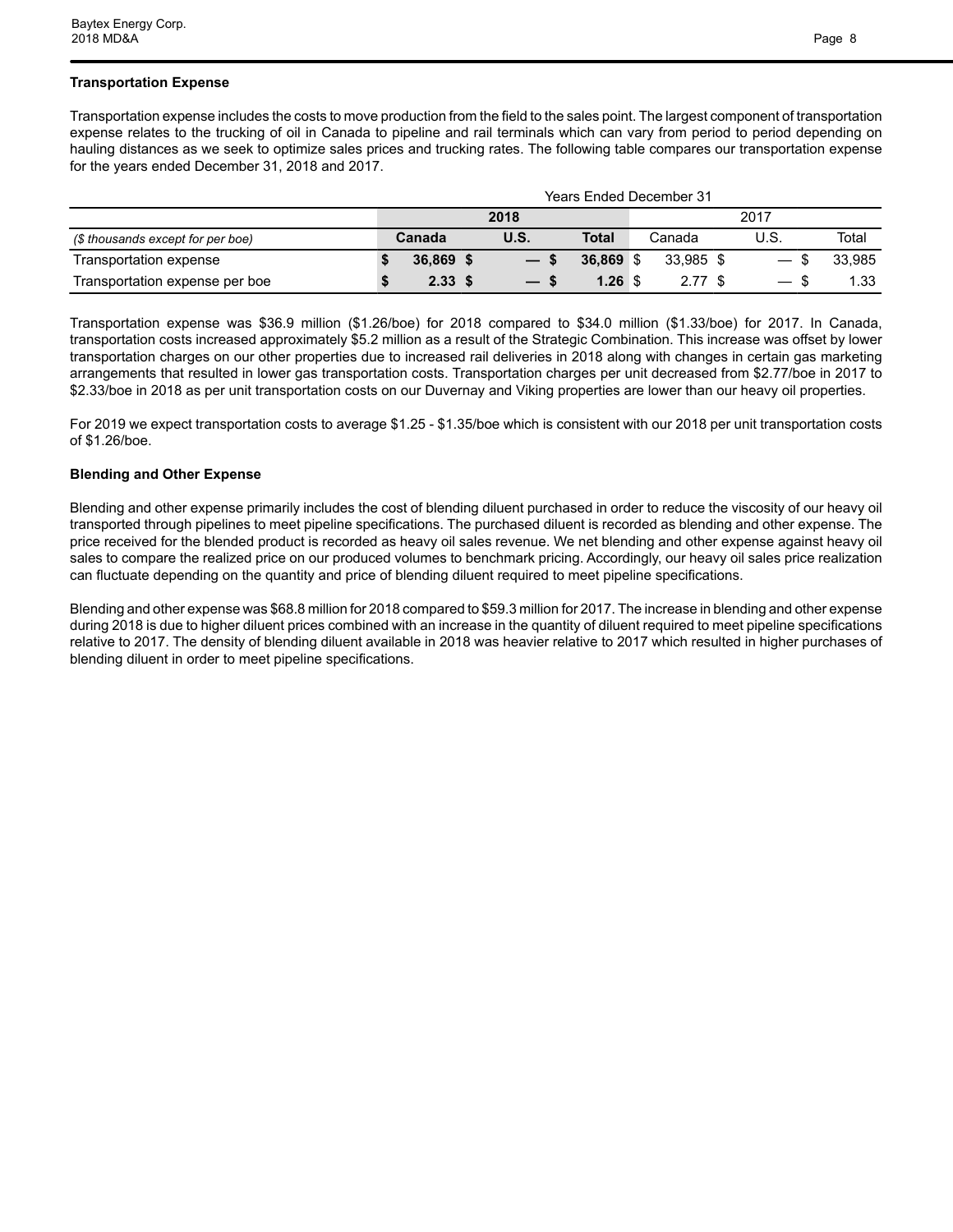### Transportation Expense

Transportation expense includes the costs to move production from the field to the sales point. The largest component of transportation expense relates to the trucking of oil in Canada to pipeline and rail terminals which can vary from period to period depending on hauling distances as we seek to optimize sales prices and trucking rates. The following table compares our transportation expense for the years ended December 31, 2018 and 2017.

| | Years Ended December 31 | | | | | |
|---|---|---|---|---|---|---|
| | **2018** | | | 2017 | | |
| *($ thousands except for per boe)* | **Canada** | **U.S.** | **Total** | Canada | U.S. | Total |
| Transportation expense | **$ 36,869** | **$ —** | **$ 36,869** | $ 33,985 | $ — | $ 33,985 |
| Transportation expense per boe | **$ 2.33** | **$ —** | **$ 1.26** | $ 2.77 | $ — | $ 1.33 |

Transportation expense was $36.9 million ($1.26/boe) for 2018 compared to $34.0 million ($1.33/boe) for 2017. In Canada, transportation costs increased approximately $5.2 million as a result of the Strategic Combination. This increase was offset by lower transportation charges on our other properties due to increased rail deliveries in 2018 along with changes in certain gas marketing arrangements that resulted in lower gas transportation costs. Transportation charges per unit decreased from $2.77/boe in 2017 to $2.33/boe in 2018 as per unit transportation costs on our Duvernay and Viking properties are lower than our heavy oil properties.

For 2019 we expect transportation costs to average $1.25 - $1.35/boe which is consistent with our 2018 per unit transportation costs of $1.26/boe.

### Blending and Other Expense

Blending and other expense primarily includes the cost of blending diluent purchased in order to reduce the viscosity of our heavy oil transported through pipelines to meet pipeline specifications. The purchased diluent is recorded as blending and other expense. The price received for the blended product is recorded as heavy oil sales revenue. We net blending and other expense against heavy oil sales to compare the realized price on our produced volumes to benchmark pricing. Accordingly, our heavy oil sales price realization can fluctuate depending on the quantity and price of blending diluent required to meet pipeline specifications.

Blending and other expense was $68.8 million for 2018 compared to $59.3 million for 2017. The increase in blending and other expense during 2018 is due to higher diluent prices combined with an increase in the quantity of diluent required to meet pipeline specifications relative to 2017. The density of blending diluent available in 2018 was heavier relative to 2017 which resulted in higher purchases of blending diluent in order to meet pipeline specifications.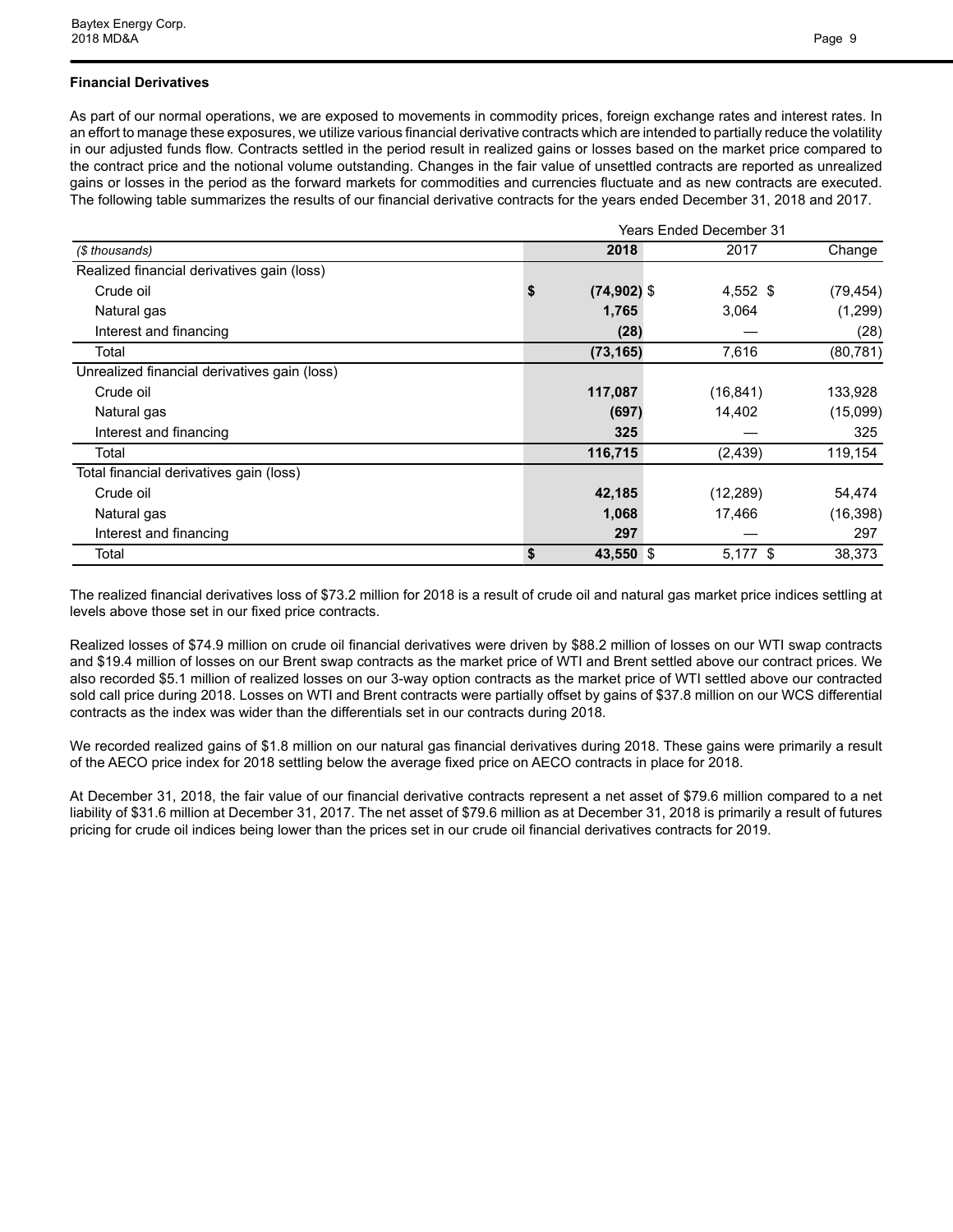## Financial Derivatives

As part of our normal operations, we are exposed to movements in commodity prices, foreign exchange rates and interest rates. In an effort to manage these exposures, we utilize various financial derivative contracts which are intended to partially reduce the volatility in our adjusted funds flow. Contracts settled in the period result in realized gains or losses based on the market price compared to the contract price and the notional volume outstanding. Changes in the fair value of unsettled contracts are reported as unrealized gains or losses in the period as the forward markets for commodities and currencies fluctuate and as new contracts are executed. The following table summarizes the results of our financial derivative contracts for the years ended December 31, 2018 and 2017.

| | Years Ended December 31 | | |
|---|---|---|---|
| *($ thousands)* | **2018** | 2017 | Change |
| Realized financial derivatives gain (loss) | | | |
| Crude oil | **$ (74,902)** | $ 4,552 | $ (79,454) |
| Natural gas | **1,765** | 3,064 | (1,299) |
| Interest and financing | **(28)** | — | (28) |
| Total | **(73,165)** | 7,616 | (80,781) |
| Unrealized financial derivatives gain (loss) | | | |
| Crude oil | **117,087** | (16,841) | 133,928 |
| Natural gas | **(697)** | 14,402 | (15,099) |
| Interest and financing | **325** | — | 325 |
| Total | **116,715** | (2,439) | 119,154 |
| Total financial derivatives gain (loss) | | | |
| Crude oil | **42,185** | (12,289) | 54,474 |
| Natural gas | **1,068** | 17,466 | (16,398) |
| Interest and financing | **297** | — | 297 |
| Total | **$ 43,550** | $ 5,177 | $ 38,373 |

The realized financial derivatives loss of $73.2 million for 2018 is a result of crude oil and natural gas market price indices settling at levels above those set in our fixed price contracts.

Realized losses of $74.9 million on crude oil financial derivatives were driven by $88.2 million of losses on our WTI swap contracts and $19.4 million of losses on our Brent swap contracts as the market price of WTI and Brent settled above our contract prices. We also recorded $5.1 million of realized losses on our 3-way option contracts as the market price of WTI settled above our contracted sold call price during 2018. Losses on WTI and Brent contracts were partially offset by gains of $37.8 million on our WCS differential contracts as the index was wider than the differentials set in our contracts during 2018.

We recorded realized gains of $1.8 million on our natural gas financial derivatives during 2018. These gains were primarily a result of the AECO price index for 2018 settling below the average fixed price on AECO contracts in place for 2018.

At December 31, 2018, the fair value of our financial derivative contracts represent a net asset of $79.6 million compared to a net liability of $31.6 million at December 31, 2017. The net asset of $79.6 million as at December 31, 2018 is primarily a result of futures pricing for crude oil indices being lower than the prices set in our crude oil financial derivatives contracts for 2019.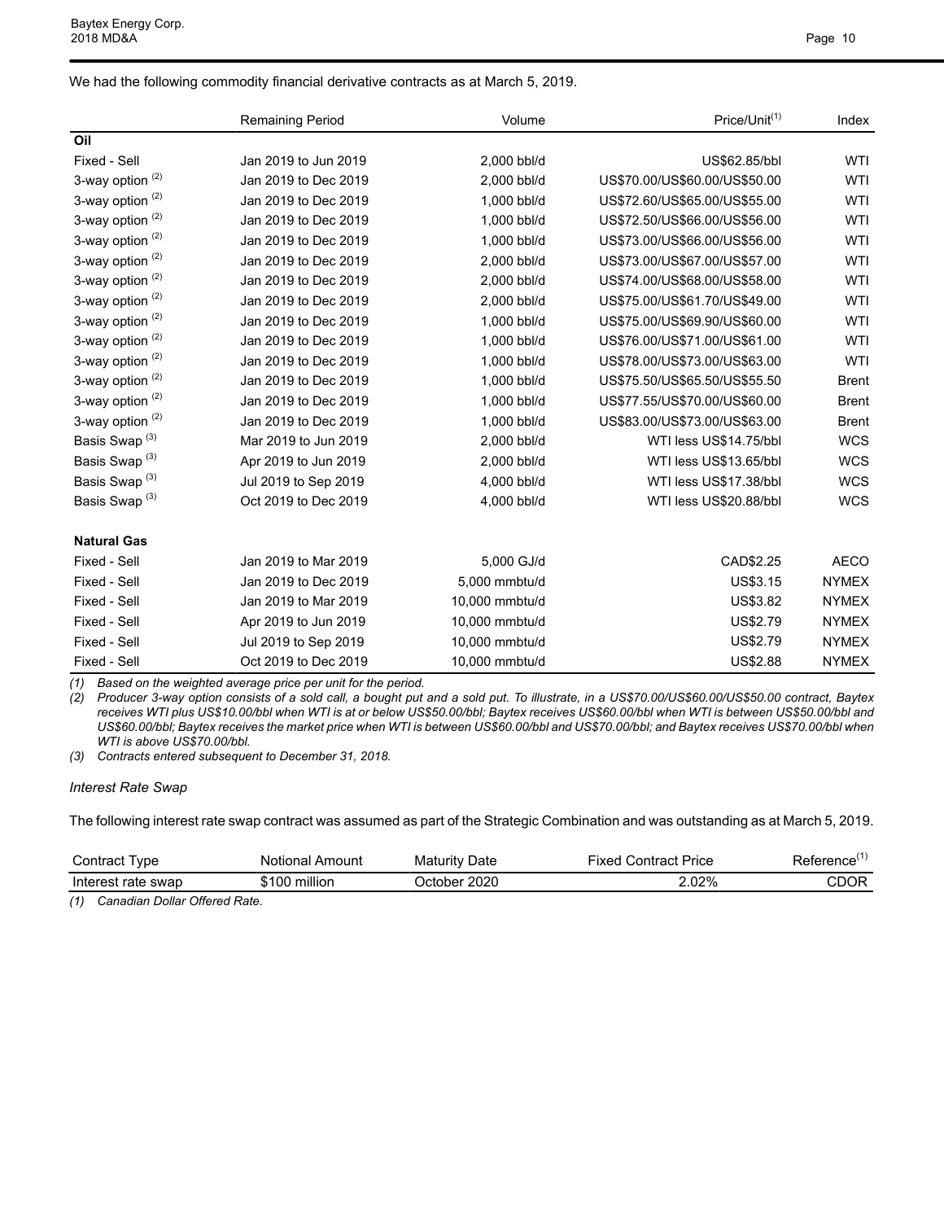We had the following commodity financial derivative contracts as at March 5, 2019.

| | Remaining Period | Volume | Price/Unit[(1)] | Index |
|---|---|---|---|---|
| **Oil** | | | | |
| Fixed - Sell | Jan 2019 to Jun 2019 | 2,000 bbl/d | US$62.85/bbl | WTI |
| 3-way option [(2)] | Jan 2019 to Dec 2019 | 2,000 bbl/d | US$70.00/US$60.00/US$50.00 | WTI |
| 3-way option [(2)] | Jan 2019 to Dec 2019 | 1,000 bbl/d | US$72.60/US$65.00/US$55.00 | WTI |
| 3-way option [(2)] | Jan 2019 to Dec 2019 | 1,000 bbl/d | US$72.50/US$66.00/US$56.00 | WTI |
| 3-way option [(2)] | Jan 2019 to Dec 2019 | 1,000 bbl/d | US$73.00/US$66.00/US$56.00 | WTI |
| 3-way option [(2)] | Jan 2019 to Dec 2019 | 2,000 bbl/d | US$73.00/US$67.00/US$57.00 | WTI |
| 3-way option [(2)] | Jan 2019 to Dec 2019 | 2,000 bbl/d | US$74.00/US$68.00/US$58.00 | WTI |
| 3-way option [(2)] | Jan 2019 to Dec 2019 | 2,000 bbl/d | US$75.00/US$61.70/US$49.00 | WTI |
| 3-way option [(2)] | Jan 2019 to Dec 2019 | 1,000 bbl/d | US$75.00/US$69.90/US$60.00 | WTI |
| 3-way option [(2)] | Jan 2019 to Dec 2019 | 1,000 bbl/d | US$76.00/US$71.00/US$61.00 | WTI |
| 3-way option [(2)] | Jan 2019 to Dec 2019 | 1,000 bbl/d | US$78.00/US$73.00/US$63.00 | WTI |
| 3-way option [(2)] | Jan 2019 to Dec 2019 | 1,000 bbl/d | US$75.50/US$65.50/US$55.50 | Brent |
| 3-way option [(2)] | Jan 2019 to Dec 2019 | 1,000 bbl/d | US$77.55/US$70.00/US$60.00 | Brent |
| 3-way option [(2)] | Jan 2019 to Dec 2019 | 1,000 bbl/d | US$83.00/US$73.00/US$63.00 | Brent |
| Basis Swap [(3)] | Mar 2019 to Jun 2019 | 2,000 bbl/d | WTI less US$14.75/bbl | WCS |
| Basis Swap [(3)] | Apr 2019 to Jun 2019 | 2,000 bbl/d | WTI less US$13.65/bbl | WCS |
| Basis Swap [(3)] | Jul 2019 to Sep 2019 | 4,000 bbl/d | WTI less US$17.38/bbl | WCS |
| Basis Swap [(3)] | Oct 2019 to Dec 2019 | 4,000 bbl/d | WTI less US$20.88/bbl | WCS |
| | | | | |
| **Natural Gas** | | | | |
| Fixed - Sell | Jan 2019 to Mar 2019 | 5,000 GJ/d | CAD$2.25 | AECO |
| Fixed - Sell | Jan 2019 to Dec 2019 | 5,000 mmbtu/d | US$3.15 | NYMEX |
| Fixed - Sell | Jan 2019 to Mar 2019 | 10,000 mmbtu/d | US$3.82 | NYMEX |
| Fixed - Sell | Apr 2019 to Jun 2019 | 10,000 mmbtu/d | US$2.79 | NYMEX |
| Fixed - Sell | Jul 2019 to Sep 2019 | 10,000 mmbtu/d | US$2.79 | NYMEX |
| Fixed - Sell | Oct 2019 to Dec 2019 | 10,000 mmbtu/d | US$2.88 | NYMEX |

*(1) Based on the weighted average price per unit for the period.*

*(2) Producer 3-way option consists of a sold call, a bought put and a sold put. To illustrate, in a US$70.00/US$60.00/US$50.00 contract, Baytex receives WTI plus US$10.00/bbl when WTI is at or below US$50.00/bbl; Baytex receives US$60.00/bbl when WTI is between US$50.00/bbl and US$60.00/bbl; Baytex receives the market price when WTI is between US$60.00/bbl and US$70.00/bbl; and Baytex receives US$70.00/bbl when WTI is above US$70.00/bbl.*

*(3) Contracts entered subsequent to December 31, 2018.*

*Interest Rate Swap*

The following interest rate swap contract was assumed as part of the Strategic Combination and was outstanding as at March 5, 2019.

| Contract Type | Notional Amount | Maturity Date | Fixed Contract Price | Reference[(1)] |
|---|---|---|---|---|
| Interest rate swap | $100 million | October 2020 | 2.02% | CDOR |

*(1) Canadian Dollar Offered Rate.*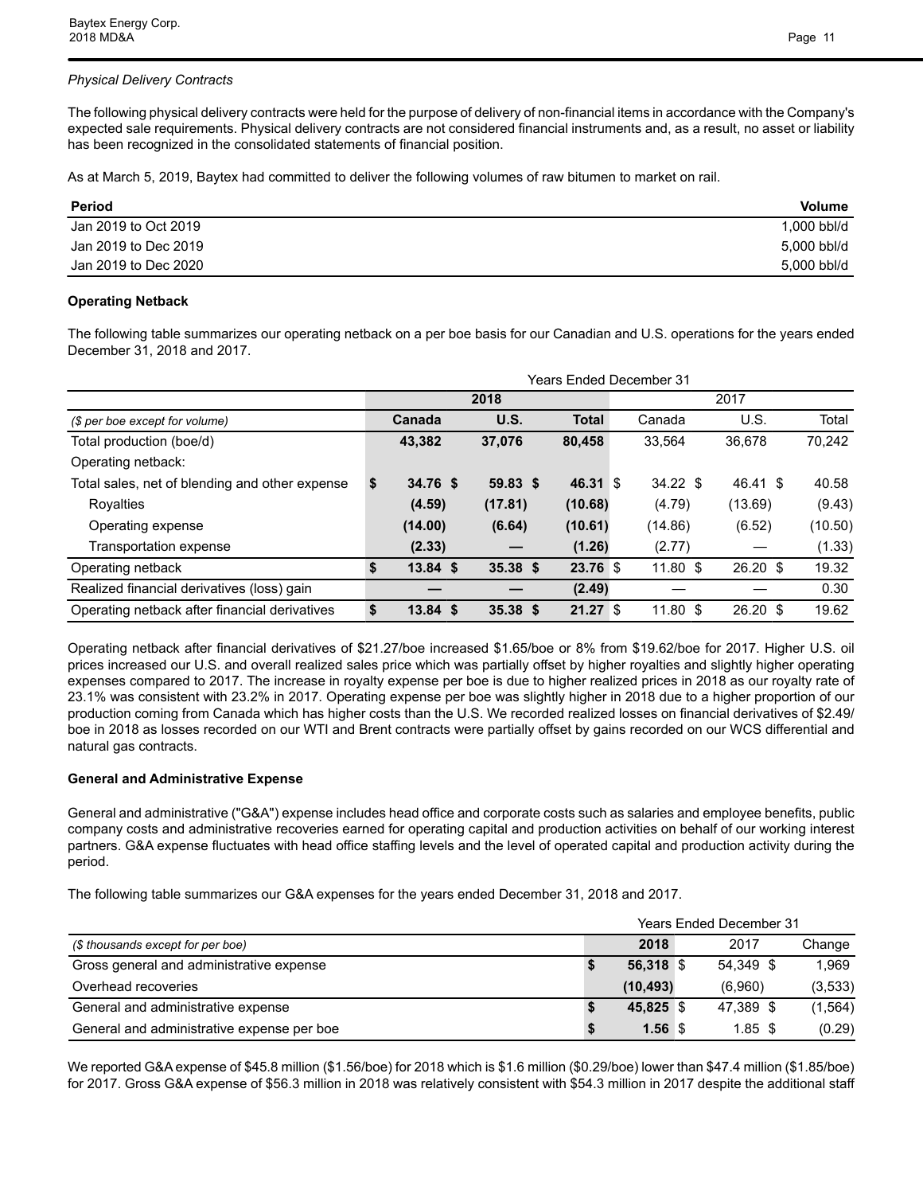*Physical Delivery Contracts*

The following physical delivery contracts were held for the purpose of delivery of non-financial items in accordance with the Company's expected sale requirements. Physical delivery contracts are not considered financial instruments and, as a result, no asset or liability has been recognized in the consolidated statements of financial position.

As at March 5, 2019, Baytex had committed to deliver the following volumes of raw bitumen to market on rail.

| Period | Volume |
|---|---|
| Jan 2019 to Oct 2019 | 1,000 bbl/d |
| Jan 2019 to Dec 2019 | 5,000 bbl/d |
| Jan 2019 to Dec 2020 | 5,000 bbl/d |

**Operating Netback**

The following table summarizes our operating netback on a per boe basis for our Canadian and U.S. operations for the years ended December 31, 2018 and 2017.

| | Years Ended December 31 | | | | | |
|---|---|---|---|---|---|---|
| | **2018** | | | 2017 | | |
| *($ per boe except for volume)* | **Canada** | **U.S.** | **Total** | Canada | U.S. | Total |
| Total production (boe/d) | **43,382** | **37,076** | **80,458** | 33,564 | 36,678 | 70,242 |
| Operating netback: | | | | | | |
| Total sales, net of blending and other expense | **$ 34.76** | **$ 59.83** | **$ 46.31** | $ 34.22 | $ 46.41 | $ 40.58 |
| Royalties | **(4.59)** | **(17.81)** | **(10.68)** | (4.79) | (13.69) | (9.43) |
| Operating expense | **(14.00)** | **(6.64)** | **(10.61)** | (14.86) | (6.52) | (10.50) |
| Transportation expense | **(2.33)** | **—** | **(1.26)** | (2.77) | — | (1.33) |
| Operating netback | **$ 13.84** | **$ 35.38** | **$ 23.76** | $ 11.80 | $ 26.20 | $ 19.32 |
| Realized financial derivatives (loss) gain | **—** | **—** | **(2.49)** | — | — | 0.30 |
| Operating netback after financial derivatives | **$ 13.84** | **$ 35.38** | **$ 21.27** | $ 11.80 | $ 26.20 | $ 19.62 |

Operating netback after financial derivatives of $21.27/boe increased $1.65/boe or 8% from $19.62/boe for 2017. Higher U.S. oil prices increased our U.S. and overall realized sales price which was partially offset by higher royalties and slightly higher operating expenses compared to 2017. The increase in royalty expense per boe is due to higher realized prices in 2018 as our royalty rate of 23.1% was consistent with 23.2% in 2017. Operating expense per boe was slightly higher in 2018 due to a higher proportion of our production coming from Canada which has higher costs than the U.S. We recorded realized losses on financial derivatives of $2.49/boe in 2018 as losses recorded on our WTI and Brent contracts were partially offset by gains recorded on our WCS differential and natural gas contracts.

**General and Administrative Expense**

General and administrative ("G&A") expense includes head office and corporate costs such as salaries and employee benefits, public company costs and administrative recoveries earned for operating capital and production activities on behalf of our working interest partners. G&A expense fluctuates with head office staffing levels and the level of operated capital and production activity during the period.

The following table summarizes our G&A expenses for the years ended December 31, 2018 and 2017.

| | Years Ended December 31 | | |
|---|---|---|---|
| *($ thousands except for per boe)* | **2018** | 2017 | Change |
| Gross general and administrative expense | **$ 56,318** | $ 54,349 | $ 1,969 |
| Overhead recoveries | **(10,493)** | (6,960) | (3,533) |
| General and administrative expense | **$ 45,825** | $ 47,389 | $ (1,564) |
| General and administrative expense per boe | **$ 1.56** | $ 1.85 | $ (0.29) |

We reported G&A expense of $45.8 million ($1.56/boe) for 2018 which is $1.6 million ($0.29/boe) lower than $47.4 million ($1.85/boe) for 2017. Gross G&A expense of $56.3 million in 2018 was relatively consistent with $54.3 million in 2017 despite the additional staff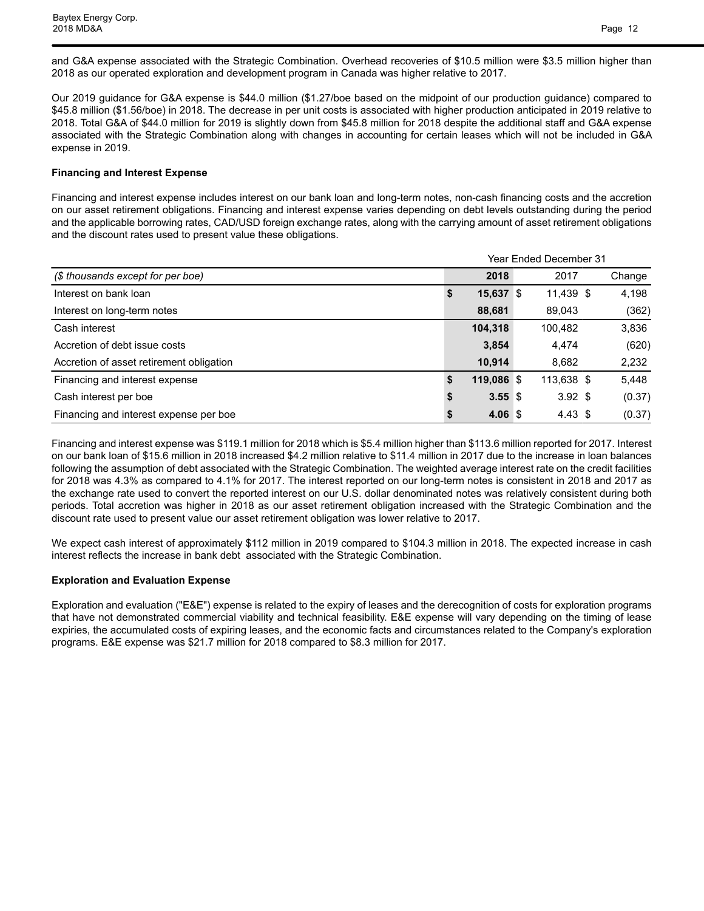and G&A expense associated with the Strategic Combination. Overhead recoveries of $10.5 million were $3.5 million higher than 2018 as our operated exploration and development program in Canada was higher relative to 2017.

Our 2019 guidance for G&A expense is $44.0 million ($1.27/boe based on the midpoint of our production guidance) compared to $45.8 million ($1.56/boe) in 2018. The decrease in per unit costs is associated with higher production anticipated in 2019 relative to 2018. Total G&A of $44.0 million for 2019 is slightly down from $45.8 million for 2018 despite the additional staff and G&A expense associated with the Strategic Combination along with changes in accounting for certain leases which will not be included in G&A expense in 2019.

**Financing and Interest Expense**

Financing and interest expense includes interest on our bank loan and long-term notes, non-cash financing costs and the accretion on our asset retirement obligations. Financing and interest expense varies depending on debt levels outstanding during the period and the applicable borrowing rates, CAD/USD foreign exchange rates, along with the carrying amount of asset retirement obligations and the discount rates used to present value these obligations.

| | Year Ended December 31 | | |
|---|---|---|---|
| *($ thousands except for per boe)* | **2018** | 2017 | Change |
| Interest on bank loan | **$ 15,637** | $ 11,439 | $ 4,198 |
| Interest on long-term notes | **88,681** | 89,043 | (362) |
| Cash interest | **104,318** | 100,482 | 3,836 |
| Accretion of debt issue costs | **3,854** | 4,474 | (620) |
| Accretion of asset retirement obligation | **10,914** | 8,682 | 2,232 |
| Financing and interest expense | **$ 119,086** | $ 113,638 | $ 5,448 |
| Cash interest per boe | **$ 3.55** | $ 3.92 | $ (0.37) |
| Financing and interest expense per boe | **$ 4.06** | $ 4.43 | $ (0.37) |

Financing and interest expense was $119.1 million for 2018 which is $5.4 million higher than $113.6 million reported for 2017. Interest on our bank loan of $15.6 million in 2018 increased $4.2 million relative to $11.4 million in 2017 due to the increase in loan balances following the assumption of debt associated with the Strategic Combination. The weighted average interest rate on the credit facilities for 2018 was 4.3% as compared to 4.1% for 2017. The interest reported on our long-term notes is consistent in 2018 and 2017 as the exchange rate used to convert the reported interest on our U.S. dollar denominated notes was relatively consistent during both periods. Total accretion was higher in 2018 as our asset retirement obligation increased with the Strategic Combination and the discount rate used to present value our asset retirement obligation was lower relative to 2017.

We expect cash interest of approximately $112 million in 2019 compared to $104.3 million in 2018. The expected increase in cash interest reflects the increase in bank debt associated with the Strategic Combination.

**Exploration and Evaluation Expense**

Exploration and evaluation ("E&E") expense is related to the expiry of leases and the derecognition of costs for exploration programs that have not demonstrated commercial viability and technical feasibility. E&E expense will vary depending on the timing of lease expiries, the accumulated costs of expiring leases, and the economic facts and circumstances related to the Company's exploration programs. E&E expense was $21.7 million for 2018 compared to $8.3 million for 2017.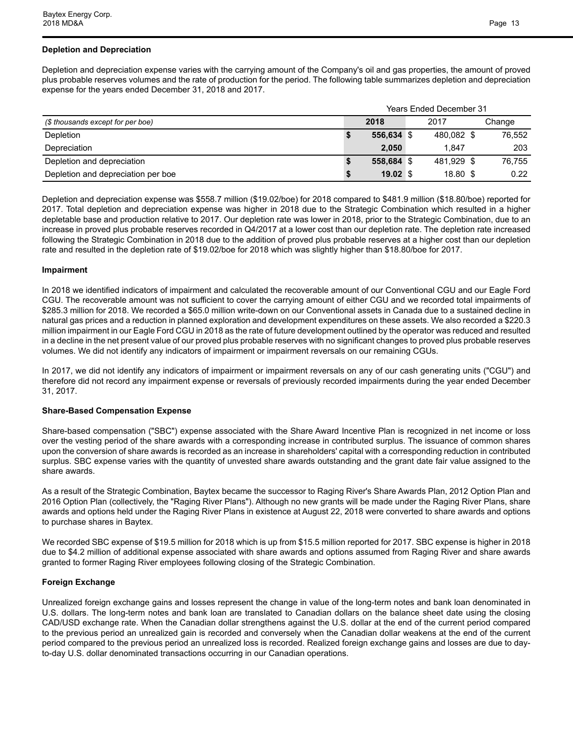### Depletion and Depreciation

Depletion and depreciation expense varies with the carrying amount of the Company's oil and gas properties, the amount of proved plus probable reserves volumes and the rate of production for the period. The following table summarizes depletion and depreciation expense for the years ended December 31, 2018 and 2017.

| | Years Ended December 31 | | |
|---|---|---|---|
| *($ thousands except for per boe)* | **2018** | 2017 | Change |
| Depletion | **$ 556,634** | $ 480,082 | $ 76,552 |
| Depreciation | **2,050** | 1,847 | 203 |
| Depletion and depreciation | **$ 558,684** | $ 481,929 | $ 76,755 |
| Depletion and depreciation per boe | **$ 19.02** | $ 18.80 | $ 0.22 |

Depletion and depreciation expense was $558.7 million ($19.02/boe) for 2018 compared to $481.9 million ($18.80/boe) reported for 2017. Total depletion and depreciation expense was higher in 2018 due to the Strategic Combination which resulted in a higher depletable base and production relative to 2017. Our depletion rate was lower in 2018, prior to the Strategic Combination, due to an increase in proved plus probable reserves recorded in Q4/2017 at a lower cost than our depletion rate. The depletion rate increased following the Strategic Combination in 2018 due to the addition of proved plus probable reserves at a higher cost than our depletion rate and resulted in the depletion rate of $19.02/boe for 2018 which was slightly higher than $18.80/boe for 2017.

### Impairment

In 2018 we identified indicators of impairment and calculated the recoverable amount of our Conventional CGU and our Eagle Ford CGU. The recoverable amount was not sufficient to cover the carrying amount of either CGU and we recorded total impairments of $285.3 million for 2018. We recorded a $65.0 million write-down on our Conventional assets in Canada due to a sustained decline in natural gas prices and a reduction in planned exploration and development expenditures on these assets. We also recorded a $220.3 million impairment in our Eagle Ford CGU in 2018 as the rate of future development outlined by the operator was reduced and resulted in a decline in the net present value of our proved plus probable reserves with no significant changes to proved plus probable reserves volumes. We did not identify any indicators of impairment or impairment reversals on our remaining CGUs.

In 2017, we did not identify any indicators of impairment or impairment reversals on any of our cash generating units ("CGU") and therefore did not record any impairment expense or reversals of previously recorded impairments during the year ended December 31, 2017.

### Share-Based Compensation Expense

Share-based compensation ("SBC") expense associated with the Share Award Incentive Plan is recognized in net income or loss over the vesting period of the share awards with a corresponding increase in contributed surplus. The issuance of common shares upon the conversion of share awards is recorded as an increase in shareholders' capital with a corresponding reduction in contributed surplus. SBC expense varies with the quantity of unvested share awards outstanding and the grant date fair value assigned to the share awards.

As a result of the Strategic Combination, Baytex became the successor to Raging River's Share Awards Plan, 2012 Option Plan and 2016 Option Plan (collectively, the "Raging River Plans"). Although no new grants will be made under the Raging River Plans, share awards and options held under the Raging River Plans in existence at August 22, 2018 were converted to share awards and options to purchase shares in Baytex.

We recorded SBC expense of $19.5 million for 2018 which is up from $15.5 million reported for 2017. SBC expense is higher in 2018 due to $4.2 million of additional expense associated with share awards and options assumed from Raging River and share awards granted to former Raging River employees following closing of the Strategic Combination.

### Foreign Exchange

Unrealized foreign exchange gains and losses represent the change in value of the long-term notes and bank loan denominated in U.S. dollars. The long-term notes and bank loan are translated to Canadian dollars on the balance sheet date using the closing CAD/USD exchange rate. When the Canadian dollar strengthens against the U.S. dollar at the end of the current period compared to the previous period an unrealized gain is recorded and conversely when the Canadian dollar weakens at the end of the current period compared to the previous period an unrealized loss is recorded. Realized foreign exchange gains and losses are due to day-to-day U.S. dollar denominated transactions occurring in our Canadian operations.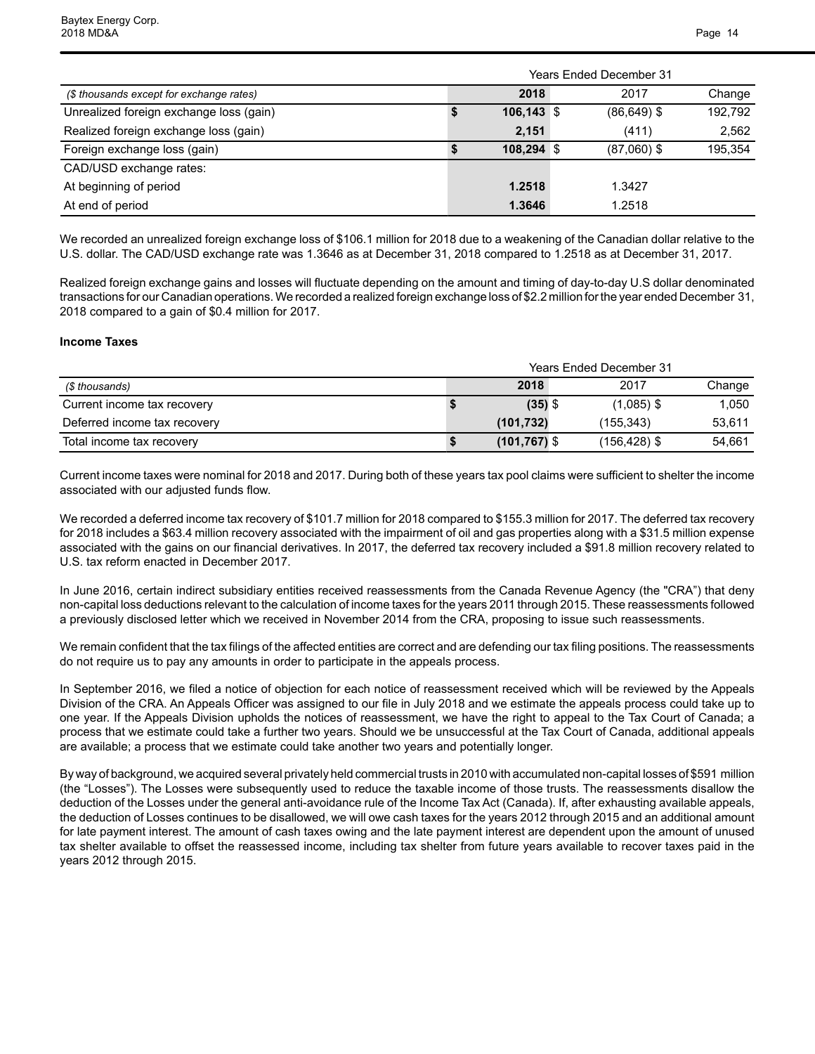| ($ thousands except for exchange rates) | Years Ended December 31 | | |
|---|---|---|---|
| | 2018 | 2017 | Change |
| Unrealized foreign exchange loss (gain) | $ 106,143 | $ (86,649) | $ 192,792 |
| Realized foreign exchange loss (gain) | 2,151 | (411) | 2,562 |
| Foreign exchange loss (gain) | $ 108,294 | $ (87,060) | $ 195,354 |
| CAD/USD exchange rates: | | | |
| At beginning of period | 1.2518 | 1.3427 | |
| At end of period | 1.3646 | 1.2518 | |

We recorded an unrealized foreign exchange loss of $106.1 million for 2018 due to a weakening of the Canadian dollar relative to the U.S. dollar. The CAD/USD exchange rate was 1.3646 as at December 31, 2018 compared to 1.2518 as at December 31, 2017.

Realized foreign exchange gains and losses will fluctuate depending on the amount and timing of day-to-day U.S dollar denominated transactions for our Canadian operations. We recorded a realized foreign exchange loss of $2.2 million for the year ended December 31, 2018 compared to a gain of $0.4 million for 2017.

**Income Taxes**

| ($ thousands) | Years Ended December 31 | | |
|---|---|---|---|
| | 2018 | 2017 | Change |
| Current income tax recovery | $ (35) | $ (1,085) | $ 1,050 |
| Deferred income tax recovery | (101,732) | (155,343) | 53,611 |
| Total income tax recovery | $ (101,767) | $ (156,428) | $ 54,661 |

Current income taxes were nominal for 2018 and 2017. During both of these years tax pool claims were sufficient to shelter the income associated with our adjusted funds flow.

We recorded a deferred income tax recovery of $101.7 million for 2018 compared to $155.3 million for 2017. The deferred tax recovery for 2018 includes a $63.4 million recovery associated with the impairment of oil and gas properties along with a $31.5 million expense associated with the gains on our financial derivatives. In 2017, the deferred tax recovery included a $91.8 million recovery related to U.S. tax reform enacted in December 2017.

In June 2016, certain indirect subsidiary entities received reassessments from the Canada Revenue Agency (the "CRA") that deny non-capital loss deductions relevant to the calculation of income taxes for the years 2011 through 2015. These reassessments followed a previously disclosed letter which we received in November 2014 from the CRA, proposing to issue such reassessments.

We remain confident that the tax filings of the affected entities are correct and are defending our tax filing positions. The reassessments do not require us to pay any amounts in order to participate in the appeals process.

In September 2016, we filed a notice of objection for each notice of reassessment received which will be reviewed by the Appeals Division of the CRA. An Appeals Officer was assigned to our file in July 2018 and we estimate the appeals process could take up to one year. If the Appeals Division upholds the notices of reassessment, we have the right to appeal to the Tax Court of Canada; a process that we estimate could take a further two years. Should we be unsuccessful at the Tax Court of Canada, additional appeals are available; a process that we estimate could take another two years and potentially longer.

By way of background, we acquired several privately held commercial trusts in 2010 with accumulated non-capital losses of $591 million (the "Losses"). The Losses were subsequently used to reduce the taxable income of those trusts. The reassessments disallow the deduction of the Losses under the general anti-avoidance rule of the Income Tax Act (Canada). If, after exhausting available appeals, the deduction of Losses continues to be disallowed, we will owe cash taxes for the years 2012 through 2015 and an additional amount for late payment interest. The amount of cash taxes owing and the late payment interest are dependent upon the amount of unused tax shelter available to offset the reassessed income, including tax shelter from future years available to recover taxes paid in the years 2012 through 2015.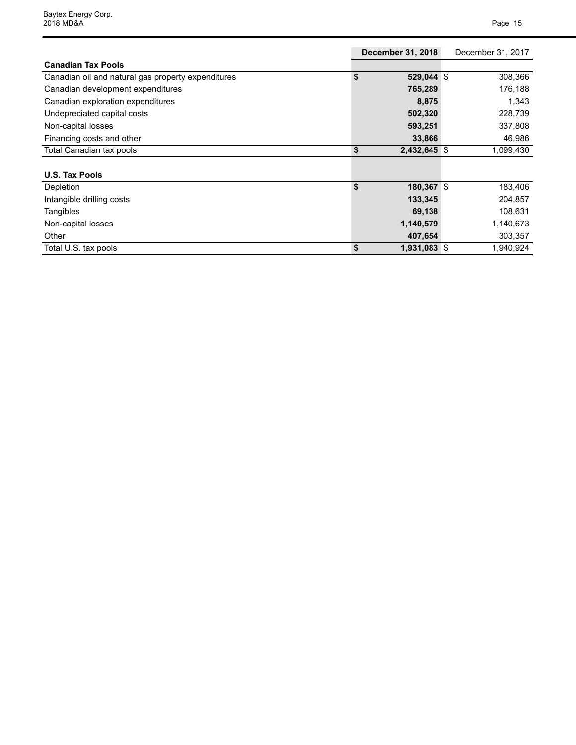| | **December 31, 2018** | December 31, 2017 |
|---|---|---|
| **Canadian Tax Pools** | | |
| Canadian oil and natural gas property expenditures | **$ 529,044** | $ 308,366 |
| Canadian development expenditures | **765,289** | 176,188 |
| Canadian exploration expenditures | **8,875** | 1,343 |
| Undepreciated capital costs | **502,320** | 228,739 |
| Non-capital losses | **593,251** | 337,808 |
| Financing costs and other | **33,866** | 46,986 |
| Total Canadian tax pools | **$ 2,432,645** | $ 1,099,430 |
| | | |
| **U.S. Tax Pools** | | |
| Depletion | **$ 180,367** | $ 183,406 |
| Intangible drilling costs | **133,345** | 204,857 |
| Tangibles | **69,138** | 108,631 |
| Non-capital losses | **1,140,579** | 1,140,673 |
| Other | **407,654** | 303,357 |
| Total U.S. tax pools | **$ 1,931,083** | $ 1,940,924 |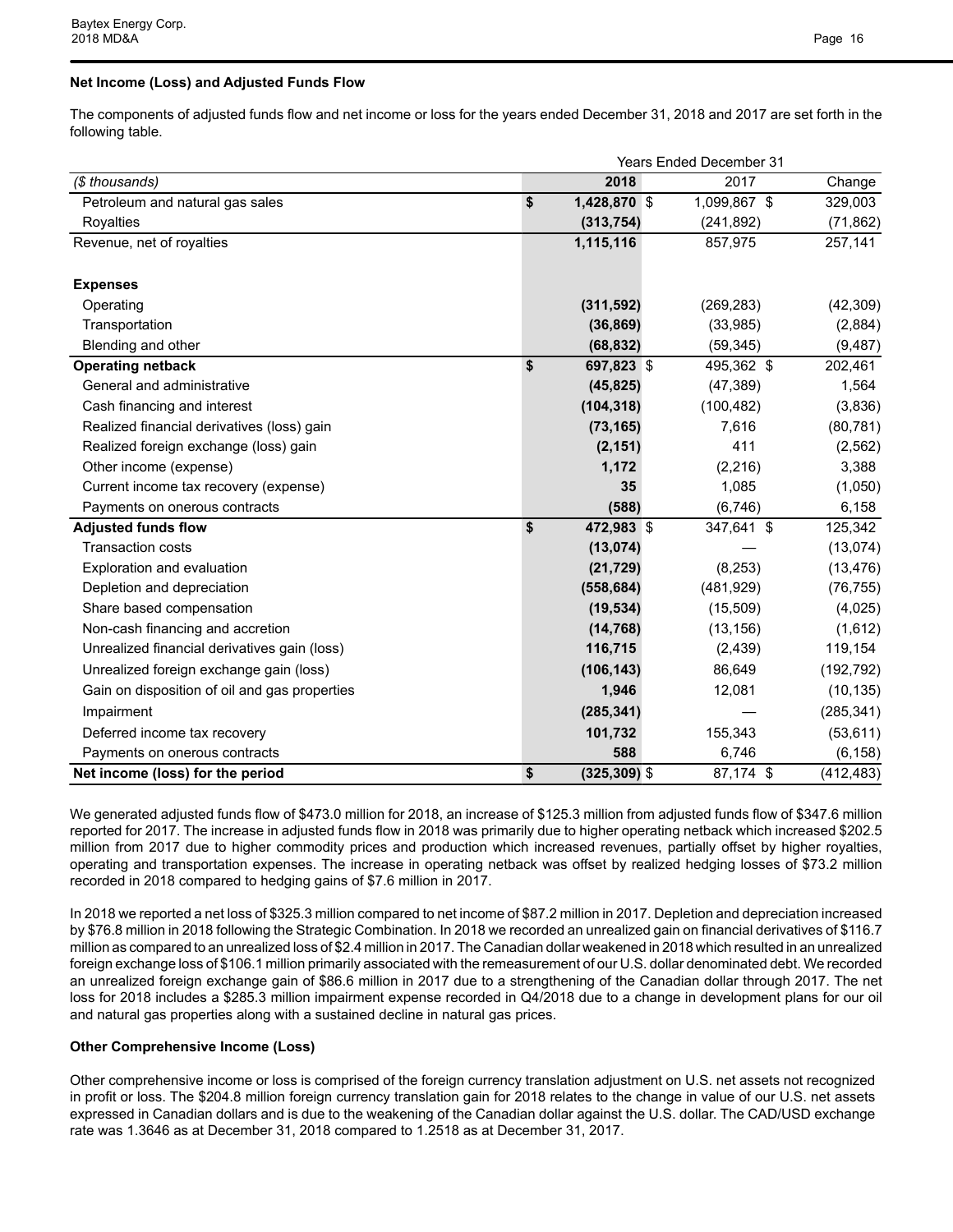### Net Income (Loss) and Adjusted Funds Flow

The components of adjusted funds flow and net income or loss for the years ended December 31, 2018 and 2017 are set forth in the following table.

| | Years Ended December 31 | | |
|---|---|---|---|
| *($ thousands)* | **2018** | 2017 | Change |
| Petroleum and natural gas sales | **$ 1,428,870** | $ 1,099,867 | $ 329,003 |
| Royalties | **(313,754)** | (241,892) | (71,862) |
| Revenue, net of royalties | **1,115,116** | 857,975 | 257,141 |
| | | | |
| **Expenses** | | | |
| Operating | **(311,592)** | (269,283) | (42,309) |
| Transportation | **(36,869)** | (33,985) | (2,884) |
| Blending and other | **(68,832)** | (59,345) | (9,487) |
| **Operating netback** | **$ 697,823** | $ 495,362 | $ 202,461 |
| General and administrative | **(45,825)** | (47,389) | 1,564 |
| Cash financing and interest | **(104,318)** | (100,482) | (3,836) |
| Realized financial derivatives (loss) gain | **(73,165)** | 7,616 | (80,781) |
| Realized foreign exchange (loss) gain | **(2,151)** | 411 | (2,562) |
| Other income (expense) | **1,172** | (2,216) | 3,388 |
| Current income tax recovery (expense) | **35** | 1,085 | (1,050) |
| Payments on onerous contracts | **(588)** | (6,746) | 6,158 |
| **Adjusted funds flow** | **$ 472,983** | $ 347,641 | $ 125,342 |
| Transaction costs | **(13,074)** | — | (13,074) |
| Exploration and evaluation | **(21,729)** | (8,253) | (13,476) |
| Depletion and depreciation | **(558,684)** | (481,929) | (76,755) |
| Share based compensation | **(19,534)** | (15,509) | (4,025) |
| Non-cash financing and accretion | **(14,768)** | (13,156) | (1,612) |
| Unrealized financial derivatives gain (loss) | **116,715** | (2,439) | 119,154 |
| Unrealized foreign exchange gain (loss) | **(106,143)** | 86,649 | (192,792) |
| Gain on disposition of oil and gas properties | **1,946** | 12,081 | (10,135) |
| Impairment | **(285,341)** | — | (285,341) |
| Deferred income tax recovery | **101,732** | 155,343 | (53,611) |
| Payments on onerous contracts | **588** | 6,746 | (6,158) |
| **Net income (loss) for the period** | **$ (325,309)** | $ 87,174 | $ (412,483) |

We generated adjusted funds flow of $473.0 million for 2018, an increase of $125.3 million from adjusted funds flow of $347.6 million reported for 2017. The increase in adjusted funds flow in 2018 was primarily due to higher operating netback which increased $202.5 million from 2017 due to higher commodity prices and production which increased revenues, partially offset by higher royalties, operating and transportation expenses. The increase in operating netback was offset by realized hedging losses of $73.2 million recorded in 2018 compared to hedging gains of $7.6 million in 2017.

In 2018 we reported a net loss of $325.3 million compared to net income of $87.2 million in 2017. Depletion and depreciation increased by $76.8 million in 2018 following the Strategic Combination. In 2018 we recorded an unrealized gain on financial derivatives of $116.7 million as compared to an unrealized loss of $2.4 million in 2017. The Canadian dollar weakened in 2018 which resulted in an unrealized foreign exchange loss of $106.1 million primarily associated with the remeasurement of our U.S. dollar denominated debt. We recorded an unrealized foreign exchange gain of $86.6 million in 2017 due to a strengthening of the Canadian dollar through 2017. The net loss for 2018 includes a $285.3 million impairment expense recorded in Q4/2018 due to a change in development plans for our oil and natural gas properties along with a sustained decline in natural gas prices.

### Other Comprehensive Income (Loss)

Other comprehensive income or loss is comprised of the foreign currency translation adjustment on U.S. net assets not recognized in profit or loss. The $204.8 million foreign currency translation gain for 2018 relates to the change in value of our U.S. net assets expressed in Canadian dollars and is due to the weakening of the Canadian dollar against the U.S. dollar. The CAD/USD exchange rate was 1.3646 as at December 31, 2018 compared to 1.2518 as at December 31, 2017.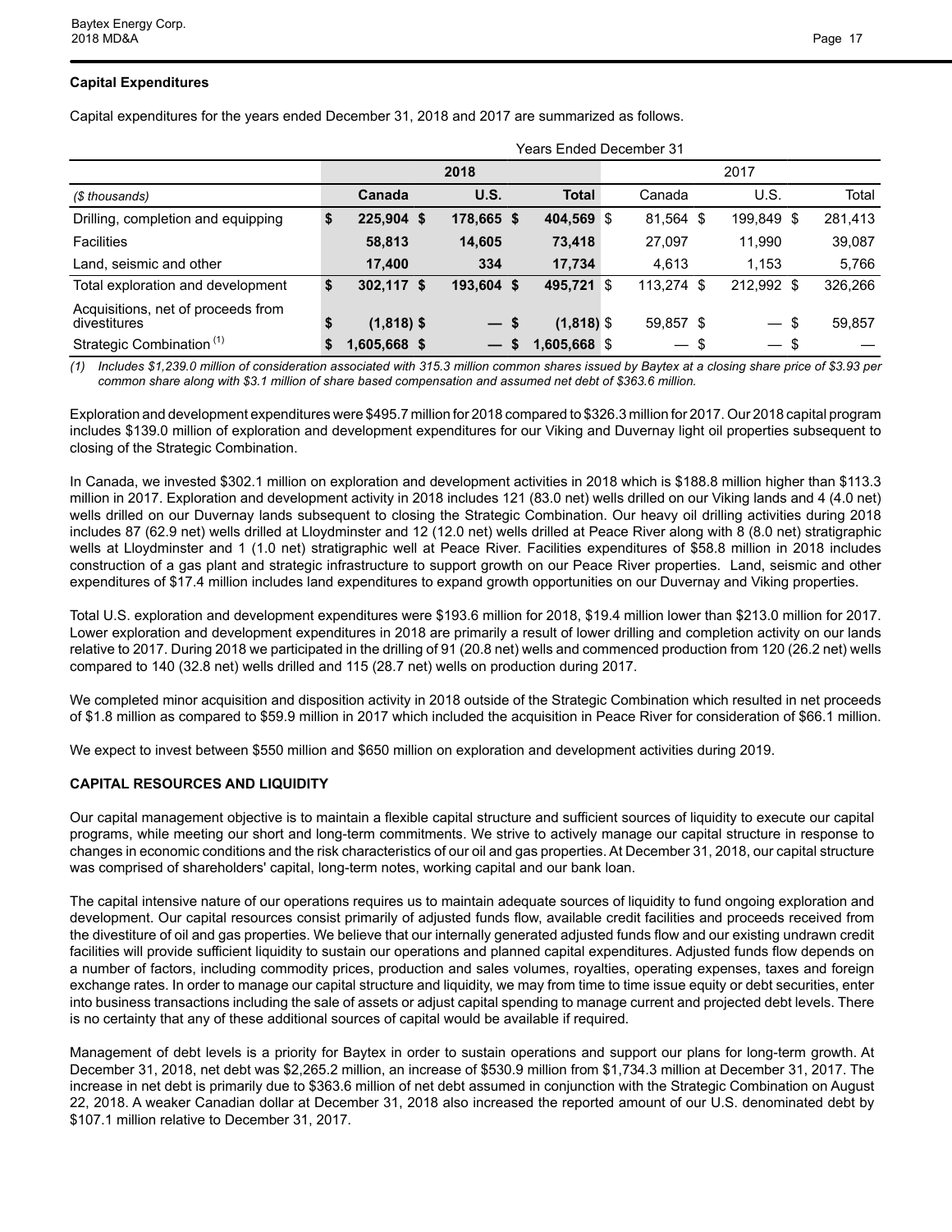**Capital Expenditures**

Capital expenditures for the years ended December 31, 2018 and 2017 are summarized as follows.

| | Years Ended December 31 | | | | | |
|---|---|---|---|---|---|---|
| | 2018 | | | 2017 | | |
| ($ thousands) | Canada | U.S. | Total | Canada | U.S. | Total |
| Drilling, completion and equipping | $ 225,904 | $ 178,665 | $ 404,569 | $ 81,564 | $ 199,849 | $ 281,413 |
| Facilities | 58,813 | 14,605 | 73,418 | 27,097 | 11,990 | 39,087 |
| Land, seismic and other | 17,400 | 334 | 17,734 | 4,613 | 1,153 | 5,766 |
| Total exploration and development | $ 302,117 | $ 193,604 | $ 495,721 | $ 113,274 | $ 212,992 | $ 326,266 |
| Acquisitions, net of proceeds from divestitures | $ (1,818) | $ — | $ (1,818) | $ 59,857 | $ — | $ 59,857 |
| Strategic Combination [1] | $ 1,605,668 | $ — | $ 1,605,668 | $ — | $ — | $ — |

*(1) Includes $1,239.0 million of consideration associated with 315.3 million common shares issued by Baytex at a closing share price of $3.93 per common share along with $3.1 million of share based compensation and assumed net debt of $363.6 million.*

Exploration and development expenditures were $495.7 million for 2018 compared to $326.3 million for 2017. Our 2018 capital program includes $139.0 million of exploration and development expenditures for our Viking and Duvernay light oil properties subsequent to closing of the Strategic Combination.

In Canada, we invested $302.1 million on exploration and development activities in 2018 which is $188.8 million higher than $113.3 million in 2017. Exploration and development activity in 2018 includes 121 (83.0 net) wells drilled on our Viking lands and 4 (4.0 net) wells drilled on our Duvernay lands subsequent to closing the Strategic Combination. Our heavy oil drilling activities during 2018 includes 87 (62.9 net) wells drilled at Lloydminster and 12 (12.0 net) wells drilled at Peace River along with 8 (8.0 net) stratigraphic wells at Lloydminster and 1 (1.0 net) stratigraphic well at Peace River. Facilities expenditures of $58.8 million in 2018 includes construction of a gas plant and strategic infrastructure to support growth on our Peace River properties. Land, seismic and other expenditures of $17.4 million includes land expenditures to expand growth opportunities on our Duvernay and Viking properties.

Total U.S. exploration and development expenditures were $193.6 million for 2018, $19.4 million lower than $213.0 million for 2017. Lower exploration and development expenditures in 2018 are primarily a result of lower drilling and completion activity on our lands relative to 2017. During 2018 we participated in the drilling of 91 (20.8 net) wells and commenced production from 120 (26.2 net) wells compared to 140 (32.8 net) wells drilled and 115 (28.7 net) wells on production during 2017.

We completed minor acquisition and disposition activity in 2018 outside of the Strategic Combination which resulted in net proceeds of $1.8 million as compared to $59.9 million in 2017 which included the acquisition in Peace River for consideration of $66.1 million.

We expect to invest between $550 million and $650 million on exploration and development activities during 2019.

## CAPITAL RESOURCES AND LIQUIDITY

Our capital management objective is to maintain a flexible capital structure and sufficient sources of liquidity to execute our capital programs, while meeting our short and long-term commitments. We strive to actively manage our capital structure in response to changes in economic conditions and the risk characteristics of our oil and gas properties. At December 31, 2018, our capital structure was comprised of shareholders' capital, long-term notes, working capital and our bank loan.

The capital intensive nature of our operations requires us to maintain adequate sources of liquidity to fund ongoing exploration and development. Our capital resources consist primarily of adjusted funds flow, available credit facilities and proceeds received from the divestiture of oil and gas properties. We believe that our internally generated adjusted funds flow and our existing undrawn credit facilities will provide sufficient liquidity to sustain our operations and planned capital expenditures. Adjusted funds flow depends on a number of factors, including commodity prices, production and sales volumes, royalties, operating expenses, taxes and foreign exchange rates. In order to manage our capital structure and liquidity, we may from time to time issue equity or debt securities, enter into business transactions including the sale of assets or adjust capital spending to manage current and projected debt levels. There is no certainty that any of these additional sources of capital would be available if required.

Management of debt levels is a priority for Baytex in order to sustain operations and support our plans for long-term growth. At December 31, 2018, net debt was $2,265.2 million, an increase of $530.9 million from $1,734.3 million at December 31, 2017. The increase in net debt is primarily due to $363.6 million of net debt assumed in conjunction with the Strategic Combination on August 22, 2018. A weaker Canadian dollar at December 31, 2018 also increased the reported amount of our U.S. denominated debt by $107.1 million relative to December 31, 2017.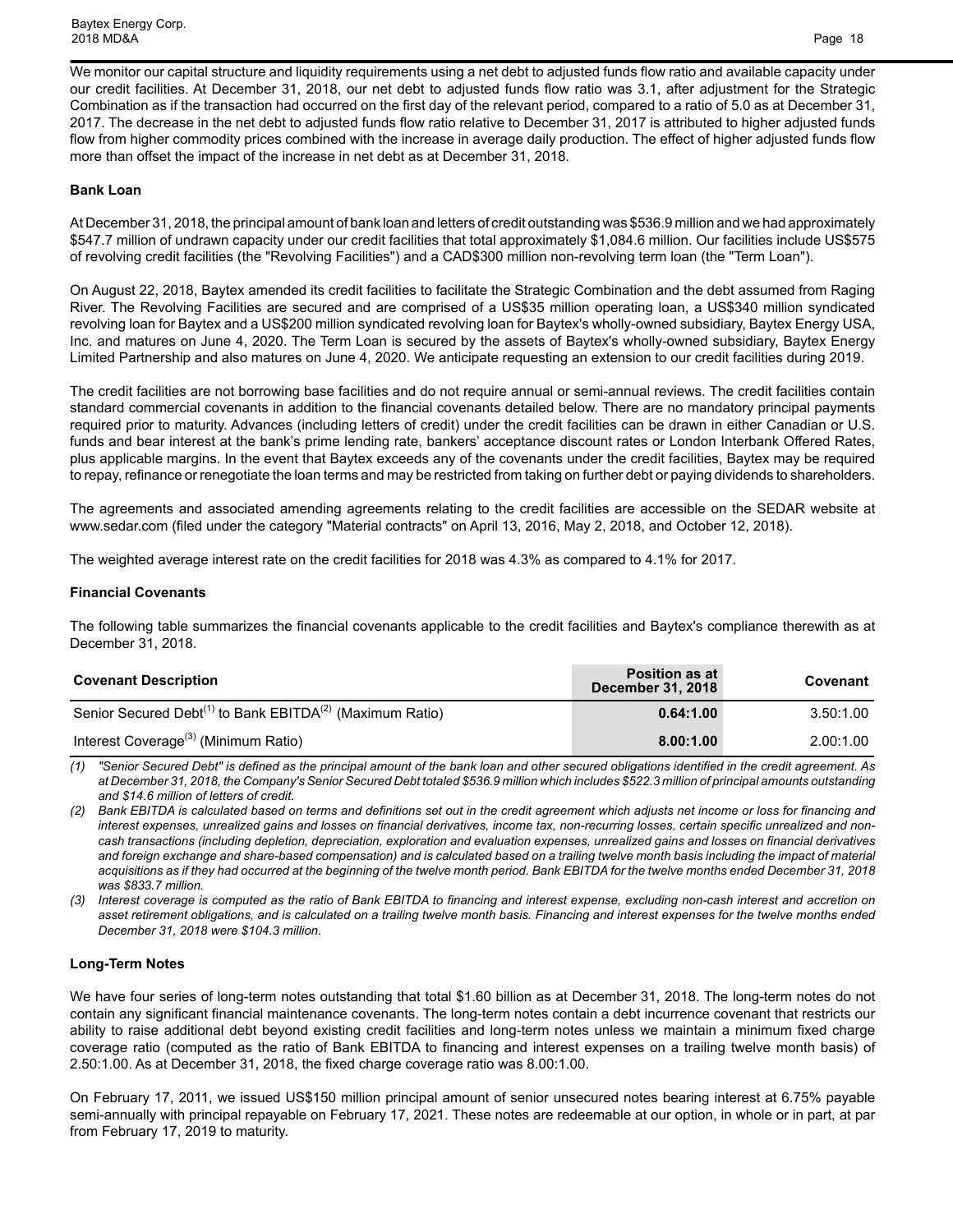We monitor our capital structure and liquidity requirements using a net debt to adjusted funds flow ratio and available capacity under our credit facilities. At December 31, 2018, our net debt to adjusted funds flow ratio was 3.1, after adjustment for the Strategic Combination as if the transaction had occurred on the first day of the relevant period, compared to a ratio of 5.0 as at December 31, 2017. The decrease in the net debt to adjusted funds flow ratio relative to December 31, 2017 is attributed to higher adjusted funds flow from higher commodity prices combined with the increase in average daily production. The effect of higher adjusted funds flow more than offset the impact of the increase in net debt as at December 31, 2018.

**Bank Loan**

At December 31, 2018, the principal amount of bank loan and letters of credit outstanding was $536.9 million and we had approximately $547.7 million of undrawn capacity under our credit facilities that total approximately $1,084.6 million. Our facilities include US$575 of revolving credit facilities (the "Revolving Facilities") and a CAD$300 million non-revolving term loan (the "Term Loan").

On August 22, 2018, Baytex amended its credit facilities to facilitate the Strategic Combination and the debt assumed from Raging River. The Revolving Facilities are secured and are comprised of a US$35 million operating loan, a US$340 million syndicated revolving loan for Baytex and a US$200 million syndicated revolving loan for Baytex's wholly-owned subsidiary, Baytex Energy USA, Inc. and matures on June 4, 2020. The Term Loan is secured by the assets of Baytex's wholly-owned subsidiary, Baytex Energy Limited Partnership and also matures on June 4, 2020. We anticipate requesting an extension to our credit facilities during 2019.

The credit facilities are not borrowing base facilities and do not require annual or semi-annual reviews. The credit facilities contain standard commercial covenants in addition to the financial covenants detailed below. There are no mandatory principal payments required prior to maturity. Advances (including letters of credit) under the credit facilities can be drawn in either Canadian or U.S. funds and bear interest at the bank's prime lending rate, bankers' acceptance discount rates or London Interbank Offered Rates, plus applicable margins. In the event that Baytex exceeds any of the covenants under the credit facilities, Baytex may be required to repay, refinance or renegotiate the loan terms and may be restricted from taking on further debt or paying dividends to shareholders.

The agreements and associated amending agreements relating to the credit facilities are accessible on the SEDAR website at www.sedar.com (filed under the category "Material contracts" on April 13, 2016, May 2, 2018, and October 12, 2018).

The weighted average interest rate on the credit facilities for 2018 was 4.3% as compared to 4.1% for 2017.

**Financial Covenants**

The following table summarizes the financial covenants applicable to the credit facilities and Baytex's compliance therewith as at December 31, 2018.

| Covenant Description | Position as at December 31, 2018 | Covenant |
|---|---|---|
| Senior Secured Debt[1] to Bank EBITDA[2] (Maximum Ratio) | **0.64:1.00** | 3.50:1.00 |
| Interest Coverage[3] (Minimum Ratio) | **8.00:1.00** | 2.00:1.00 |

*(1) "Senior Secured Debt" is defined as the principal amount of the bank loan and other secured obligations identified in the credit agreement. As at December 31, 2018, the Company's Senior Secured Debt totaled $536.9 million which includes $522.3 million of principal amounts outstanding and $14.6 million of letters of credit.*

*(2) Bank EBITDA is calculated based on terms and definitions set out in the credit agreement which adjusts net income or loss for financing and interest expenses, unrealized gains and losses on financial derivatives, income tax, non-recurring losses, certain specific unrealized and non-cash transactions (including depletion, depreciation, exploration and evaluation expenses, unrealized gains and losses on financial derivatives and foreign exchange and share-based compensation) and is calculated based on a trailing twelve month basis including the impact of material acquisitions as if they had occurred at the beginning of the twelve month period. Bank EBITDA for the twelve months ended December 31, 2018 was $833.7 million.*

*(3) Interest coverage is computed as the ratio of Bank EBITDA to financing and interest expense, excluding non-cash interest and accretion on asset retirement obligations, and is calculated on a trailing twelve month basis. Financing and interest expenses for the twelve months ended December 31, 2018 were $104.3 million.*

**Long-Term Notes**

We have four series of long-term notes outstanding that total $1.60 billion as at December 31, 2018. The long-term notes do not contain any significant financial maintenance covenants. The long-term notes contain a debt incurrence covenant that restricts our ability to raise additional debt beyond existing credit facilities and long-term notes unless we maintain a minimum fixed charge coverage ratio (computed as the ratio of Bank EBITDA to financing and interest expenses on a trailing twelve month basis) of 2.50:1.00. As at December 31, 2018, the fixed charge coverage ratio was 8.00:1.00.

On February 17, 2011, we issued US$150 million principal amount of senior unsecured notes bearing interest at 6.75% payable semi-annually with principal repayable on February 17, 2021. These notes are redeemable at our option, in whole or in part, at par from February 17, 2019 to maturity.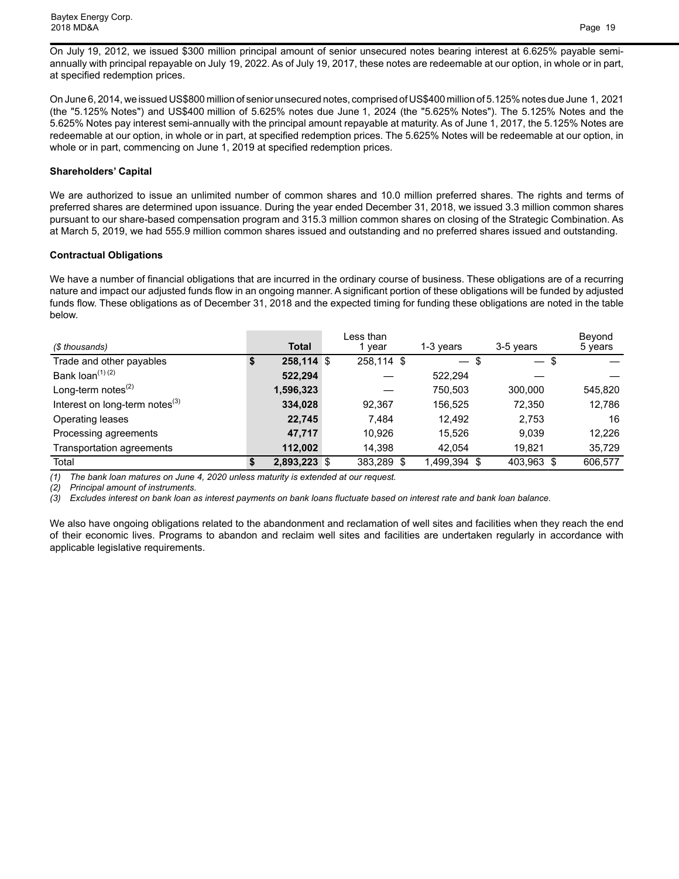On July 19, 2012, we issued $300 million principal amount of senior unsecured notes bearing interest at 6.625% payable semi-annually with principal repayable on July 19, 2022. As of July 19, 2017, these notes are redeemable at our option, in whole or in part, at specified redemption prices.

On June 6, 2014, we issued US$800 million of senior unsecured notes, comprised of US$400 million of 5.125% notes due June 1, 2021 (the "5.125% Notes") and US$400 million of 5.625% notes due June 1, 2024 (the "5.625% Notes"). The 5.125% Notes and the 5.625% Notes pay interest semi-annually with the principal amount repayable at maturity. As of June 1, 2017, the 5.125% Notes are redeemable at our option, in whole or in part, at specified redemption prices. The 5.625% Notes will be redeemable at our option, in whole or in part, commencing on June 1, 2019 at specified redemption prices.

**Shareholders' Capital**

We are authorized to issue an unlimited number of common shares and 10.0 million preferred shares. The rights and terms of preferred shares are determined upon issuance. During the year ended December 31, 2018, we issued 3.3 million common shares pursuant to our share-based compensation program and 315.3 million common shares on closing of the Strategic Combination. As at March 5, 2019, we had 555.9 million common shares issued and outstanding and no preferred shares issued and outstanding.

**Contractual Obligations**

We have a number of financial obligations that are incurred in the ordinary course of business. These obligations are of a recurring nature and impact our adjusted funds flow in an ongoing manner. A significant portion of these obligations will be funded by adjusted funds flow. These obligations as of December 31, 2018 and the expected timing for funding these obligations are noted in the table below.

| *($ thousands)* | **Total** | Less than 1 year | 1-3 years | 3-5 years | Beyond 5 years |
|---|---|---|---|---|---|
| Trade and other payables | **$ 258,114** | $ 258,114 | $ — | $ — | $ — |
| Bank loan(1) (2) | **522,294** | — | 522,294 | — | — |
| Long-term notes(2) | **1,596,323** | — | 750,503 | 300,000 | 545,820 |
| Interest on long-term notes(3) | **334,028** | 92,367 | 156,525 | 72,350 | 12,786 |
| Operating leases | **22,745** | 7,484 | 12,492 | 2,753 | 16 |
| Processing agreements | **47,717** | 10,926 | 15,526 | 9,039 | 12,226 |
| Transportation agreements | **112,002** | 14,398 | 42,054 | 19,821 | 35,729 |
| Total | **$ 2,893,223** | $ 383,289 | $ 1,499,394 | $ 403,963 | $ 606,577 |

*(1) The bank loan matures on June 4, 2020 unless maturity is extended at our request.*
*(2) Principal amount of instruments.*
*(3) Excludes interest on bank loan as interest payments on bank loans fluctuate based on interest rate and bank loan balance.*

We also have ongoing obligations related to the abandonment and reclamation of well sites and facilities when they reach the end of their economic lives. Programs to abandon and reclaim well sites and facilities are undertaken regularly in accordance with applicable legislative requirements.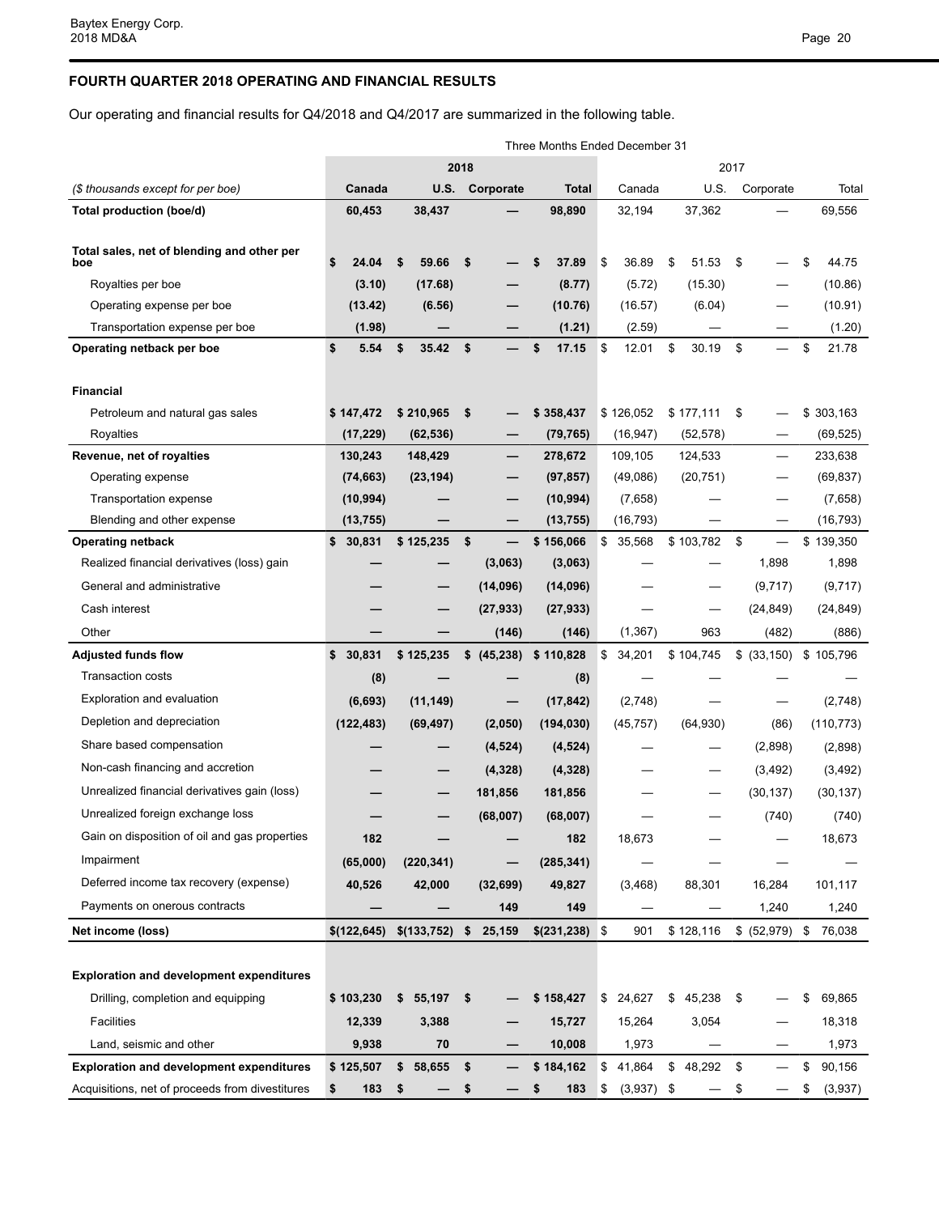## FOURTH QUARTER 2018 OPERATING AND FINANCIAL RESULTS

Our operating and financial results for Q4/2018 and Q4/2017 are summarized in the following table.

| | Three Months Ended December 31 | | | | | | | |
|---|---|---|---|---|---|---|---|---|
| | **2018** | | | | 2017 | | | |
| *($ thousands except for per boe)* | **Canada** | **U.S.** | **Corporate** | **Total** | Canada | U.S. | Corporate | Total |
| **Total production (boe/d)** | **60,453** | **38,437** | **—** | **98,890** | 32,194 | 37,362 | — | 69,556 |
| | | | | | | | | |
| **Total sales, net of blending and other per boe** | **$ 24.04** | **$ 59.66** | **$ —** | **$ 37.89** | $ 36.89 | $ 51.53 | $ — | $ 44.75 |
| Royalties per boe | **(3.10)** | **(17.68)** | **—** | **(8.77)** | (5.72) | (15.30) | — | (10.86) |
| Operating expense per boe | **(13.42)** | **(6.56)** | **—** | **(10.76)** | (16.57) | (6.04) | — | (10.91) |
| Transportation expense per boe | **(1.98)** | **—** | **—** | **(1.21)** | (2.59) | — | — | (1.20) |
| **Operating netback per boe** | **$ 5.54** | **$ 35.42** | **$ —** | **$ 17.15** | $ 12.01 | $ 30.19 | $ — | $ 21.78 |
| | | | | | | | | |
| **Financial** | | | | | | | | |
| Petroleum and natural gas sales | **$ 147,472** | **$ 210,965** | **$ —** | **$ 358,437** | $ 126,052 | $ 177,111 | $ — | $ 303,163 |
| Royalties | **(17,229)** | **(62,536)** | **—** | **(79,765)** | (16,947) | (52,578) | — | (69,525) |
| **Revenue, net of royalties** | **130,243** | **148,429** | **—** | **278,672** | 109,105 | 124,533 | — | 233,638 |
| Operating expense | **(74,663)** | **(23,194)** | **—** | **(97,857)** | (49,086) | (20,751) | — | (69,837) |
| Transportation expense | **(10,994)** | **—** | **—** | **(10,994)** | (7,658) | — | — | (7,658) |
| Blending and other expense | **(13,755)** | **—** | **—** | **(13,755)** | (16,793) | — | — | (16,793) |
| **Operating netback** | **$ 30,831** | **$ 125,235** | **$ —** | **$ 156,066** | $ 35,568 | $ 103,782 | $ — | $ 139,350 |
| Realized financial derivatives (loss) gain | **—** | **—** | **(3,063)** | **(3,063)** | — | — | 1,898 | 1,898 |
| General and administrative | **—** | **—** | **(14,096)** | **(14,096)** | — | — | (9,717) | (9,717) |
| Cash interest | **—** | **—** | **(27,933)** | **(27,933)** | — | — | (24,849) | (24,849) |
| Other | **—** | **—** | **(146)** | **(146)** | (1,367) | 963 | (482) | (886) |
| **Adjusted funds flow** | **$ 30,831** | **$ 125,235** | **$ (45,238)** | **$ 110,828** | $ 34,201 | $ 104,745 | $ (33,150) | $ 105,796 |
| Transaction costs | **(8)** | **—** | **—** | **(8)** | — | — | — | — |
| Exploration and evaluation | **(6,693)** | **(11,149)** | **—** | **(17,842)** | (2,748) | — | — | (2,748) |
| Depletion and depreciation | **(122,483)** | **(69,497)** | **(2,050)** | **(194,030)** | (45,757) | (64,930) | (86) | (110,773) |
| Share based compensation | **—** | **—** | **(4,524)** | **(4,524)** | — | — | (2,898) | (2,898) |
| Non-cash financing and accretion | **—** | **—** | **(4,328)** | **(4,328)** | — | — | (3,492) | (3,492) |
| Unrealized financial derivatives gain (loss) | **—** | **—** | **181,856** | **181,856** | — | — | (30,137) | (30,137) |
| Unrealized foreign exchange loss | **—** | **—** | **(68,007)** | **(68,007)** | — | — | (740) | (740) |
| Gain on disposition of oil and gas properties | **182** | **—** | **—** | **182** | 18,673 | — | — | 18,673 |
| Impairment | **(65,000)** | **(220,341)** | **—** | **(285,341)** | — | — | — | — |
| Deferred income tax recovery (expense) | **40,526** | **42,000** | **(32,699)** | **49,827** | (3,468) | 88,301 | 16,284 | 101,117 |
| Payments on onerous contracts | **—** | **—** | **149** | **149** | — | — | 1,240 | 1,240 |
| **Net income (loss)** | **$(122,645)** | **$(133,752)** | **$ 25,159** | **$(231,238)** | $ 901 | $ 128,116 | $ (52,979) | $ 76,038 |
| | | | | | | | | |
| **Exploration and development expenditures** | | | | | | | | |
| Drilling, completion and equipping | **$ 103,230** | **$ 55,197** | **$ —** | **$ 158,427** | $ 24,627 | $ 45,238 | $ — | $ 69,865 |
| Facilities | **12,339** | **3,388** | **—** | **15,727** | 15,264 | 3,054 | — | 18,318 |
| Land, seismic and other | **9,938** | **70** | **—** | **10,008** | 1,973 | — | — | 1,973 |
| **Exploration and development expenditures** | **$ 125,507** | **$ 58,655** | **$ —** | **$ 184,162** | $ 41,864 | $ 48,292 | $ — | $ 90,156 |
| Acquisitions, net of proceeds from divestitures | **$ 183** | **$ —** | **$ —** | **$ 183** | $ (3,937) | $ — | $ — | $ (3,937) |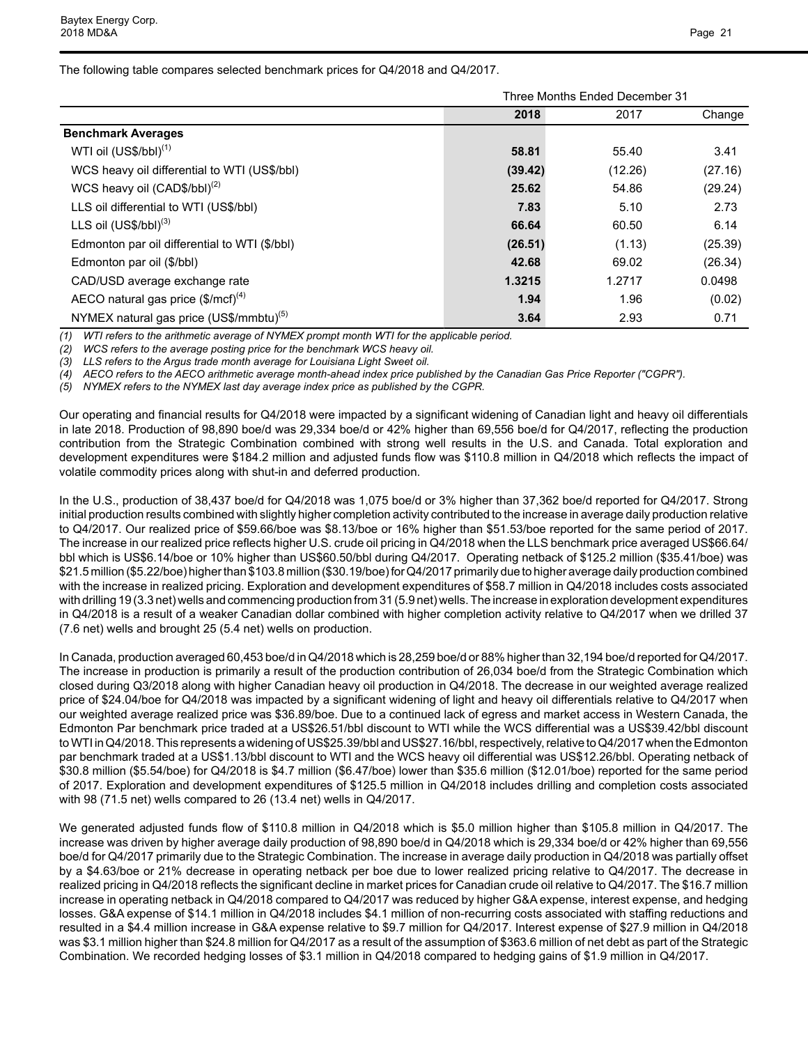The following table compares selected benchmark prices for Q4/2018 and Q4/2017.

| | Three Months Ended December 31 | | |
|---|---|---|---|
| | **2018** | 2017 | Change |
| **Benchmark Averages** | | | |
| WTI oil (US$/bbl)[(1)] | **58.81** | 55.40 | 3.41 |
| WCS heavy oil differential to WTI (US$/bbl) | **(39.42)** | (12.26) | (27.16) |
| WCS heavy oil (CAD$/bbl)[(2)] | **25.62** | 54.86 | (29.24) |
| LLS oil differential to WTI (US$/bbl) | **7.83** | 5.10 | 2.73 |
| LLS oil (US$/bbl)[(3)] | **66.64** | 60.50 | 6.14 |
| Edmonton par oil differential to WTI ($/bbl) | **(26.51)** | (1.13) | (25.39) |
| Edmonton par oil ($/bbl) | **42.68** | 69.02 | (26.34) |
| CAD/USD average exchange rate | **1.3215** | 1.2717 | 0.0498 |
| AECO natural gas price ($/mcf)[(4)] | **1.94** | 1.96 | (0.02) |
| NYMEX natural gas price (US$/mmbtu)[(5)] | **3.64** | 2.93 | 0.71 |

*(1) WTI refers to the arithmetic average of NYMEX prompt month WTI for the applicable period.*
*(2) WCS refers to the average posting price for the benchmark WCS heavy oil.*
*(3) LLS refers to the Argus trade month average for Louisiana Light Sweet oil.*
*(4) AECO refers to the AECO arithmetic average month-ahead index price published by the Canadian Gas Price Reporter ("CGPR").*
*(5) NYMEX refers to the NYMEX last day average index price as published by the CGPR.*

Our operating and financial results for Q4/2018 were impacted by a significant widening of Canadian light and heavy oil differentials in late 2018. Production of 98,890 boe/d was 29,334 boe/d or 42% higher than 69,556 boe/d for Q4/2017, reflecting the production contribution from the Strategic Combination combined with strong well results in the U.S. and Canada. Total exploration and development expenditures were $184.2 million and adjusted funds flow was $110.8 million in Q4/2018 which reflects the impact of volatile commodity prices along with shut-in and deferred production.

In the U.S., production of 38,437 boe/d for Q4/2018 was 1,075 boe/d or 3% higher than 37,362 boe/d reported for Q4/2017. Strong initial production results combined with slightly higher completion activity contributed to the increase in average daily production relative to Q4/2017. Our realized price of $59.66/boe was $8.13/boe or 16% higher than $51.53/boe reported for the same period of 2017. The increase in our realized price reflects higher U.S. crude oil pricing in Q4/2018 when the LLS benchmark price averaged US$66.64/bbl which is US$6.14/boe or 10% higher than US$60.50/bbl during Q4/2017. Operating netback of $125.2 million ($35.41/boe) was $21.5 million ($5.22/boe) higher than $103.8 million ($30.19/boe) for Q4/2017 primarily due to higher average daily production combined with the increase in realized pricing. Exploration and development expenditures of $58.7 million in Q4/2018 includes costs associated with drilling 19 (3.3 net) wells and commencing production from 31 (5.9 net) wells. The increase in exploration development expenditures in Q4/2018 is a result of a weaker Canadian dollar combined with higher completion activity relative to Q4/2017 when we drilled 37 (7.6 net) wells and brought 25 (5.4 net) wells on production.

In Canada, production averaged 60,453 boe/d in Q4/2018 which is 28,259 boe/d or 88% higher than 32,194 boe/d reported for Q4/2017. The increase in production is primarily a result of the production contribution of 26,034 boe/d from the Strategic Combination which closed during Q3/2018 along with higher Canadian heavy oil production in Q4/2018. The decrease in our weighted average realized price of $24.04/boe for Q4/2018 was impacted by a significant widening of light and heavy oil differentials relative to Q4/2017 when our weighted average realized price was $36.89/boe. Due to a continued lack of egress and market access in Western Canada, the Edmonton Par benchmark price traded at a US$26.51/bbl discount to WTI while the WCS differential was a US$39.42/bbl discount to WTI in Q4/2018. This represents a widening of US$25.39/bbl and US$27.16/bbl, respectively, relative to Q4/2017 when the Edmonton par benchmark traded at a US$1.13/bbl discount to WTI and the WCS heavy oil differential was US$12.26/bbl. Operating netback of $30.8 million ($5.54/boe) for Q4/2018 is $4.7 million ($6.47/boe) lower than $35.6 million ($12.01/boe) reported for the same period of 2017. Exploration and development expenditures of $125.5 million in Q4/2018 includes drilling and completion costs associated with 98 (71.5 net) wells compared to 26 (13.4 net) wells in Q4/2017.

We generated adjusted funds flow of $110.8 million in Q4/2018 which is $5.0 million higher than $105.8 million in Q4/2017. The increase was driven by higher average daily production of 98,890 boe/d in Q4/2018 which is 29,334 boe/d or 42% higher than 69,556 boe/d for Q4/2017 primarily due to the Strategic Combination. The increase in average daily production in Q4/2018 was partially offset by a $4.63/boe or 21% decrease in operating netback per boe due to lower realized pricing relative to Q4/2017. The decrease in realized pricing in Q4/2018 reflects the significant decline in market prices for Canadian crude oil relative to Q4/2017. The $16.7 million increase in operating netback in Q4/2018 compared to Q4/2017 was reduced by higher G&A expense, interest expense, and hedging losses. G&A expense of $14.1 million in Q4/2018 includes $4.1 million of non-recurring costs associated with staffing reductions and resulted in a $4.4 million increase in G&A expense relative to $9.7 million for Q4/2017. Interest expense of $27.9 million in Q4/2018 was $3.1 million higher than $24.8 million for Q4/2017 as a result of the assumption of $363.6 million of net debt as part of the Strategic Combination. We recorded hedging losses of $3.1 million in Q4/2018 compared to hedging gains of $1.9 million in Q4/2017.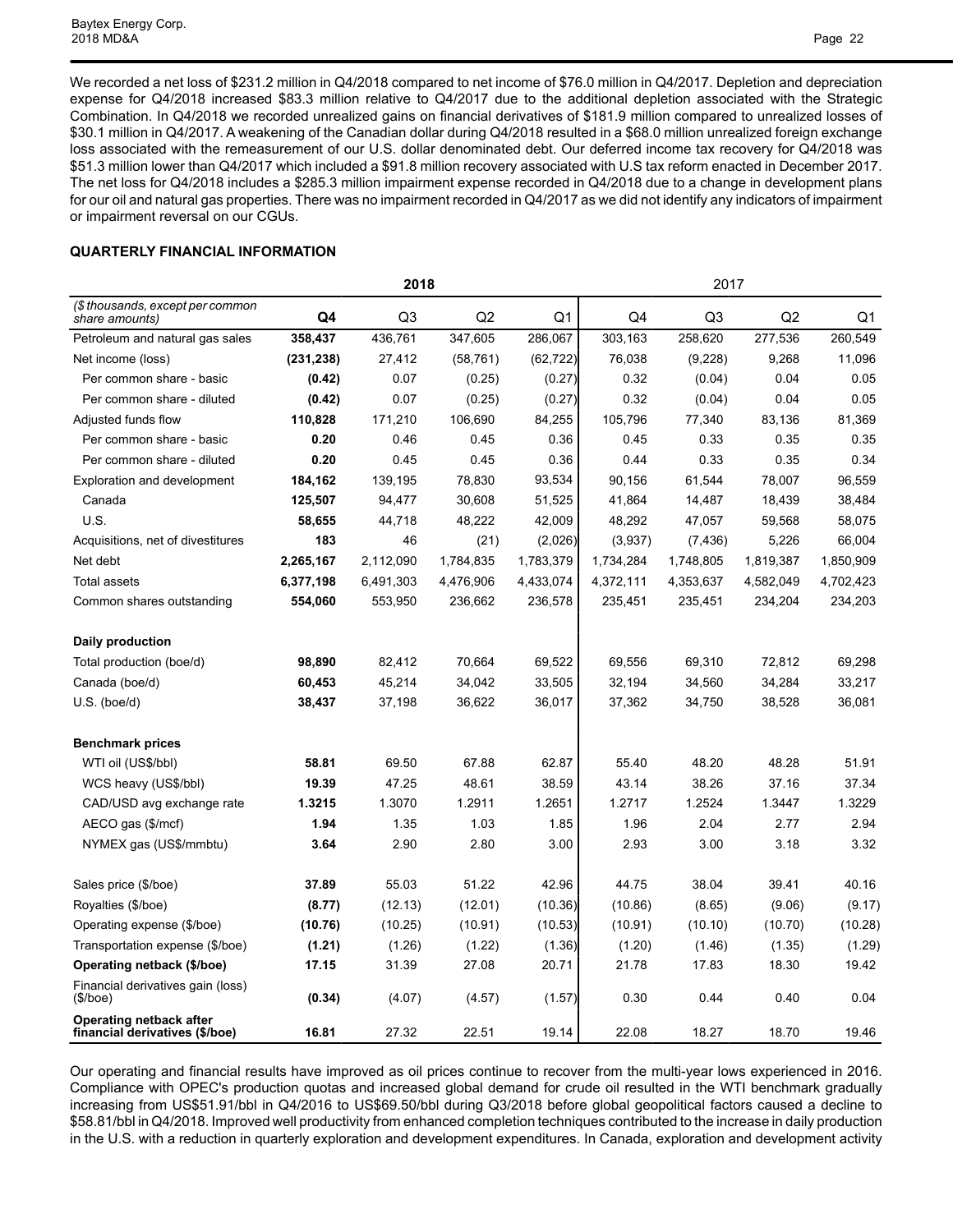We recorded a net loss of $231.2 million in Q4/2018 compared to net income of $76.0 million in Q4/2017. Depletion and depreciation expense for Q4/2018 increased $83.3 million relative to Q4/2017 due to the additional depletion associated with the Strategic Combination. In Q4/2018 we recorded unrealized gains on financial derivatives of $181.9 million compared to unrealized losses of $30.1 million in Q4/2017. A weakening of the Canadian dollar during Q4/2018 resulted in a $68.0 million unrealized foreign exchange loss associated with the remeasurement of our U.S. dollar denominated debt. Our deferred income tax recovery for Q4/2018 was $51.3 million lower than Q4/2017 which included a $91.8 million recovery associated with U.S tax reform enacted in December 2017. The net loss for Q4/2018 includes a $285.3 million impairment expense recorded in Q4/2018 due to a change in development plans for our oil and natural gas properties. There was no impairment recorded in Q4/2017 as we did not identify any indicators of impairment or impairment reversal on our CGUs.

## QUARTERLY FINANCIAL INFORMATION

| | **2018** | | | | 2017 | | | |
|---|---|---|---|---|---|---|---|---|
| *($ thousands, except per common share amounts)* | **Q4** | Q3 | Q2 | Q1 | Q4 | Q3 | Q2 | Q1 |
| Petroleum and natural gas sales | **358,437** | 436,761 | 347,605 | 286,067 | 303,163 | 258,620 | 277,536 | 260,549 |
| Net income (loss) | **(231,238)** | 27,412 | (58,761) | (62,722) | 76,038 | (9,228) | 9,268 | 11,096 |
| Per common share - basic | **(0.42)** | 0.07 | (0.25) | (0.27) | 0.32 | (0.04) | 0.04 | 0.05 |
| Per common share - diluted | **(0.42)** | 0.07 | (0.25) | (0.27) | 0.32 | (0.04) | 0.04 | 0.05 |
| Adjusted funds flow | **110,828** | 171,210 | 106,690 | 84,255 | 105,796 | 77,340 | 83,136 | 81,369 |
| Per common share - basic | **0.20** | 0.46 | 0.45 | 0.36 | 0.45 | 0.33 | 0.35 | 0.35 |
| Per common share - diluted | **0.20** | 0.45 | 0.45 | 0.36 | 0.44 | 0.33 | 0.35 | 0.34 |
| Exploration and development | **184,162** | 139,195 | 78,830 | 93,534 | 90,156 | 61,544 | 78,007 | 96,559 |
| Canada | **125,507** | 94,477 | 30,608 | 51,525 | 41,864 | 14,487 | 18,439 | 38,484 |
| U.S. | **58,655** | 44,718 | 48,222 | 42,009 | 48,292 | 47,057 | 59,568 | 58,075 |
| Acquisitions, net of divestitures | **183** | 46 | (21) | (2,026) | (3,937) | (7,436) | 5,226 | 66,004 |
| Net debt | **2,265,167** | 2,112,090 | 1,784,835 | 1,783,379 | 1,734,284 | 1,748,805 | 1,819,387 | 1,850,909 |
| Total assets | **6,377,198** | 6,491,303 | 4,476,906 | 4,433,074 | 4,372,111 | 4,353,637 | 4,582,049 | 4,702,423 |
| Common shares outstanding | **554,060** | 553,950 | 236,662 | 236,578 | 235,451 | 235,451 | 234,204 | 234,203 |
| **Daily production** | | | | | | | | |
| Total production (boe/d) | **98,890** | 82,412 | 70,664 | 69,522 | 69,556 | 69,310 | 72,812 | 69,298 |
| Canada (boe/d) | **60,453** | 45,214 | 34,042 | 33,505 | 32,194 | 34,560 | 34,284 | 33,217 |
| U.S. (boe/d) | **38,437** | 37,198 | 36,622 | 36,017 | 37,362 | 34,750 | 38,528 | 36,081 |
| **Benchmark prices** | | | | | | | | |
| WTI oil (US$/bbl) | **58.81** | 69.50 | 67.88 | 62.87 | 55.40 | 48.20 | 48.28 | 51.91 |
| WCS heavy (US$/bbl) | **19.39** | 47.25 | 48.61 | 38.59 | 43.14 | 38.26 | 37.16 | 37.34 |
| CAD/USD avg exchange rate | **1.3215** | 1.3070 | 1.2911 | 1.2651 | 1.2717 | 1.2524 | 1.3447 | 1.3229 |
| AECO gas ($/mcf) | **1.94** | 1.35 | 1.03 | 1.85 | 1.96 | 2.04 | 2.77 | 2.94 |
| NYMEX gas (US$/mmbtu) | **3.64** | 2.90 | 2.80 | 3.00 | 2.93 | 3.00 | 3.18 | 3.32 |
| Sales price ($/boe) | **37.89** | 55.03 | 51.22 | 42.96 | 44.75 | 38.04 | 39.41 | 40.16 |
| Royalties ($/boe) | **(8.77)** | (12.13) | (12.01) | (10.36) | (10.86) | (8.65) | (9.06) | (9.17) |
| Operating expense ($/boe) | **(10.76)** | (10.25) | (10.91) | (10.53) | (10.91) | (10.10) | (10.70) | (10.28) |
| Transportation expense ($/boe) | **(1.21)** | (1.26) | (1.22) | (1.36) | (1.20) | (1.46) | (1.35) | (1.29) |
| **Operating netback ($/boe)** | **17.15** | 31.39 | 27.08 | 20.71 | 21.78 | 17.83 | 18.30 | 19.42 |
| Financial derivatives gain (loss) ($/boe) | **(0.34)** | (4.07) | (4.57) | (1.57) | 0.30 | 0.44 | 0.40 | 0.04 |
| **Operating netback after financial derivatives ($/boe)** | **16.81** | 27.32 | 22.51 | 19.14 | 22.08 | 18.27 | 18.70 | 19.46 |

Our operating and financial results have improved as oil prices continue to recover from the multi-year lows experienced in 2016. Compliance with OPEC's production quotas and increased global demand for crude oil resulted in the WTI benchmark gradually increasing from US$51.91/bbl in Q4/2016 to US$69.50/bbl during Q3/2018 before global geopolitical factors caused a decline to $58.81/bbl in Q4/2018. Improved well productivity from enhanced completion techniques contributed to the increase in daily production in the U.S. with a reduction in quarterly exploration and development expenditures. In Canada, exploration and development activity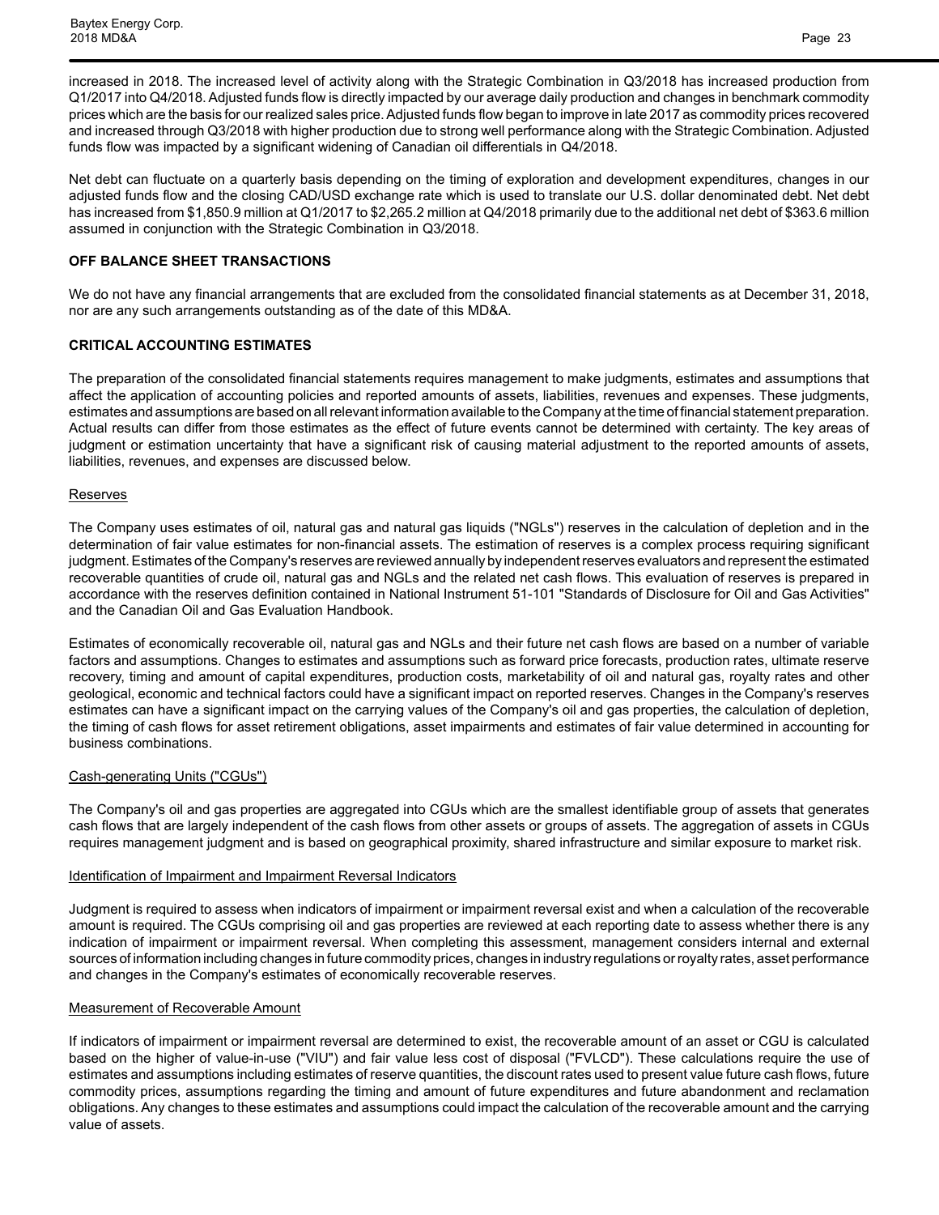increased in 2018. The increased level of activity along with the Strategic Combination in Q3/2018 has increased production from Q1/2017 into Q4/2018. Adjusted funds flow is directly impacted by our average daily production and changes in benchmark commodity prices which are the basis for our realized sales price. Adjusted funds flow began to improve in late 2017 as commodity prices recovered and increased through Q3/2018 with higher production due to strong well performance along with the Strategic Combination. Adjusted funds flow was impacted by a significant widening of Canadian oil differentials in Q4/2018.

Net debt can fluctuate on a quarterly basis depending on the timing of exploration and development expenditures, changes in our adjusted funds flow and the closing CAD/USD exchange rate which is used to translate our U.S. dollar denominated debt. Net debt has increased from $1,850.9 million at Q1/2017 to $2,265.2 million at Q4/2018 primarily due to the additional net debt of $363.6 million assumed in conjunction with the Strategic Combination in Q3/2018.

## OFF BALANCE SHEET TRANSACTIONS

We do not have any financial arrangements that are excluded from the consolidated financial statements as at December 31, 2018, nor are any such arrangements outstanding as of the date of this MD&A.

## CRITICAL ACCOUNTING ESTIMATES

The preparation of the consolidated financial statements requires management to make judgments, estimates and assumptions that affect the application of accounting policies and reported amounts of assets, liabilities, revenues and expenses. These judgments, estimates and assumptions are based on all relevant information available to the Company at the time of financial statement preparation. Actual results can differ from those estimates as the effect of future events cannot be determined with certainty. The key areas of judgment or estimation uncertainty that have a significant risk of causing material adjustment to the reported amounts of assets, liabilities, revenues, and expenses are discussed below.

### Reserves

The Company uses estimates of oil, natural gas and natural gas liquids ("NGLs") reserves in the calculation of depletion and in the determination of fair value estimates for non-financial assets. The estimation of reserves is a complex process requiring significant judgment. Estimates of the Company's reserves are reviewed annually by independent reserves evaluators and represent the estimated recoverable quantities of crude oil, natural gas and NGLs and the related net cash flows. This evaluation of reserves is prepared in accordance with the reserves definition contained in National Instrument 51-101 "Standards of Disclosure for Oil and Gas Activities" and the Canadian Oil and Gas Evaluation Handbook.

Estimates of economically recoverable oil, natural gas and NGLs and their future net cash flows are based on a number of variable factors and assumptions. Changes to estimates and assumptions such as forward price forecasts, production rates, ultimate reserve recovery, timing and amount of capital expenditures, production costs, marketability of oil and natural gas, royalty rates and other geological, economic and technical factors could have a significant impact on reported reserves. Changes in the Company's reserves estimates can have a significant impact on the carrying values of the Company's oil and gas properties, the calculation of depletion, the timing of cash flows for asset retirement obligations, asset impairments and estimates of fair value determined in accounting for business combinations.

### Cash-generating Units ("CGUs")

The Company's oil and gas properties are aggregated into CGUs which are the smallest identifiable group of assets that generates cash flows that are largely independent of the cash flows from other assets or groups of assets. The aggregation of assets in CGUs requires management judgment and is based on geographical proximity, shared infrastructure and similar exposure to market risk.

### Identification of Impairment and Impairment Reversal Indicators

Judgment is required to assess when indicators of impairment or impairment reversal exist and when a calculation of the recoverable amount is required. The CGUs comprising oil and gas properties are reviewed at each reporting date to assess whether there is any indication of impairment or impairment reversal. When completing this assessment, management considers internal and external sources of information including changes in future commodity prices, changes in industry regulations or royalty rates, asset performance and changes in the Company's estimates of economically recoverable reserves.

### Measurement of Recoverable Amount

If indicators of impairment or impairment reversal are determined to exist, the recoverable amount of an asset or CGU is calculated based on the higher of value-in-use ("VIU") and fair value less cost of disposal ("FVLCD"). These calculations require the use of estimates and assumptions including estimates of reserve quantities, the discount rates used to present value future cash flows, future commodity prices, assumptions regarding the timing and amount of future expenditures and future abandonment and reclamation obligations. Any changes to these estimates and assumptions could impact the calculation of the recoverable amount and the carrying value of assets.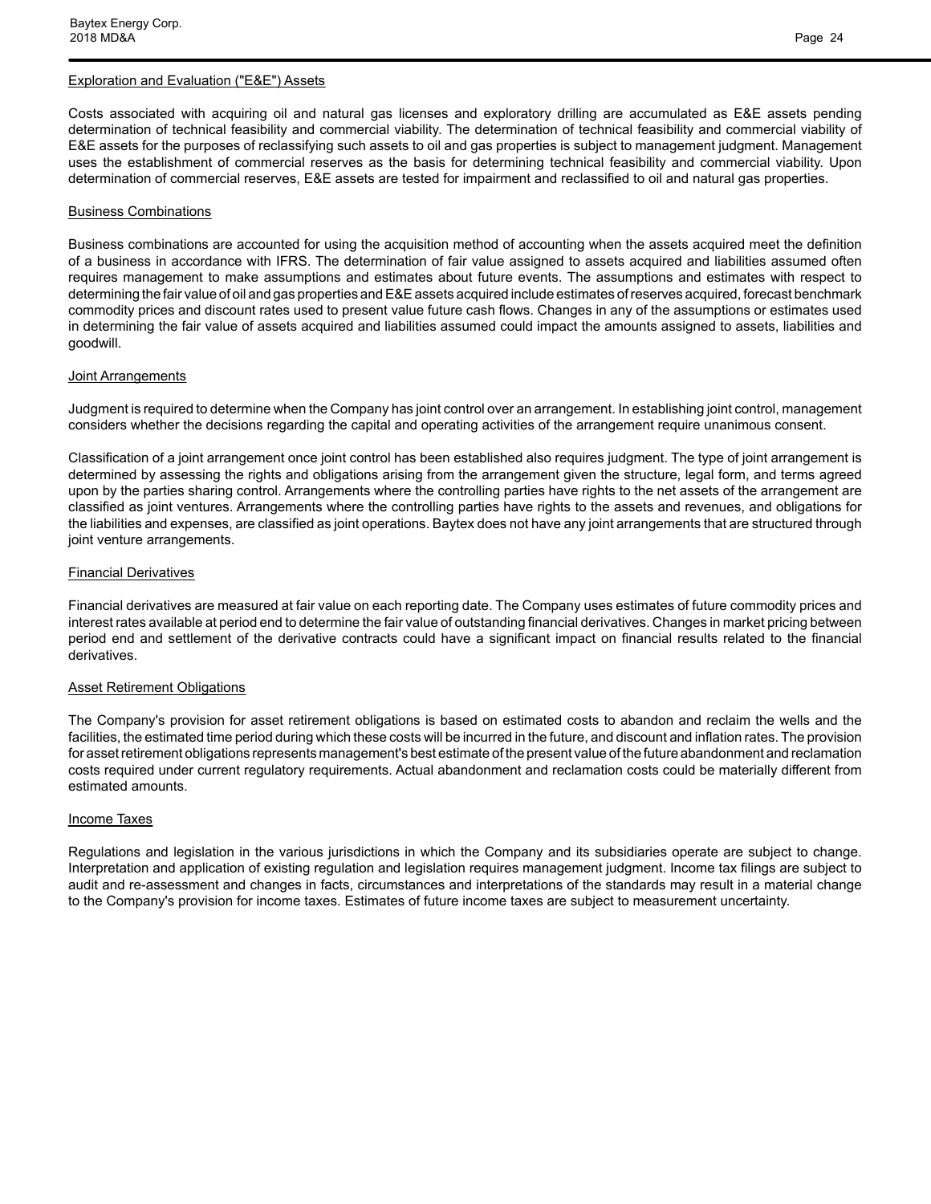#### Exploration and Evaluation ("E&E") Assets

Costs associated with acquiring oil and natural gas licenses and exploratory drilling are accumulated as E&E assets pending determination of technical feasibility and commercial viability. The determination of technical feasibility and commercial viability of E&E assets for the purposes of reclassifying such assets to oil and gas properties is subject to management judgment. Management uses the establishment of commercial reserves as the basis for determining technical feasibility and commercial viability. Upon determination of commercial reserves, E&E assets are tested for impairment and reclassified to oil and natural gas properties.

#### Business Combinations

Business combinations are accounted for using the acquisition method of accounting when the assets acquired meet the definition of a business in accordance with IFRS. The determination of fair value assigned to assets acquired and liabilities assumed often requires management to make assumptions and estimates about future events. The assumptions and estimates with respect to determining the fair value of oil and gas properties and E&E assets acquired include estimates of reserves acquired, forecast benchmark commodity prices and discount rates used to present value future cash flows. Changes in any of the assumptions or estimates used in determining the fair value of assets acquired and liabilities assumed could impact the amounts assigned to assets, liabilities and goodwill.

#### Joint Arrangements

Judgment is required to determine when the Company has joint control over an arrangement. In establishing joint control, management considers whether the decisions regarding the capital and operating activities of the arrangement require unanimous consent.

Classification of a joint arrangement once joint control has been established also requires judgment. The type of joint arrangement is determined by assessing the rights and obligations arising from the arrangement given the structure, legal form, and terms agreed upon by the parties sharing control. Arrangements where the controlling parties have rights to the net assets of the arrangement are classified as joint ventures. Arrangements where the controlling parties have rights to the assets and revenues, and obligations for the liabilities and expenses, are classified as joint operations. Baytex does not have any joint arrangements that are structured through joint venture arrangements.

#### Financial Derivatives

Financial derivatives are measured at fair value on each reporting date. The Company uses estimates of future commodity prices and interest rates available at period end to determine the fair value of outstanding financial derivatives. Changes in market pricing between period end and settlement of the derivative contracts could have a significant impact on financial results related to the financial derivatives.

#### Asset Retirement Obligations

The Company's provision for asset retirement obligations is based on estimated costs to abandon and reclaim the wells and the facilities, the estimated time period during which these costs will be incurred in the future, and discount and inflation rates. The provision for asset retirement obligations represents management's best estimate of the present value of the future abandonment and reclamation costs required under current regulatory requirements. Actual abandonment and reclamation costs could be materially different from estimated amounts.

#### Income Taxes

Regulations and legislation in the various jurisdictions in which the Company and its subsidiaries operate are subject to change. Interpretation and application of existing regulation and legislation requires management judgment. Income tax filings are subject to audit and re-assessment and changes in facts, circumstances and interpretations of the standards may result in a material change to the Company's provision for income taxes. Estimates of future income taxes are subject to measurement uncertainty.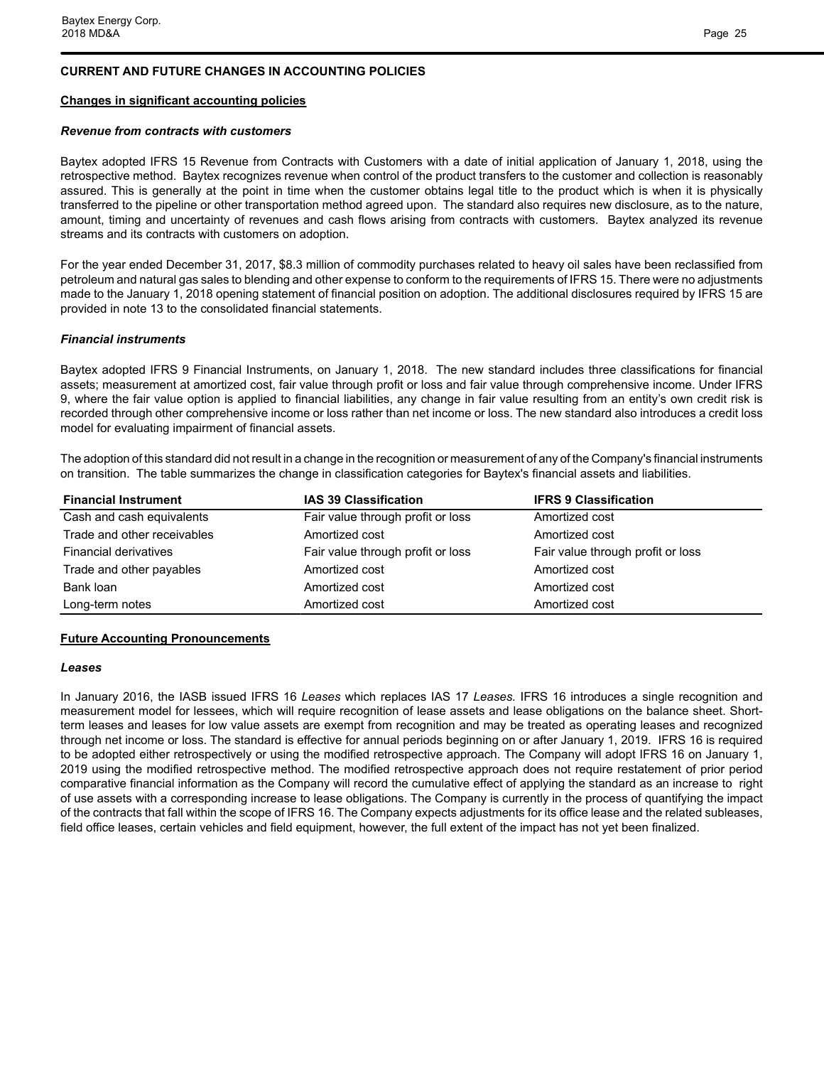## CURRENT AND FUTURE CHANGES IN ACCOUNTING POLICIES

### Changes in significant accounting policies

***Revenue from contracts with customers***

Baytex adopted IFRS 15 Revenue from Contracts with Customers with a date of initial application of January 1, 2018, using the retrospective method. Baytex recognizes revenue when control of the product transfers to the customer and collection is reasonably assured. This is generally at the point in time when the customer obtains legal title to the product which is when it is physically transferred to the pipeline or other transportation method agreed upon. The standard also requires new disclosure, as to the nature, amount, timing and uncertainty of revenues and cash flows arising from contracts with customers. Baytex analyzed its revenue streams and its contracts with customers on adoption.

For the year ended December 31, 2017, $8.3 million of commodity purchases related to heavy oil sales have been reclassified from petroleum and natural gas sales to blending and other expense to conform to the requirements of IFRS 15. There were no adjustments made to the January 1, 2018 opening statement of financial position on adoption. The additional disclosures required by IFRS 15 are provided in note 13 to the consolidated financial statements.

***Financial instruments***

Baytex adopted IFRS 9 Financial Instruments, on January 1, 2018. The new standard includes three classifications for financial assets; measurement at amortized cost, fair value through profit or loss and fair value through comprehensive income. Under IFRS 9, where the fair value option is applied to financial liabilities, any change in fair value resulting from an entity's own credit risk is recorded through other comprehensive income or loss rather than net income or loss. The new standard also introduces a credit loss model for evaluating impairment of financial assets.

The adoption of this standard did not result in a change in the recognition or measurement of any of the Company's financial instruments on transition. The table summarizes the change in classification categories for Baytex's financial assets and liabilities.

| Financial Instrument | IAS 39 Classification | IFRS 9 Classification |
|---|---|---|
| Cash and cash equivalents | Fair value through profit or loss | Amortized cost |
| Trade and other receivables | Amortized cost | Amortized cost |
| Financial derivatives | Fair value through profit or loss | Fair value through profit or loss |
| Trade and other payables | Amortized cost | Amortized cost |
| Bank loan | Amortized cost | Amortized cost |
| Long-term notes | Amortized cost | Amortized cost |

### Future Accounting Pronouncements

***Leases***

In January 2016, the IASB issued IFRS 16 *Leases* which replaces IAS 17 *Leases.* IFRS 16 introduces a single recognition and measurement model for lessees, which will require recognition of lease assets and lease obligations on the balance sheet. Short-term leases and leases for low value assets are exempt from recognition and may be treated as operating leases and recognized through net income or loss. The standard is effective for annual periods beginning on or after January 1, 2019. IFRS 16 is required to be adopted either retrospectively or using the modified retrospective approach. The Company will adopt IFRS 16 on January 1, 2019 using the modified retrospective method. The modified retrospective approach does not require restatement of prior period comparative financial information as the Company will record the cumulative effect of applying the standard as an increase to right of use assets with a corresponding increase to lease obligations. The Company is currently in the process of quantifying the impact of the contracts that fall within the scope of IFRS 16. The Company expects adjustments for its office lease and the related subleases, field office leases, certain vehicles and field equipment, however, the full extent of the impact has not yet been finalized.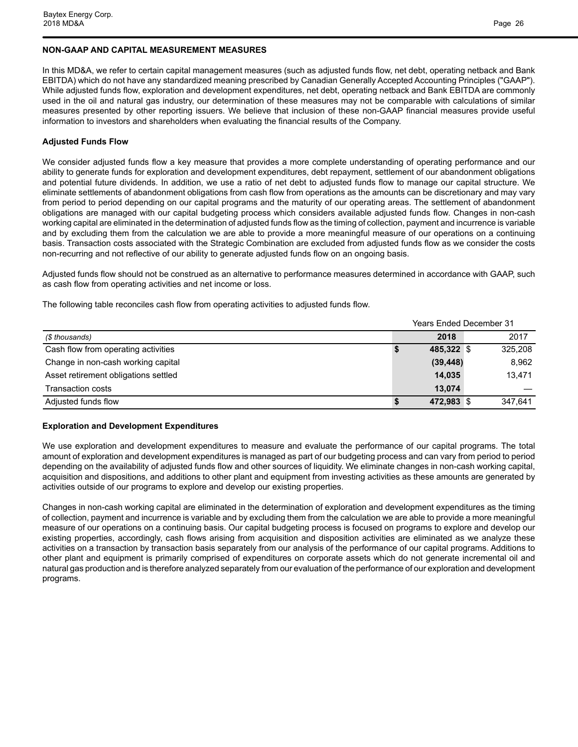## NON-GAAP AND CAPITAL MEASUREMENT MEASURES

In this MD&A, we refer to certain capital management measures (such as adjusted funds flow, net debt, operating netback and Bank EBITDA) which do not have any standardized meaning prescribed by Canadian Generally Accepted Accounting Principles ("GAAP"). While adjusted funds flow, exploration and development expenditures, net debt, operating netback and Bank EBITDA are commonly used in the oil and natural gas industry, our determination of these measures may not be comparable with calculations of similar measures presented by other reporting issuers. We believe that inclusion of these non-GAAP financial measures provide useful information to investors and shareholders when evaluating the financial results of the Company.

### Adjusted Funds Flow

We consider adjusted funds flow a key measure that provides a more complete understanding of operating performance and our ability to generate funds for exploration and development expenditures, debt repayment, settlement of our abandonment obligations and potential future dividends. In addition, we use a ratio of net debt to adjusted funds flow to manage our capital structure. We eliminate settlements of abandonment obligations from cash flow from operations as the amounts can be discretionary and may vary from period to period depending on our capital programs and the maturity of our operating areas. The settlement of abandonment obligations are managed with our capital budgeting process which considers available adjusted funds flow. Changes in non-cash working capital are eliminated in the determination of adjusted funds flow as the timing of collection, payment and incurrence is variable and by excluding them from the calculation we are able to provide a more meaningful measure of our operations on a continuing basis. Transaction costs associated with the Strategic Combination are excluded from adjusted funds flow as we consider the costs non-recurring and not reflective of our ability to generate adjusted funds flow on an ongoing basis.

Adjusted funds flow should not be construed as an alternative to performance measures determined in accordance with GAAP, such as cash flow from operating activities and net income or loss.

The following table reconciles cash flow from operating activities to adjusted funds flow.

| | Years Ended December 31 | |
|---|---|---|
| *($ thousands)* | **2018** | 2017 |
| Cash flow from operating activities | **$ 485,322** | $ 325,208 |
| Change in non-cash working capital | **(39,448)** | 8,962 |
| Asset retirement obligations settled | **14,035** | 13,471 |
| Transaction costs | **13,074** | — |
| Adjusted funds flow | **$ 472,983** | $ 347,641 |

### Exploration and Development Expenditures

We use exploration and development expenditures to measure and evaluate the performance of our capital programs. The total amount of exploration and development expenditures is managed as part of our budgeting process and can vary from period to period depending on the availability of adjusted funds flow and other sources of liquidity. We eliminate changes in non-cash working capital, acquisition and dispositions, and additions to other plant and equipment from investing activities as these amounts are generated by activities outside of our programs to explore and develop our existing properties.

Changes in non-cash working capital are eliminated in the determination of exploration and development expenditures as the timing of collection, payment and incurrence is variable and by excluding them from the calculation we are able to provide a more meaningful measure of our operations on a continuing basis. Our capital budgeting process is focused on programs to explore and develop our existing properties, accordingly, cash flows arising from acquisition and disposition activities are eliminated as we analyze these activities on a transaction by transaction basis separately from our analysis of the performance of our capital programs. Additions to other plant and equipment is primarily comprised of expenditures on corporate assets which do not generate incremental oil and natural gas production and is therefore analyzed separately from our evaluation of the performance of our exploration and development programs.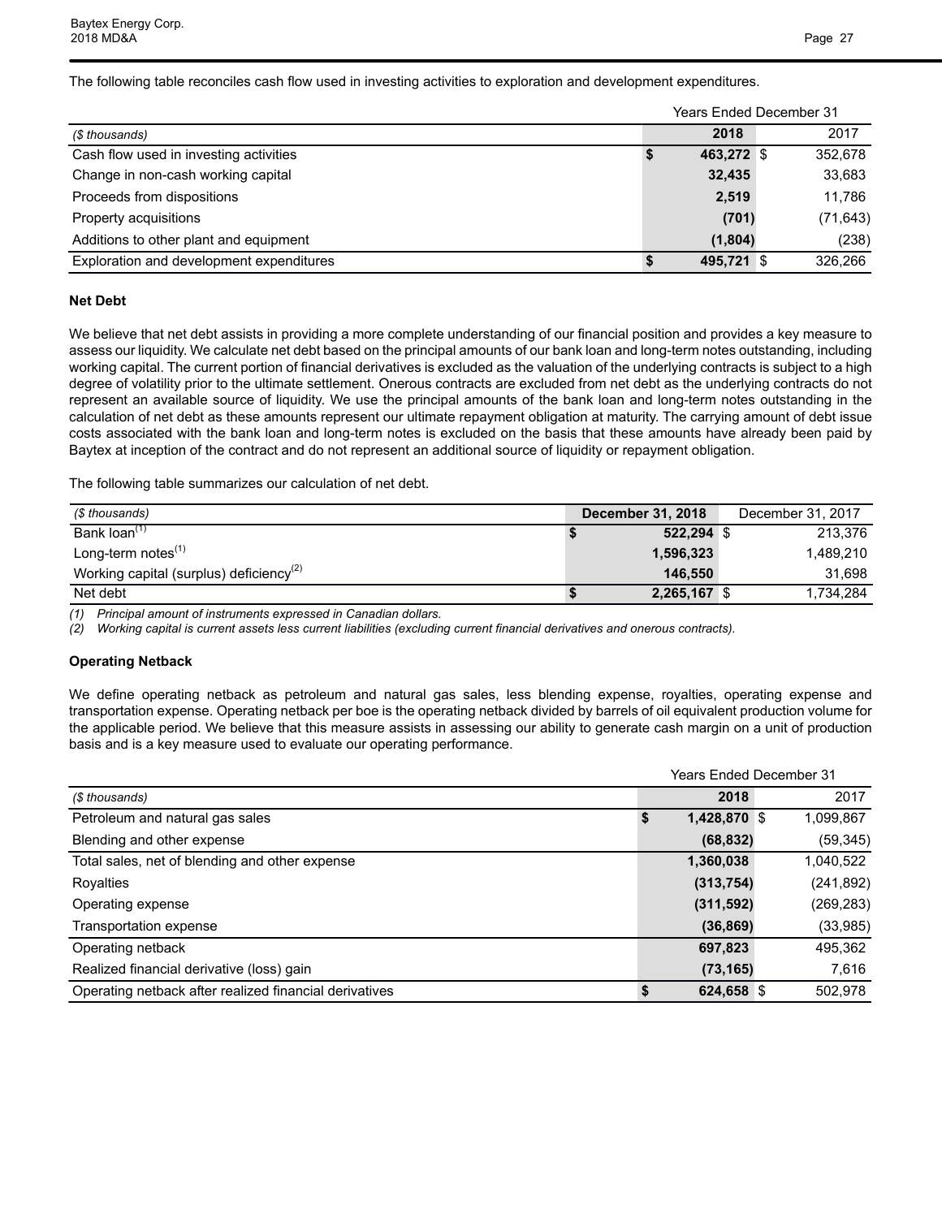The following table reconciles cash flow used in investing activities to exploration and development expenditures.

| | Years Ended December 31 | |
|---|---|---|
| *($ thousands)* | **2018** | 2017 |
| Cash flow used in investing activities | **$ 463,272** | $ 352,678 |
| Change in non-cash working capital | **32,435** | 33,683 |
| Proceeds from dispositions | **2,519** | 11,786 |
| Property acquisitions | **(701)** | (71,643) |
| Additions to other plant and equipment | **(1,804)** | (238) |
| Exploration and development expenditures | **$ 495,721** | $ 326,266 |

**Net Debt**

We believe that net debt assists in providing a more complete understanding of our financial position and provides a key measure to assess our liquidity. We calculate net debt based on the principal amounts of our bank loan and long-term notes outstanding, including working capital. The current portion of financial derivatives is excluded as the valuation of the underlying contracts is subject to a high degree of volatility prior to the ultimate settlement. Onerous contracts are excluded from net debt as the underlying contracts do not represent an available source of liquidity. We use the principal amounts of the bank loan and long-term notes outstanding in the calculation of net debt as these amounts represent our ultimate repayment obligation at maturity. The carrying amount of debt issue costs associated with the bank loan and long-term notes is excluded on the basis that these amounts have already been paid by Baytex at inception of the contract and do not represent an additional source of liquidity or repayment obligation.

The following table summarizes our calculation of net debt.

| *($ thousands)* | **December 31, 2018** | December 31, 2017 |
|---|---|---|
| Bank loan(1) | **$ 522,294** | $ 213,376 |
| Long-term notes(1) | **1,596,323** | 1,489,210 |
| Working capital (surplus) deficiency(2) | **146,550** | 31,698 |
| Net debt | **$ 2,265,167** | $ 1,734,284 |

*(1) Principal amount of instruments expressed in Canadian dollars.*
*(2) Working capital is current assets less current liabilities (excluding current financial derivatives and onerous contracts).*

**Operating Netback**

We define operating netback as petroleum and natural gas sales, less blending expense, royalties, operating expense and transportation expense. Operating netback per boe is the operating netback divided by barrels of oil equivalent production volume for the applicable period. We believe that this measure assists in assessing our ability to generate cash margin on a unit of production basis and is a key measure used to evaluate our operating performance.

| | Years Ended December 31 | |
|---|---|---|
| *($ thousands)* | **2018** | 2017 |
| Petroleum and natural gas sales | **$ 1,428,870** | $ 1,099,867 |
| Blending and other expense | **(68,832)** | (59,345) |
| Total sales, net of blending and other expense | **1,360,038** | 1,040,522 |
| Royalties | **(313,754)** | (241,892) |
| Operating expense | **(311,592)** | (269,283) |
| Transportation expense | **(36,869)** | (33,985) |
| Operating netback | **697,823** | 495,362 |
| Realized financial derivative (loss) gain | **(73,165)** | 7,616 |
| Operating netback after realized financial derivatives | **$ 624,658** | $ 502,978 |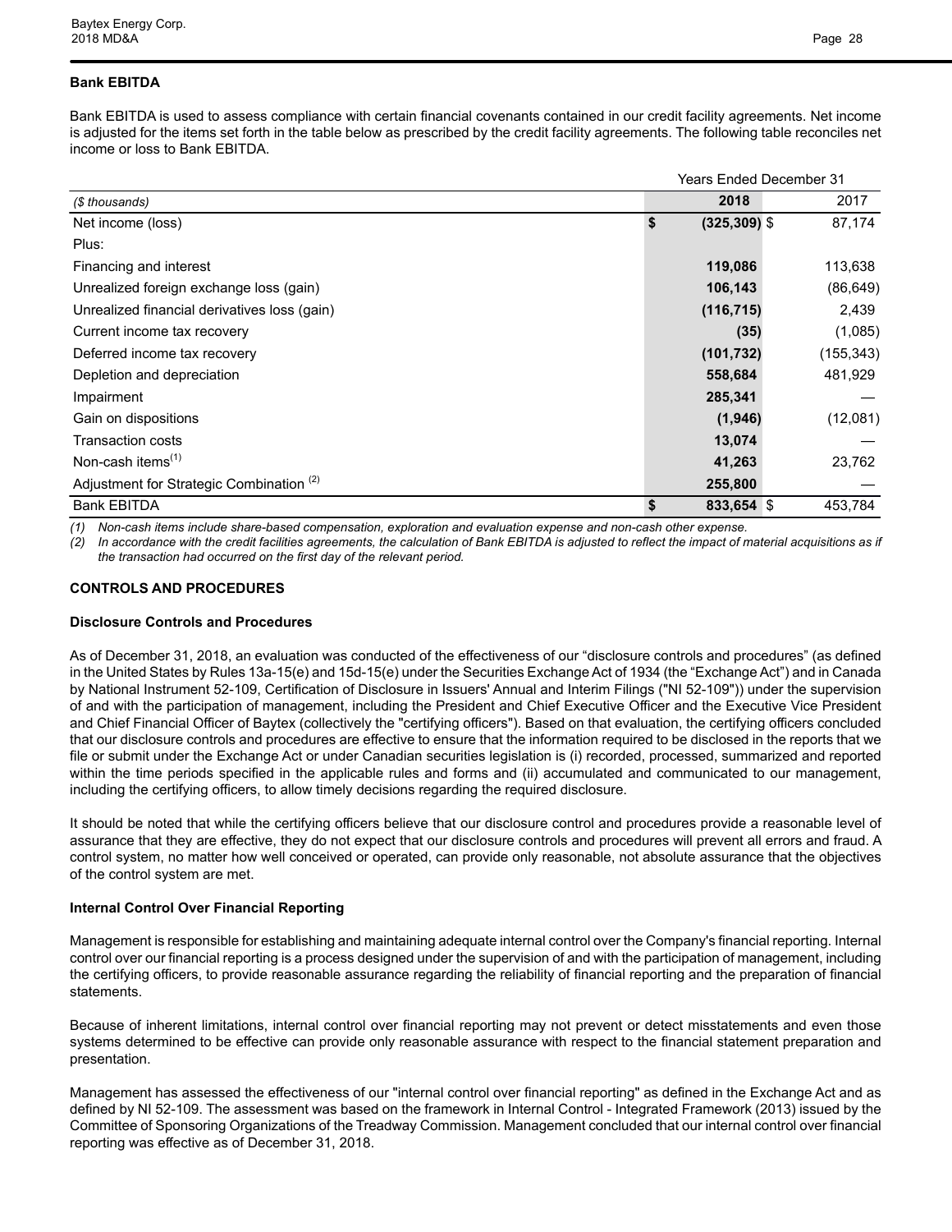## Bank EBITDA

Bank EBITDA is used to assess compliance with certain financial covenants contained in our credit facility agreements. Net income is adjusted for the items set forth in the table below as prescribed by the credit facility agreements. The following table reconciles net income or loss to Bank EBITDA.

| | Years Ended December 31 | |
|---|---|---|
| *($ thousands)* | **2018** | 2017 |
| Net income (loss) | **$ (325,309)** | $ 87,174 |
| Plus: | | |
| Financing and interest | **119,086** | 113,638 |
| Unrealized foreign exchange loss (gain) | **106,143** | (86,649) |
| Unrealized financial derivatives loss (gain) | **(116,715)** | 2,439 |
| Current income tax recovery | **(35)** | (1,085) |
| Deferred income tax recovery | **(101,732)** | (155,343) |
| Depletion and depreciation | **558,684** | 481,929 |
| Impairment | **285,341** | — |
| Gain on dispositions | **(1,946)** | (12,081) |
| Transaction costs | **13,074** | — |
| Non-cash items[(1)] | **41,263** | 23,762 |
| Adjustment for Strategic Combination [(2)] | **255,800** | — |
| Bank EBITDA | **$ 833,654** | $ 453,784 |

*(1) Non-cash items include share-based compensation, exploration and evaluation expense and non-cash other expense.*

*(2) In accordance with the credit facilities agreements, the calculation of Bank EBITDA is adjusted to reflect the impact of material acquisitions as if the transaction had occurred on the first day of the relevant period.*

## CONTROLS AND PROCEDURES

### Disclosure Controls and Procedures

As of December 31, 2018, an evaluation was conducted of the effectiveness of our "disclosure controls and procedures" (as defined in the United States by Rules 13a-15(e) and 15d-15(e) under the Securities Exchange Act of 1934 (the "Exchange Act") and in Canada by National Instrument 52-109, Certification of Disclosure in Issuers' Annual and Interim Filings ("NI 52-109")) under the supervision of and with the participation of management, including the President and Chief Executive Officer and the Executive Vice President and Chief Financial Officer of Baytex (collectively the "certifying officers"). Based on that evaluation, the certifying officers concluded that our disclosure controls and procedures are effective to ensure that the information required to be disclosed in the reports that we file or submit under the Exchange Act or under Canadian securities legislation is (i) recorded, processed, summarized and reported within the time periods specified in the applicable rules and forms and (ii) accumulated and communicated to our management, including the certifying officers, to allow timely decisions regarding the required disclosure.

It should be noted that while the certifying officers believe that our disclosure control and procedures provide a reasonable level of assurance that they are effective, they do not expect that our disclosure controls and procedures will prevent all errors and fraud. A control system, no matter how well conceived or operated, can provide only reasonable, not absolute assurance that the objectives of the control system are met.

### Internal Control Over Financial Reporting

Management is responsible for establishing and maintaining adequate internal control over the Company's financial reporting. Internal control over our financial reporting is a process designed under the supervision of and with the participation of management, including the certifying officers, to provide reasonable assurance regarding the reliability of financial reporting and the preparation of financial statements.

Because of inherent limitations, internal control over financial reporting may not prevent or detect misstatements and even those systems determined to be effective can provide only reasonable assurance with respect to the financial statement preparation and presentation.

Management has assessed the effectiveness of our "internal control over financial reporting" as defined in the Exchange Act and as defined by NI 52-109. The assessment was based on the framework in Internal Control - Integrated Framework (2013) issued by the Committee of Sponsoring Organizations of the Treadway Commission. Management concluded that our internal control over financial reporting was effective as of December 31, 2018.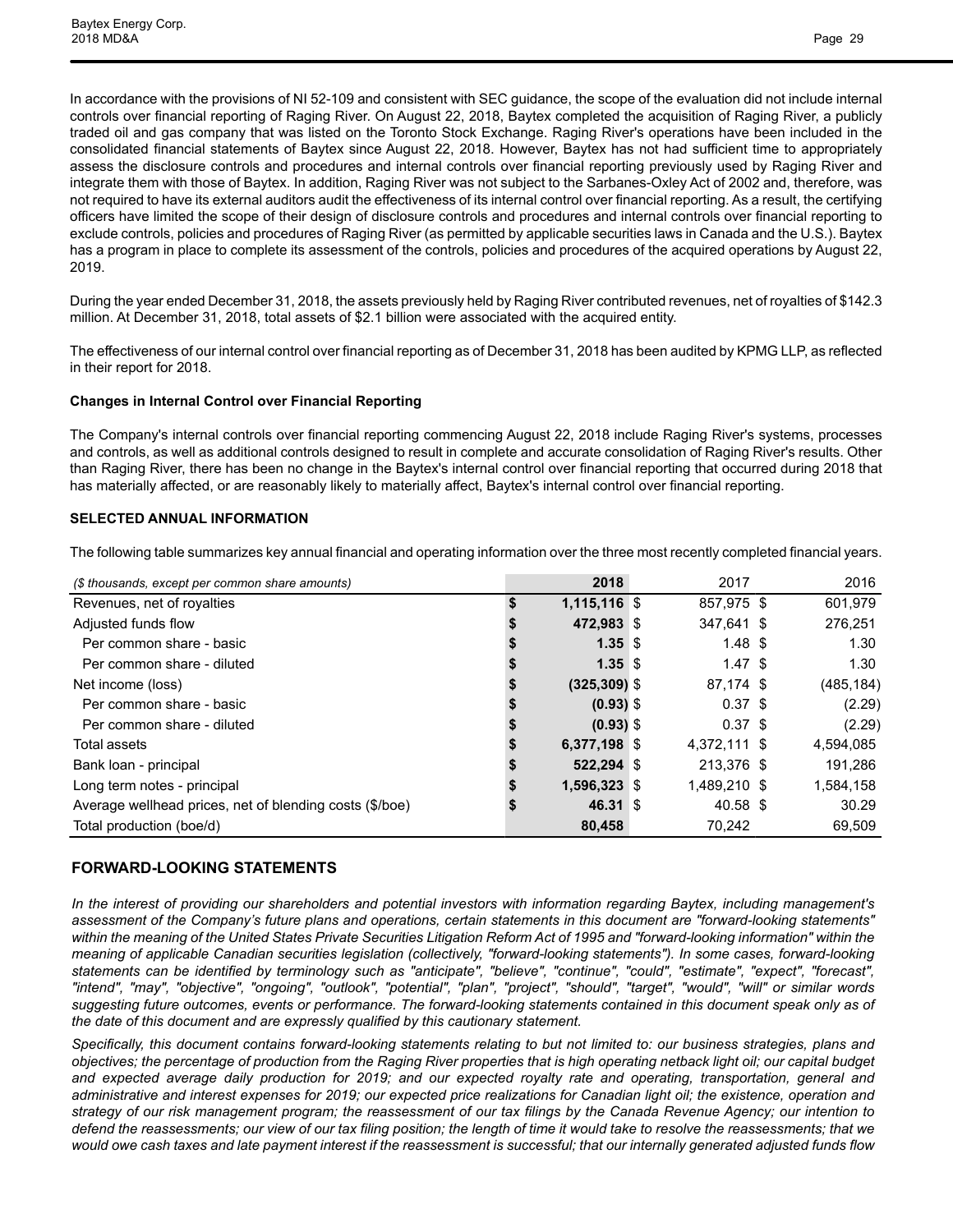In accordance with the provisions of NI 52-109 and consistent with SEC guidance, the scope of the evaluation did not include internal controls over financial reporting of Raging River. On August 22, 2018, Baytex completed the acquisition of Raging River, a publicly traded oil and gas company that was listed on the Toronto Stock Exchange. Raging River's operations have been included in the consolidated financial statements of Baytex since August 22, 2018. However, Baytex has not had sufficient time to appropriately assess the disclosure controls and procedures and internal controls over financial reporting previously used by Raging River and integrate them with those of Baytex. In addition, Raging River was not subject to the Sarbanes-Oxley Act of 2002 and, therefore, was not required to have its external auditors audit the effectiveness of its internal control over financial reporting. As a result, the certifying officers have limited the scope of their design of disclosure controls and procedures and internal controls over financial reporting to exclude controls, policies and procedures of Raging River (as permitted by applicable securities laws in Canada and the U.S.). Baytex has a program in place to complete its assessment of the controls, policies and procedures of the acquired operations by August 22, 2019.

During the year ended December 31, 2018, the assets previously held by Raging River contributed revenues, net of royalties of $142.3 million. At December 31, 2018, total assets of $2.1 billion were associated with the acquired entity.

The effectiveness of our internal control over financial reporting as of December 31, 2018 has been audited by KPMG LLP, as reflected in their report for 2018.

**Changes in Internal Control over Financial Reporting**

The Company's internal controls over financial reporting commencing August 22, 2018 include Raging River's systems, processes and controls, as well as additional controls designed to result in complete and accurate consolidation of Raging River's results. Other than Raging River, there has been no change in the Baytex's internal control over financial reporting that occurred during 2018 that has materially affected, or are reasonably likely to materially affect, Baytex's internal control over financial reporting.

**SELECTED ANNUAL INFORMATION**

The following table summarizes key annual financial and operating information over the three most recently completed financial years.

| *($ thousands, except per common share amounts)* | **2018** | 2017 | 2016 |
|---|---|---|---|
| Revenues, net of royalties | **$ 1,115,116** | $ 857,975 | $ 601,979 |
| Adjusted funds flow | **$ 472,983** | $ 347,641 | $ 276,251 |
| Per common share - basic | **$ 1.35** | $ 1.48 | $ 1.30 |
| Per common share - diluted | **$ 1.35** | $ 1.47 | $ 1.30 |
| Net income (loss) | **$ (325,309)** | $ 87,174 | $ (485,184) |
| Per common share - basic | **$ (0.93)** | $ 0.37 | $ (2.29) |
| Per common share - diluted | **$ (0.93)** | $ 0.37 | $ (2.29) |
| Total assets | **$ 6,377,198** | $ 4,372,111 | $ 4,594,085 |
| Bank loan - principal | **$ 522,294** | $ 213,376 | $ 191,286 |
| Long term notes - principal | **$ 1,596,323** | $ 1,489,210 | $ 1,584,158 |
| Average wellhead prices, net of blending costs ($/boe) | **$ 46.31** | $ 40.58 | $ 30.29 |
| Total production (boe/d) | **80,458** | 70,242 | 69,509 |

## FORWARD-LOOKING STATEMENTS

*In the interest of providing our shareholders and potential investors with information regarding Baytex, including management's assessment of the Company's future plans and operations, certain statements in this document are "forward-looking statements" within the meaning of the United States Private Securities Litigation Reform Act of 1995 and "forward-looking information" within the meaning of applicable Canadian securities legislation (collectively, "forward-looking statements"). In some cases, forward-looking statements can be identified by terminology such as "anticipate", "believe", "continue", "could", "estimate", "expect", "forecast", "intend", "may", "objective", "ongoing", "outlook", "potential", "plan", "project", "should", "target", "would", "will" or similar words suggesting future outcomes, events or performance. The forward-looking statements contained in this document speak only as of the date of this document and are expressly qualified by this cautionary statement.*

*Specifically, this document contains forward-looking statements relating to but not limited to: our business strategies, plans and objectives; the percentage of production from the Raging River properties that is high operating netback light oil; our capital budget and expected average daily production for 2019; and our expected royalty rate and operating, transportation, general and administrative and interest expenses for 2019; our expected price realizations for Canadian light oil; the existence, operation and strategy of our risk management program; the reassessment of our tax filings by the Canada Revenue Agency; our intention to defend the reassessments; our view of our tax filing position; the length of time it would take to resolve the reassessments; that we would owe cash taxes and late payment interest if the reassessment is successful; that our internally generated adjusted funds flow*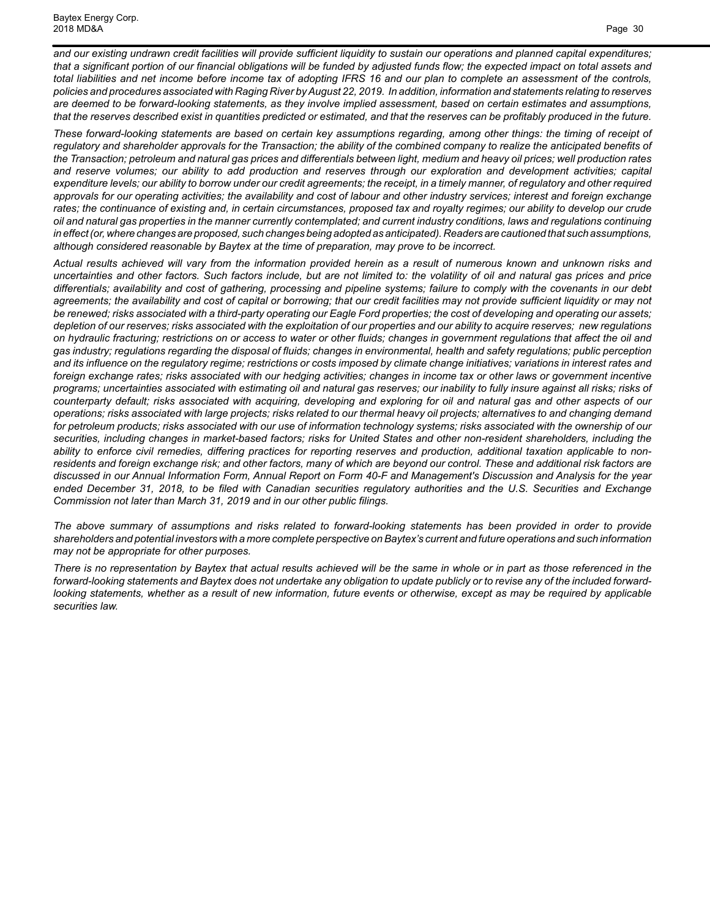*and our existing undrawn credit facilities will provide sufficient liquidity to sustain our operations and planned capital expenditures; that a significant portion of our financial obligations will be funded by adjusted funds flow; the expected impact on total assets and total liabilities and net income before income tax of adopting IFRS 16 and our plan to complete an assessment of the controls, policies and procedures associated with Raging River by August 22, 2019. In addition, information and statements relating to reserves are deemed to be forward-looking statements, as they involve implied assessment, based on certain estimates and assumptions, that the reserves described exist in quantities predicted or estimated, and that the reserves can be profitably produced in the future.*

*These forward-looking statements are based on certain key assumptions regarding, among other things: the timing of receipt of regulatory and shareholder approvals for the Transaction; the ability of the combined company to realize the anticipated benefits of the Transaction; petroleum and natural gas prices and differentials between light, medium and heavy oil prices; well production rates and reserve volumes; our ability to add production and reserves through our exploration and development activities; capital expenditure levels; our ability to borrow under our credit agreements; the receipt, in a timely manner, of regulatory and other required approvals for our operating activities; the availability and cost of labour and other industry services; interest and foreign exchange rates; the continuance of existing and, in certain circumstances, proposed tax and royalty regimes; our ability to develop our crude oil and natural gas properties in the manner currently contemplated; and current industry conditions, laws and regulations continuing in effect (or, where changes are proposed, such changes being adopted as anticipated). Readers are cautioned that such assumptions, although considered reasonable by Baytex at the time of preparation, may prove to be incorrect.*

*Actual results achieved will vary from the information provided herein as a result of numerous known and unknown risks and uncertainties and other factors. Such factors include, but are not limited to: the volatility of oil and natural gas prices and price differentials; availability and cost of gathering, processing and pipeline systems; failure to comply with the covenants in our debt agreements; the availability and cost of capital or borrowing; that our credit facilities may not provide sufficient liquidity or may not be renewed; risks associated with a third-party operating our Eagle Ford properties; the cost of developing and operating our assets; depletion of our reserves; risks associated with the exploitation of our properties and our ability to acquire reserves; new regulations on hydraulic fracturing; restrictions on or access to water or other fluids; changes in government regulations that affect the oil and gas industry; regulations regarding the disposal of fluids; changes in environmental, health and safety regulations; public perception and its influence on the regulatory regime; restrictions or costs imposed by climate change initiatives; variations in interest rates and foreign exchange rates; risks associated with our hedging activities; changes in income tax or other laws or government incentive programs; uncertainties associated with estimating oil and natural gas reserves; our inability to fully insure against all risks; risks of counterparty default; risks associated with acquiring, developing and exploring for oil and natural gas and other aspects of our operations; risks associated with large projects; risks related to our thermal heavy oil projects; alternatives to and changing demand for petroleum products; risks associated with our use of information technology systems; risks associated with the ownership of our securities, including changes in market-based factors; risks for United States and other non-resident shareholders, including the ability to enforce civil remedies, differing practices for reporting reserves and production, additional taxation applicable to non-residents and foreign exchange risk; and other factors, many of which are beyond our control. These and additional risk factors are discussed in our Annual Information Form, Annual Report on Form 40-F and Management's Discussion and Analysis for the year ended December 31, 2018, to be filed with Canadian securities regulatory authorities and the U.S. Securities and Exchange Commission not later than March 31, 2019 and in our other public filings.*

*The above summary of assumptions and risks related to forward-looking statements has been provided in order to provide shareholders and potential investors with a more complete perspective on Baytex's current and future operations and such information may not be appropriate for other purposes.*

*There is no representation by Baytex that actual results achieved will be the same in whole or in part as those referenced in the forward-looking statements and Baytex does not undertake any obligation to update publicly or to revise any of the included forward-looking statements, whether as a result of new information, future events or otherwise, except as may be required by applicable securities law.*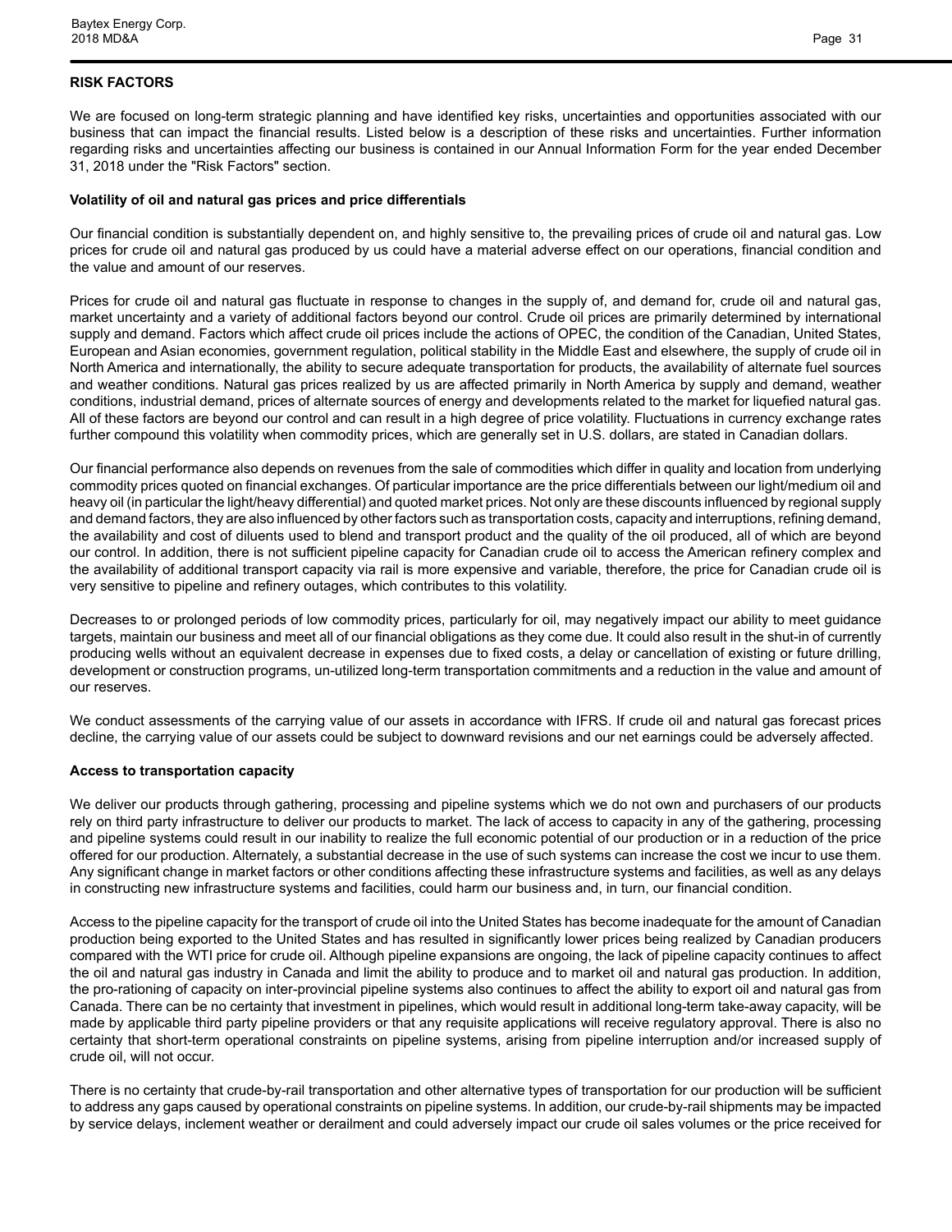## RISK FACTORS

We are focused on long-term strategic planning and have identified key risks, uncertainties and opportunities associated with our business that can impact the financial results. Listed below is a description of these risks and uncertainties. Further information regarding risks and uncertainties affecting our business is contained in our Annual Information Form for the year ended December 31, 2018 under the "Risk Factors" section.

### Volatility of oil and natural gas prices and price differentials

Our financial condition is substantially dependent on, and highly sensitive to, the prevailing prices of crude oil and natural gas. Low prices for crude oil and natural gas produced by us could have a material adverse effect on our operations, financial condition and the value and amount of our reserves.

Prices for crude oil and natural gas fluctuate in response to changes in the supply of, and demand for, crude oil and natural gas, market uncertainty and a variety of additional factors beyond our control. Crude oil prices are primarily determined by international supply and demand. Factors which affect crude oil prices include the actions of OPEC, the condition of the Canadian, United States, European and Asian economies, government regulation, political stability in the Middle East and elsewhere, the supply of crude oil in North America and internationally, the ability to secure adequate transportation for products, the availability of alternate fuel sources and weather conditions. Natural gas prices realized by us are affected primarily in North America by supply and demand, weather conditions, industrial demand, prices of alternate sources of energy and developments related to the market for liquefied natural gas. All of these factors are beyond our control and can result in a high degree of price volatility. Fluctuations in currency exchange rates further compound this volatility when commodity prices, which are generally set in U.S. dollars, are stated in Canadian dollars.

Our financial performance also depends on revenues from the sale of commodities which differ in quality and location from underlying commodity prices quoted on financial exchanges. Of particular importance are the price differentials between our light/medium oil and heavy oil (in particular the light/heavy differential) and quoted market prices. Not only are these discounts influenced by regional supply and demand factors, they are also influenced by other factors such as transportation costs, capacity and interruptions, refining demand, the availability and cost of diluents used to blend and transport product and the quality of the oil produced, all of which are beyond our control. In addition, there is not sufficient pipeline capacity for Canadian crude oil to access the American refinery complex and the availability of additional transport capacity via rail is more expensive and variable, therefore, the price for Canadian crude oil is very sensitive to pipeline and refinery outages, which contributes to this volatility.

Decreases to or prolonged periods of low commodity prices, particularly for oil, may negatively impact our ability to meet guidance targets, maintain our business and meet all of our financial obligations as they come due. It could also result in the shut-in of currently producing wells without an equivalent decrease in expenses due to fixed costs, a delay or cancellation of existing or future drilling, development or construction programs, un-utilized long-term transportation commitments and a reduction in the value and amount of our reserves.

We conduct assessments of the carrying value of our assets in accordance with IFRS. If crude oil and natural gas forecast prices decline, the carrying value of our assets could be subject to downward revisions and our net earnings could be adversely affected.

### Access to transportation capacity

We deliver our products through gathering, processing and pipeline systems which we do not own and purchasers of our products rely on third party infrastructure to deliver our products to market. The lack of access to capacity in any of the gathering, processing and pipeline systems could result in our inability to realize the full economic potential of our production or in a reduction of the price offered for our production. Alternately, a substantial decrease in the use of such systems can increase the cost we incur to use them. Any significant change in market factors or other conditions affecting these infrastructure systems and facilities, as well as any delays in constructing new infrastructure systems and facilities, could harm our business and, in turn, our financial condition.

Access to the pipeline capacity for the transport of crude oil into the United States has become inadequate for the amount of Canadian production being exported to the United States and has resulted in significantly lower prices being realized by Canadian producers compared with the WTI price for crude oil. Although pipeline expansions are ongoing, the lack of pipeline capacity continues to affect the oil and natural gas industry in Canada and limit the ability to produce and to market oil and natural gas production. In addition, the pro-rationing of capacity on inter-provincial pipeline systems also continues to affect the ability to export oil and natural gas from Canada. There can be no certainty that investment in pipelines, which would result in additional long-term take-away capacity, will be made by applicable third party pipeline providers or that any requisite applications will receive regulatory approval. There is also no certainty that short-term operational constraints on pipeline systems, arising from pipeline interruption and/or increased supply of crude oil, will not occur.

There is no certainty that crude-by-rail transportation and other alternative types of transportation for our production will be sufficient to address any gaps caused by operational constraints on pipeline systems. In addition, our crude-by-rail shipments may be impacted by service delays, inclement weather or derailment and could adversely impact our crude oil sales volumes or the price received for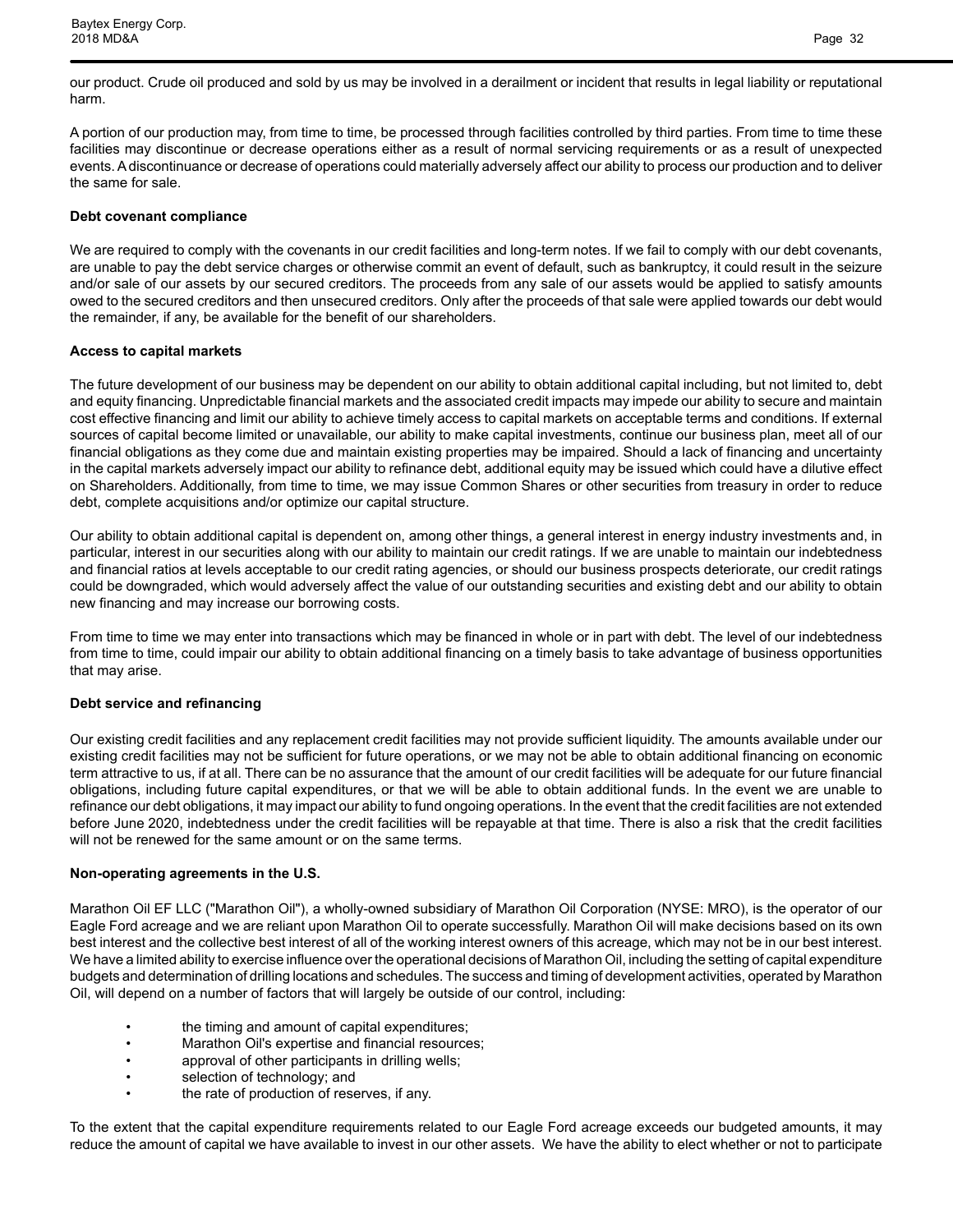our product. Crude oil produced and sold by us may be involved in a derailment or incident that results in legal liability or reputational harm.

A portion of our production may, from time to time, be processed through facilities controlled by third parties. From time to time these facilities may discontinue or decrease operations either as a result of normal servicing requirements or as a result of unexpected events. A discontinuance or decrease of operations could materially adversely affect our ability to process our production and to deliver the same for sale.

**Debt covenant compliance**

We are required to comply with the covenants in our credit facilities and long-term notes. If we fail to comply with our debt covenants, are unable to pay the debt service charges or otherwise commit an event of default, such as bankruptcy, it could result in the seizure and/or sale of our assets by our secured creditors. The proceeds from any sale of our assets would be applied to satisfy amounts owed to the secured creditors and then unsecured creditors. Only after the proceeds of that sale were applied towards our debt would the remainder, if any, be available for the benefit of our shareholders.

**Access to capital markets**

The future development of our business may be dependent on our ability to obtain additional capital including, but not limited to, debt and equity financing. Unpredictable financial markets and the associated credit impacts may impede our ability to secure and maintain cost effective financing and limit our ability to achieve timely access to capital markets on acceptable terms and conditions. If external sources of capital become limited or unavailable, our ability to make capital investments, continue our business plan, meet all of our financial obligations as they come due and maintain existing properties may be impaired. Should a lack of financing and uncertainty in the capital markets adversely impact our ability to refinance debt, additional equity may be issued which could have a dilutive effect on Shareholders. Additionally, from time to time, we may issue Common Shares or other securities from treasury in order to reduce debt, complete acquisitions and/or optimize our capital structure.

Our ability to obtain additional capital is dependent on, among other things, a general interest in energy industry investments and, in particular, interest in our securities along with our ability to maintain our credit ratings. If we are unable to maintain our indebtedness and financial ratios at levels acceptable to our credit rating agencies, or should our business prospects deteriorate, our credit ratings could be downgraded, which would adversely affect the value of our outstanding securities and existing debt and our ability to obtain new financing and may increase our borrowing costs.

From time to time we may enter into transactions which may be financed in whole or in part with debt. The level of our indebtedness from time to time, could impair our ability to obtain additional financing on a timely basis to take advantage of business opportunities that may arise.

**Debt service and refinancing**

Our existing credit facilities and any replacement credit facilities may not provide sufficient liquidity. The amounts available under our existing credit facilities may not be sufficient for future operations, or we may not be able to obtain additional financing on economic term attractive to us, if at all. There can be no assurance that the amount of our credit facilities will be adequate for our future financial obligations, including future capital expenditures, or that we will be able to obtain additional funds. In the event we are unable to refinance our debt obligations, it may impact our ability to fund ongoing operations. In the event that the credit facilities are not extended before June 2020, indebtedness under the credit facilities will be repayable at that time. There is also a risk that the credit facilities will not be renewed for the same amount or on the same terms.

**Non-operating agreements in the U.S.**

Marathon Oil EF LLC ("Marathon Oil"), a wholly-owned subsidiary of Marathon Oil Corporation (NYSE: MRO), is the operator of our Eagle Ford acreage and we are reliant upon Marathon Oil to operate successfully. Marathon Oil will make decisions based on its own best interest and the collective best interest of all of the working interest owners of this acreage, which may not be in our best interest. We have a limited ability to exercise influence over the operational decisions of Marathon Oil, including the setting of capital expenditure budgets and determination of drilling locations and schedules. The success and timing of development activities, operated by Marathon Oil, will depend on a number of factors that will largely be outside of our control, including:

- the timing and amount of capital expenditures;
- Marathon Oil's expertise and financial resources;
- approval of other participants in drilling wells;
- selection of technology; and
- the rate of production of reserves, if any.

To the extent that the capital expenditure requirements related to our Eagle Ford acreage exceeds our budgeted amounts, it may reduce the amount of capital we have available to invest in our other assets. We have the ability to elect whether or not to participate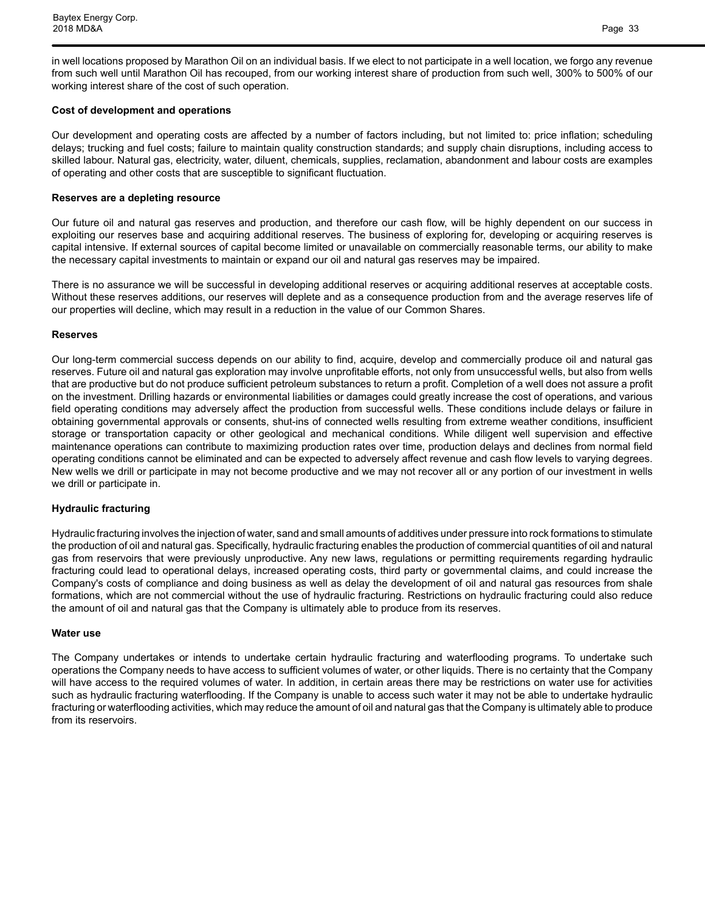in well locations proposed by Marathon Oil on an individual basis. If we elect to not participate in a well location, we forgo any revenue from such well until Marathon Oil has recouped, from our working interest share of production from such well, 300% to 500% of our working interest share of the cost of such operation.

**Cost of development and operations**

Our development and operating costs are affected by a number of factors including, but not limited to: price inflation; scheduling delays; trucking and fuel costs; failure to maintain quality construction standards; and supply chain disruptions, including access to skilled labour. Natural gas, electricity, water, diluent, chemicals, supplies, reclamation, abandonment and labour costs are examples of operating and other costs that are susceptible to significant fluctuation.

**Reserves are a depleting resource**

Our future oil and natural gas reserves and production, and therefore our cash flow, will be highly dependent on our success in exploiting our reserves base and acquiring additional reserves. The business of exploring for, developing or acquiring reserves is capital intensive. If external sources of capital become limited or unavailable on commercially reasonable terms, our ability to make the necessary capital investments to maintain or expand our oil and natural gas reserves may be impaired.

There is no assurance we will be successful in developing additional reserves or acquiring additional reserves at acceptable costs. Without these reserves additions, our reserves will deplete and as a consequence production from and the average reserves life of our properties will decline, which may result in a reduction in the value of our Common Shares.

**Reserves**

Our long-term commercial success depends on our ability to find, acquire, develop and commercially produce oil and natural gas reserves. Future oil and natural gas exploration may involve unprofitable efforts, not only from unsuccessful wells, but also from wells that are productive but do not produce sufficient petroleum substances to return a profit. Completion of a well does not assure a profit on the investment. Drilling hazards or environmental liabilities or damages could greatly increase the cost of operations, and various field operating conditions may adversely affect the production from successful wells. These conditions include delays or failure in obtaining governmental approvals or consents, shut-ins of connected wells resulting from extreme weather conditions, insufficient storage or transportation capacity or other geological and mechanical conditions. While diligent well supervision and effective maintenance operations can contribute to maximizing production rates over time, production delays and declines from normal field operating conditions cannot be eliminated and can be expected to adversely affect revenue and cash flow levels to varying degrees. New wells we drill or participate in may not become productive and we may not recover all or any portion of our investment in wells we drill or participate in.

**Hydraulic fracturing**

Hydraulic fracturing involves the injection of water, sand and small amounts of additives under pressure into rock formations to stimulate the production of oil and natural gas. Specifically, hydraulic fracturing enables the production of commercial quantities of oil and natural gas from reservoirs that were previously unproductive. Any new laws, regulations or permitting requirements regarding hydraulic fracturing could lead to operational delays, increased operating costs, third party or governmental claims, and could increase the Company's costs of compliance and doing business as well as delay the development of oil and natural gas resources from shale formations, which are not commercial without the use of hydraulic fracturing. Restrictions on hydraulic fracturing could also reduce the amount of oil and natural gas that the Company is ultimately able to produce from its reserves.

**Water use**

The Company undertakes or intends to undertake certain hydraulic fracturing and waterflooding programs. To undertake such operations the Company needs to have access to sufficient volumes of water, or other liquids. There is no certainty that the Company will have access to the required volumes of water. In addition, in certain areas there may be restrictions on water use for activities such as hydraulic fracturing waterflooding. If the Company is unable to access such water it may not be able to undertake hydraulic fracturing or waterflooding activities, which may reduce the amount of oil and natural gas that the Company is ultimately able to produce from its reservoirs.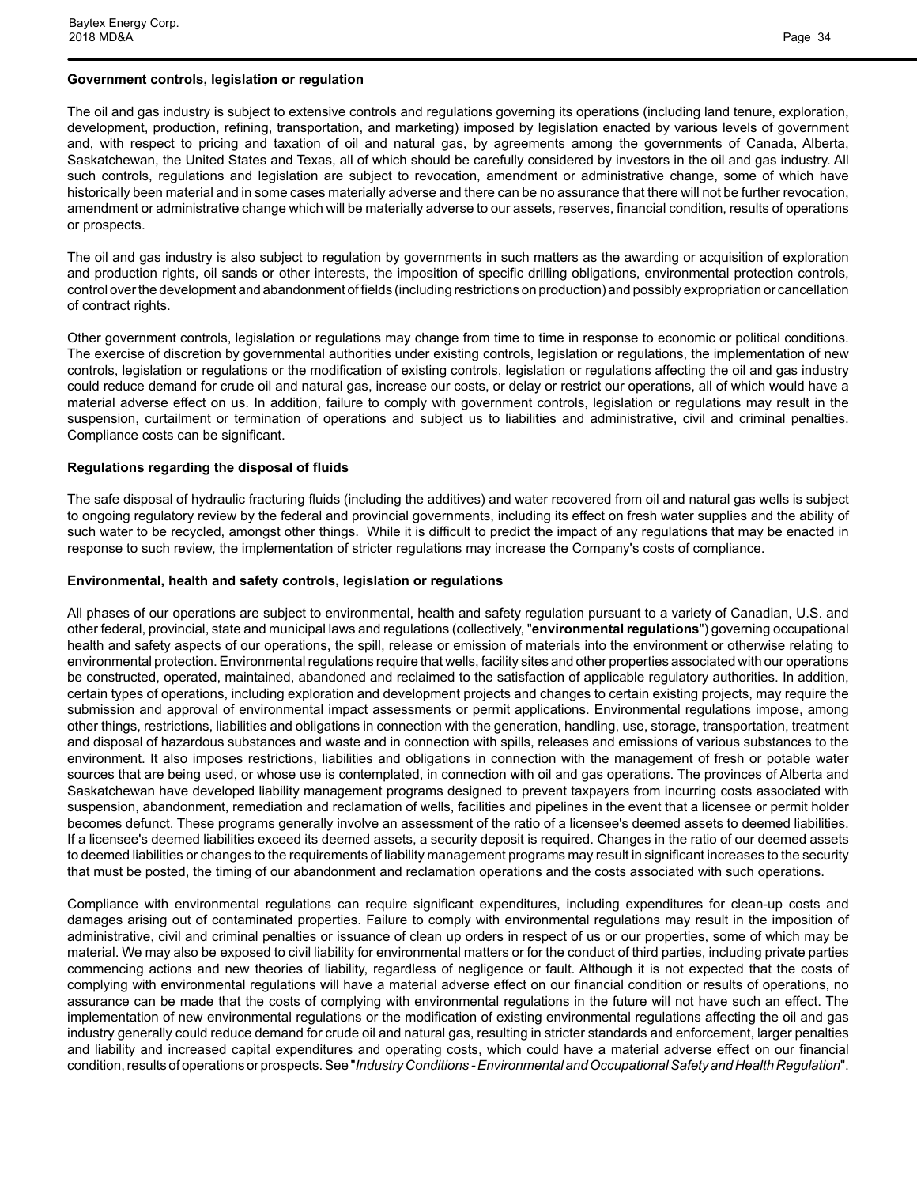### Government controls, legislation or regulation

The oil and gas industry is subject to extensive controls and regulations governing its operations (including land tenure, exploration, development, production, refining, transportation, and marketing) imposed by legislation enacted by various levels of government and, with respect to pricing and taxation of oil and natural gas, by agreements among the governments of Canada, Alberta, Saskatchewan, the United States and Texas, all of which should be carefully considered by investors in the oil and gas industry. All such controls, regulations and legislation are subject to revocation, amendment or administrative change, some of which have historically been material and in some cases materially adverse and there can be no assurance that there will not be further revocation, amendment or administrative change which will be materially adverse to our assets, reserves, financial condition, results of operations or prospects.

The oil and gas industry is also subject to regulation by governments in such matters as the awarding or acquisition of exploration and production rights, oil sands or other interests, the imposition of specific drilling obligations, environmental protection controls, control over the development and abandonment of fields (including restrictions on production) and possibly expropriation or cancellation of contract rights.

Other government controls, legislation or regulations may change from time to time in response to economic or political conditions. The exercise of discretion by governmental authorities under existing controls, legislation or regulations, the implementation of new controls, legislation or regulations or the modification of existing controls, legislation or regulations affecting the oil and gas industry could reduce demand for crude oil and natural gas, increase our costs, or delay or restrict our operations, all of which would have a material adverse effect on us. In addition, failure to comply with government controls, legislation or regulations may result in the suspension, curtailment or termination of operations and subject us to liabilities and administrative, civil and criminal penalties. Compliance costs can be significant.

### Regulations regarding the disposal of fluids

The safe disposal of hydraulic fracturing fluids (including the additives) and water recovered from oil and natural gas wells is subject to ongoing regulatory review by the federal and provincial governments, including its effect on fresh water supplies and the ability of such water to be recycled, amongst other things. While it is difficult to predict the impact of any regulations that may be enacted in response to such review, the implementation of stricter regulations may increase the Company's costs of compliance.

### Environmental, health and safety controls, legislation or regulations

All phases of our operations are subject to environmental, health and safety regulation pursuant to a variety of Canadian, U.S. and other federal, provincial, state and municipal laws and regulations (collectively, "**environmental regulations**") governing occupational health and safety aspects of our operations, the spill, release or emission of materials into the environment or otherwise relating to environmental protection. Environmental regulations require that wells, facility sites and other properties associated with our operations be constructed, operated, maintained, abandoned and reclaimed to the satisfaction of applicable regulatory authorities. In addition, certain types of operations, including exploration and development projects and changes to certain existing projects, may require the submission and approval of environmental impact assessments or permit applications. Environmental regulations impose, among other things, restrictions, liabilities and obligations in connection with the generation, handling, use, storage, transportation, treatment and disposal of hazardous substances and waste and in connection with spills, releases and emissions of various substances to the environment. It also imposes restrictions, liabilities and obligations in connection with the management of fresh or potable water sources that are being used, or whose use is contemplated, in connection with oil and gas operations. The provinces of Alberta and Saskatchewan have developed liability management programs designed to prevent taxpayers from incurring costs associated with suspension, abandonment, remediation and reclamation of wells, facilities and pipelines in the event that a licensee or permit holder becomes defunct. These programs generally involve an assessment of the ratio of a licensee's deemed assets to deemed liabilities. If a licensee's deemed liabilities exceed its deemed assets, a security deposit is required. Changes in the ratio of our deemed assets to deemed liabilities or changes to the requirements of liability management programs may result in significant increases to the security that must be posted, the timing of our abandonment and reclamation operations and the costs associated with such operations.

Compliance with environmental regulations can require significant expenditures, including expenditures for clean-up costs and damages arising out of contaminated properties. Failure to comply with environmental regulations may result in the imposition of administrative, civil and criminal penalties or issuance of clean up orders in respect of us or our properties, some of which may be material. We may also be exposed to civil liability for environmental matters or for the conduct of third parties, including private parties commencing actions and new theories of liability, regardless of negligence or fault. Although it is not expected that the costs of complying with environmental regulations will have a material adverse effect on our financial condition or results of operations, no assurance can be made that the costs of complying with environmental regulations in the future will not have such an effect. The implementation of new environmental regulations or the modification of existing environmental regulations affecting the oil and gas industry generally could reduce demand for crude oil and natural gas, resulting in stricter standards and enforcement, larger penalties and liability and increased capital expenditures and operating costs, which could have a material adverse effect on our financial condition, results of operations or prospects. See "*Industry Conditions - Environmental and Occupational Safety and Health Regulation*".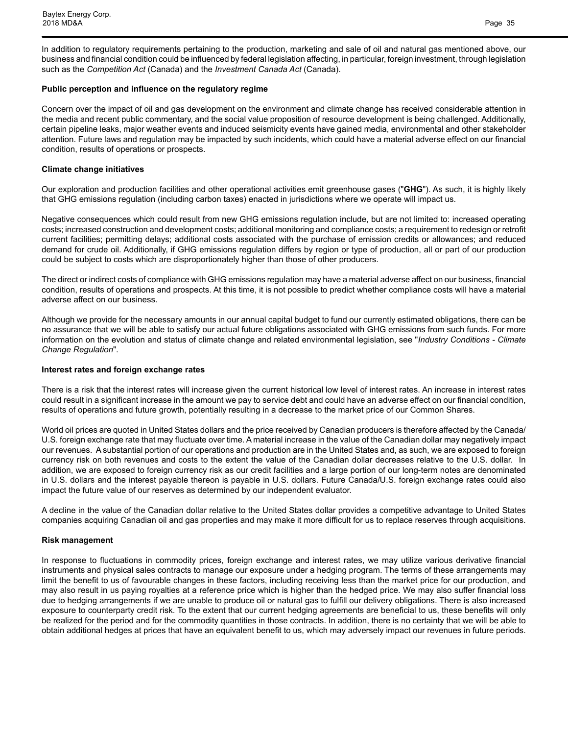In addition to regulatory requirements pertaining to the production, marketing and sale of oil and natural gas mentioned above, our business and financial condition could be influenced by federal legislation affecting, in particular, foreign investment, through legislation such as the *Competition Act* (Canada) and the *Investment Canada Act* (Canada).

**Public perception and influence on the regulatory regime**

Concern over the impact of oil and gas development on the environment and climate change has received considerable attention in the media and recent public commentary, and the social value proposition of resource development is being challenged. Additionally, certain pipeline leaks, major weather events and induced seismicity events have gained media, environmental and other stakeholder attention. Future laws and regulation may be impacted by such incidents, which could have a material adverse effect on our financial condition, results of operations or prospects.

**Climate change initiatives**

Our exploration and production facilities and other operational activities emit greenhouse gases ("**GHG**"). As such, it is highly likely that GHG emissions regulation (including carbon taxes) enacted in jurisdictions where we operate will impact us.

Negative consequences which could result from new GHG emissions regulation include, but are not limited to: increased operating costs; increased construction and development costs; additional monitoring and compliance costs; a requirement to redesign or retrofit current facilities; permitting delays; additional costs associated with the purchase of emission credits or allowances; and reduced demand for crude oil. Additionally, if GHG emissions regulation differs by region or type of production, all or part of our production could be subject to costs which are disproportionately higher than those of other producers.

The direct or indirect costs of compliance with GHG emissions regulation may have a material adverse affect on our business, financial condition, results of operations and prospects. At this time, it is not possible to predict whether compliance costs will have a material adverse affect on our business.

Although we provide for the necessary amounts in our annual capital budget to fund our currently estimated obligations, there can be no assurance that we will be able to satisfy our actual future obligations associated with GHG emissions from such funds. For more information on the evolution and status of climate change and related environmental legislation, see "*Industry Conditions - Climate Change Regulation*".

**Interest rates and foreign exchange rates**

There is a risk that the interest rates will increase given the current historical low level of interest rates. An increase in interest rates could result in a significant increase in the amount we pay to service debt and could have an adverse effect on our financial condition, results of operations and future growth, potentially resulting in a decrease to the market price of our Common Shares.

World oil prices are quoted in United States dollars and the price received by Canadian producers is therefore affected by the Canada/U.S. foreign exchange rate that may fluctuate over time. A material increase in the value of the Canadian dollar may negatively impact our revenues. A substantial portion of our operations and production are in the United States and, as such, we are exposed to foreign currency risk on both revenues and costs to the extent the value of the Canadian dollar decreases relative to the U.S. dollar. In addition, we are exposed to foreign currency risk as our credit facilities and a large portion of our long-term notes are denominated in U.S. dollars and the interest payable thereon is payable in U.S. dollars. Future Canada/U.S. foreign exchange rates could also impact the future value of our reserves as determined by our independent evaluator.

A decline in the value of the Canadian dollar relative to the United States dollar provides a competitive advantage to United States companies acquiring Canadian oil and gas properties and may make it more difficult for us to replace reserves through acquisitions.

**Risk management**

In response to fluctuations in commodity prices, foreign exchange and interest rates, we may utilize various derivative financial instruments and physical sales contracts to manage our exposure under a hedging program. The terms of these arrangements may limit the benefit to us of favourable changes in these factors, including receiving less than the market price for our production, and may also result in us paying royalties at a reference price which is higher than the hedged price. We may also suffer financial loss due to hedging arrangements if we are unable to produce oil or natural gas to fulfill our delivery obligations. There is also increased exposure to counterparty credit risk. To the extent that our current hedging agreements are beneficial to us, these benefits will only be realized for the period and for the commodity quantities in those contracts. In addition, there is no certainty that we will be able to obtain additional hedges at prices that have an equivalent benefit to us, which may adversely impact our revenues in future periods.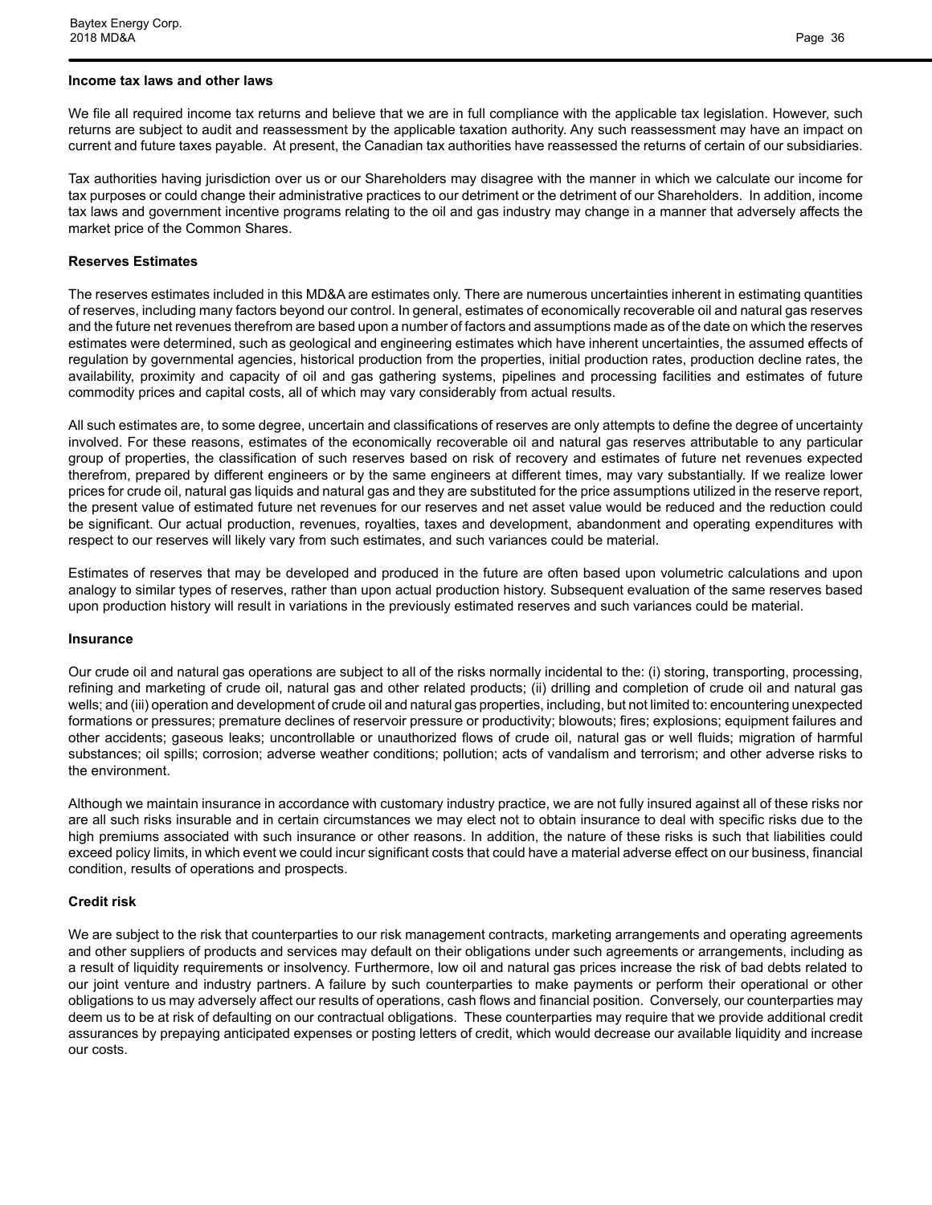**Income tax laws and other laws**

We file all required income tax returns and believe that we are in full compliance with the applicable tax legislation. However, such returns are subject to audit and reassessment by the applicable taxation authority. Any such reassessment may have an impact on current and future taxes payable. At present, the Canadian tax authorities have reassessed the returns of certain of our subsidiaries.

Tax authorities having jurisdiction over us or our Shareholders may disagree with the manner in which we calculate our income for tax purposes or could change their administrative practices to our detriment or the detriment of our Shareholders. In addition, income tax laws and government incentive programs relating to the oil and gas industry may change in a manner that adversely affects the market price of the Common Shares.

**Reserves Estimates**

The reserves estimates included in this MD&A are estimates only. There are numerous uncertainties inherent in estimating quantities of reserves, including many factors beyond our control. In general, estimates of economically recoverable oil and natural gas reserves and the future net revenues therefrom are based upon a number of factors and assumptions made as of the date on which the reserves estimates were determined, such as geological and engineering estimates which have inherent uncertainties, the assumed effects of regulation by governmental agencies, historical production from the properties, initial production rates, production decline rates, the availability, proximity and capacity of oil and gas gathering systems, pipelines and processing facilities and estimates of future commodity prices and capital costs, all of which may vary considerably from actual results.

All such estimates are, to some degree, uncertain and classifications of reserves are only attempts to define the degree of uncertainty involved. For these reasons, estimates of the economically recoverable oil and natural gas reserves attributable to any particular group of properties, the classification of such reserves based on risk of recovery and estimates of future net revenues expected therefrom, prepared by different engineers or by the same engineers at different times, may vary substantially. If we realize lower prices for crude oil, natural gas liquids and natural gas and they are substituted for the price assumptions utilized in the reserve report, the present value of estimated future net revenues for our reserves and net asset value would be reduced and the reduction could be significant. Our actual production, revenues, royalties, taxes and development, abandonment and operating expenditures with respect to our reserves will likely vary from such estimates, and such variances could be material.

Estimates of reserves that may be developed and produced in the future are often based upon volumetric calculations and upon analogy to similar types of reserves, rather than upon actual production history. Subsequent evaluation of the same reserves based upon production history will result in variations in the previously estimated reserves and such variances could be material.

**Insurance**

Our crude oil and natural gas operations are subject to all of the risks normally incidental to the: (i) storing, transporting, processing, refining and marketing of crude oil, natural gas and other related products; (ii) drilling and completion of crude oil and natural gas wells; and (iii) operation and development of crude oil and natural gas properties, including, but not limited to: encountering unexpected formations or pressures; premature declines of reservoir pressure or productivity; blowouts; fires; explosions; equipment failures and other accidents; gaseous leaks; uncontrollable or unauthorized flows of crude oil, natural gas or well fluids; migration of harmful substances; oil spills; corrosion; adverse weather conditions; pollution; acts of vandalism and terrorism; and other adverse risks to the environment.

Although we maintain insurance in accordance with customary industry practice, we are not fully insured against all of these risks nor are all such risks insurable and in certain circumstances we may elect not to obtain insurance to deal with specific risks due to the high premiums associated with such insurance or other reasons. In addition, the nature of these risks is such that liabilities could exceed policy limits, in which event we could incur significant costs that could have a material adverse effect on our business, financial condition, results of operations and prospects.

**Credit risk**

We are subject to the risk that counterparties to our risk management contracts, marketing arrangements and operating agreements and other suppliers of products and services may default on their obligations under such agreements or arrangements, including as a result of liquidity requirements or insolvency. Furthermore, low oil and natural gas prices increase the risk of bad debts related to our joint venture and industry partners. A failure by such counterparties to make payments or perform their operational or other obligations to us may adversely affect our results of operations, cash flows and financial position. Conversely, our counterparties may deem us to be at risk of defaulting on our contractual obligations. These counterparties may require that we provide additional credit assurances by prepaying anticipated expenses or posting letters of credit, which would decrease our available liquidity and increase our costs.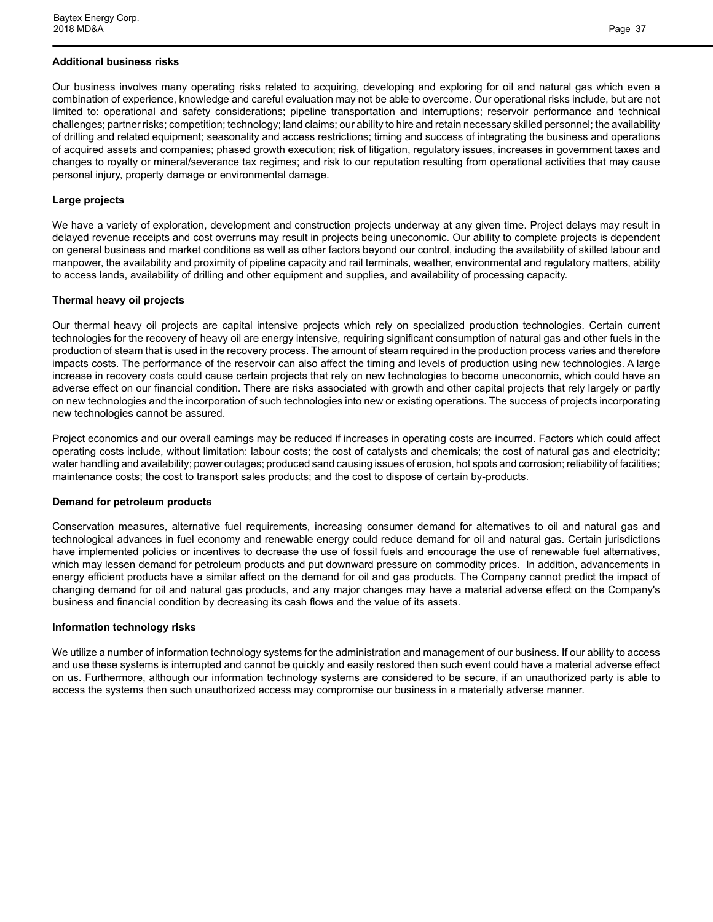**Additional business risks**

Our business involves many operating risks related to acquiring, developing and exploring for oil and natural gas which even a combination of experience, knowledge and careful evaluation may not be able to overcome. Our operational risks include, but are not limited to: operational and safety considerations; pipeline transportation and interruptions; reservoir performance and technical challenges; partner risks; competition; technology; land claims; our ability to hire and retain necessary skilled personnel; the availability of drilling and related equipment; seasonality and access restrictions; timing and success of integrating the business and operations of acquired assets and companies; phased growth execution; risk of litigation, regulatory issues, increases in government taxes and changes to royalty or mineral/severance tax regimes; and risk to our reputation resulting from operational activities that may cause personal injury, property damage or environmental damage.

**Large projects**

We have a variety of exploration, development and construction projects underway at any given time. Project delays may result in delayed revenue receipts and cost overruns may result in projects being uneconomic. Our ability to complete projects is dependent on general business and market conditions as well as other factors beyond our control, including the availability of skilled labour and manpower, the availability and proximity of pipeline capacity and rail terminals, weather, environmental and regulatory matters, ability to access lands, availability of drilling and other equipment and supplies, and availability of processing capacity.

**Thermal heavy oil projects**

Our thermal heavy oil projects are capital intensive projects which rely on specialized production technologies. Certain current technologies for the recovery of heavy oil are energy intensive, requiring significant consumption of natural gas and other fuels in the production of steam that is used in the recovery process. The amount of steam required in the production process varies and therefore impacts costs. The performance of the reservoir can also affect the timing and levels of production using new technologies. A large increase in recovery costs could cause certain projects that rely on new technologies to become uneconomic, which could have an adverse effect on our financial condition. There are risks associated with growth and other capital projects that rely largely or partly on new technologies and the incorporation of such technologies into new or existing operations. The success of projects incorporating new technologies cannot be assured.

Project economics and our overall earnings may be reduced if increases in operating costs are incurred. Factors which could affect operating costs include, without limitation: labour costs; the cost of catalysts and chemicals; the cost of natural gas and electricity; water handling and availability; power outages; produced sand causing issues of erosion, hot spots and corrosion; reliability of facilities; maintenance costs; the cost to transport sales products; and the cost to dispose of certain by-products.

**Demand for petroleum products**

Conservation measures, alternative fuel requirements, increasing consumer demand for alternatives to oil and natural gas and technological advances in fuel economy and renewable energy could reduce demand for oil and natural gas. Certain jurisdictions have implemented policies or incentives to decrease the use of fossil fuels and encourage the use of renewable fuel alternatives, which may lessen demand for petroleum products and put downward pressure on commodity prices. In addition, advancements in energy efficient products have a similar affect on the demand for oil and gas products. The Company cannot predict the impact of changing demand for oil and natural gas products, and any major changes may have a material adverse effect on the Company's business and financial condition by decreasing its cash flows and the value of its assets.

**Information technology risks**

We utilize a number of information technology systems for the administration and management of our business. If our ability to access and use these systems is interrupted and cannot be quickly and easily restored then such event could have a material adverse effect on us. Furthermore, although our information technology systems are considered to be secure, if an unauthorized party is able to access the systems then such unauthorized access may compromise our business in a materially adverse manner.